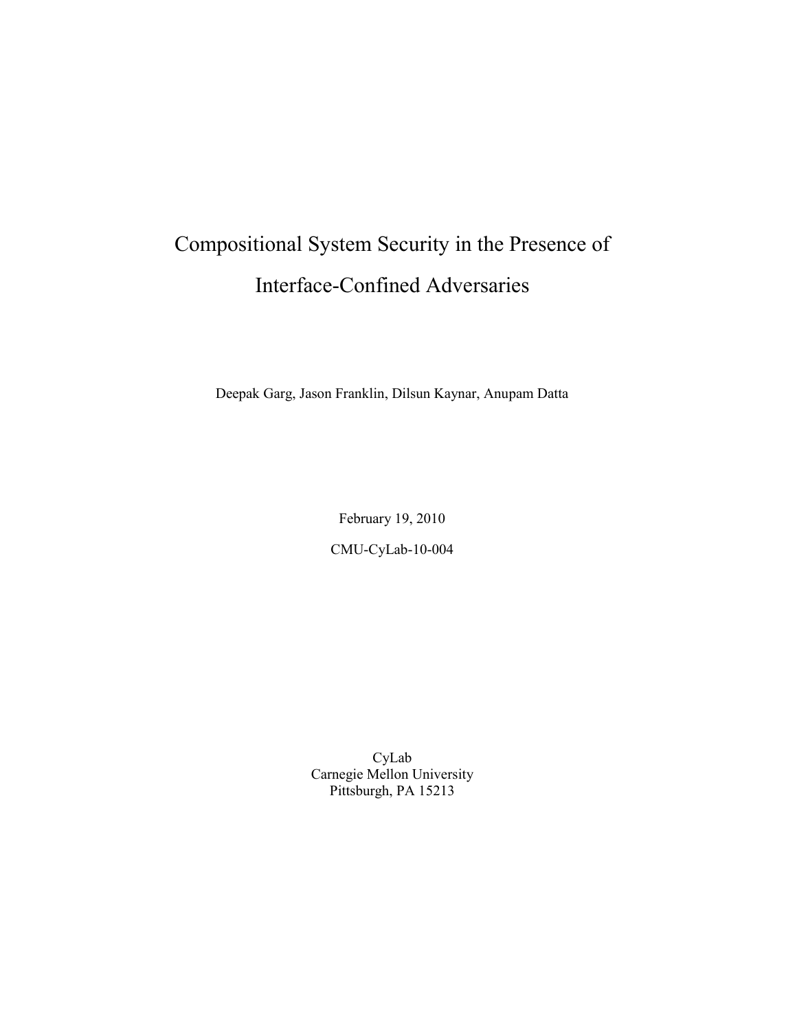# Compositional System Security in the Presence of Interface-Confined Adversaries

Deepak Garg, Jason Franklin, Dilsun Kaynar, Anupam Datta

February 19, 2010

CMU-CyLab-10-004

CyLab
Carnegie Mellon University
Pittsburgh, PA 15213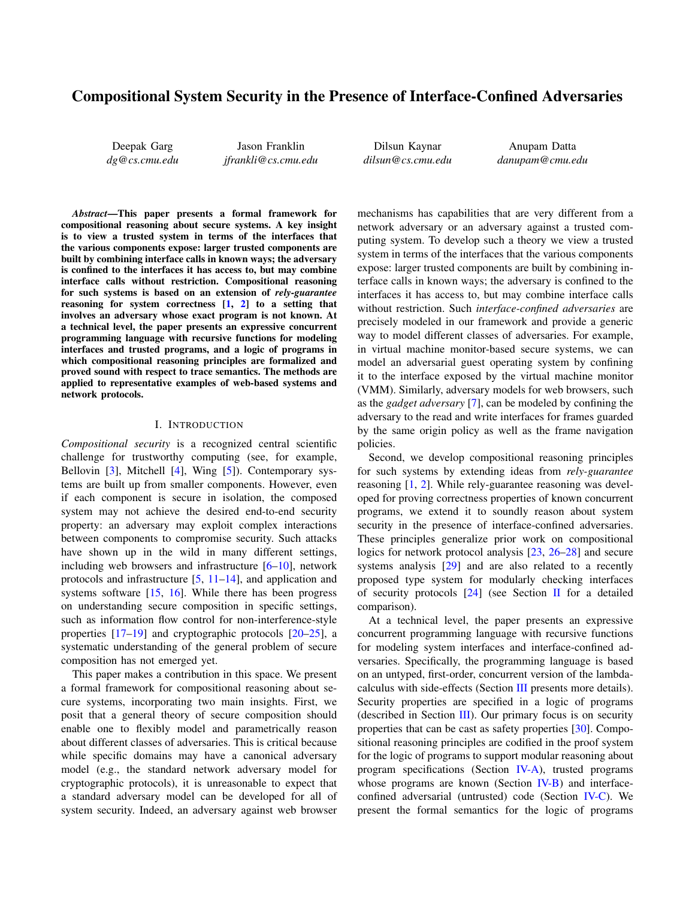# Compositional System Security in the Presence of Interface-Confined Adversaries

Deepak Garg
*dg@cs.cmu.edu*

Jason Franklin
*jfrankli@cs.cmu.edu*

Dilsun Kaynar
*dilsun@cs.cmu.edu*

Anupam Datta
*danupam@cmu.edu*

***Abstract*—This paper presents a formal framework for compositional reasoning about secure systems. A key insight is to view a trusted system in terms of the interfaces that the various components expose: larger trusted components are built by combining interface calls in known ways; the adversary is confined to the interfaces it has access to, but may combine interface calls without restriction. Compositional reasoning for such systems is based on an extension of *rely-guarantee* reasoning for system correctness [1, 2] to a setting that involves an adversary whose exact program is not known. At a technical level, the paper presents an expressive concurrent programming language with recursive functions for modeling interfaces and trusted programs, and a logic of programs in which compositional reasoning principles are formalized and proved sound with respect to trace semantics. The methods are applied to representative examples of web-based systems and network protocols.**

## I. Introduction

*Compositional security* is a recognized central scientific challenge for trustworthy computing (see, for example, Bellovin [3], Mitchell [4], Wing [5]). Contemporary systems are built up from smaller components. However, even if each component is secure in isolation, the composed system may not achieve the desired end-to-end security property: an adversary may exploit complex interactions between components to compromise security. Such attacks have shown up in the wild in many different settings, including web browsers and infrastructure [6–10], network protocols and infrastructure [5, 11–14], and application and systems software [15, 16]. While there has been progress on understanding secure composition in specific settings, such as information flow control for non-interference-style properties [17–19] and cryptographic protocols [20–25], a systematic understanding of the general problem of secure composition has not emerged yet.

This paper makes a contribution in this space. We present a formal framework for compositional reasoning about secure systems, incorporating two main insights. First, we posit that a general theory of secure composition should enable one to flexibly model and parametrically reason about different classes of adversaries. This is critical because while specific domains may have a canonical adversary model (e.g., the standard network adversary model for cryptographic protocols), it is unreasonable to expect that a standard adversary model can be developed for all of system security. Indeed, an adversary against web browser mechanisms has capabilities that are very different from a network adversary or an adversary against a trusted computing system. To develop such a theory we view a trusted system in terms of the interfaces that the various components expose: larger trusted components are built by combining interface calls in known ways; the adversary is confined to the interfaces it has access to, but may combine interface calls without restriction. Such *interface-confined adversaries* are precisely modeled in our framework and provide a generic way to model different classes of adversaries. For example, in virtual machine monitor-based secure systems, we can model an adversarial guest operating system by confining it to the interface exposed by the virtual machine monitor (VMM). Similarly, adversary models for web browsers, such as the *gadget adversary* [7], can be modeled by confining the adversary to the read and write interfaces for frames guarded by the same origin policy as well as the frame navigation policies.

Second, we develop compositional reasoning principles for such systems by extending ideas from *rely-guarantee* reasoning [1, 2]. While rely-guarantee reasoning was developed for proving correctness properties of known concurrent programs, we extend it to soundly reason about system security in the presence of interface-confined adversaries. These principles generalize prior work on compositional logics for network protocol analysis [23, 26–28] and secure systems analysis [29] and are also related to a recently proposed type system for modularly checking interfaces of security protocols [24] (see Section II for a detailed comparison).

At a technical level, the paper presents an expressive concurrent programming language with recursive functions for modeling system interfaces and interface-confined adversaries. Specifically, the programming language is based on an untyped, first-order, concurrent version of the lambda-calculus with side-effects (Section III presents more details). Security properties are specified in a logic of programs (described in Section III). Our primary focus is on security properties that can be cast as safety properties [30]. Compositional reasoning principles are codified in the proof system for the logic of programs to support modular reasoning about program specifications (Section IV-A), trusted programs whose programs are known (Section IV-B) and interface-confined adversarial (untrusted) code (Section IV-C). We present the formal semantics for the logic of programs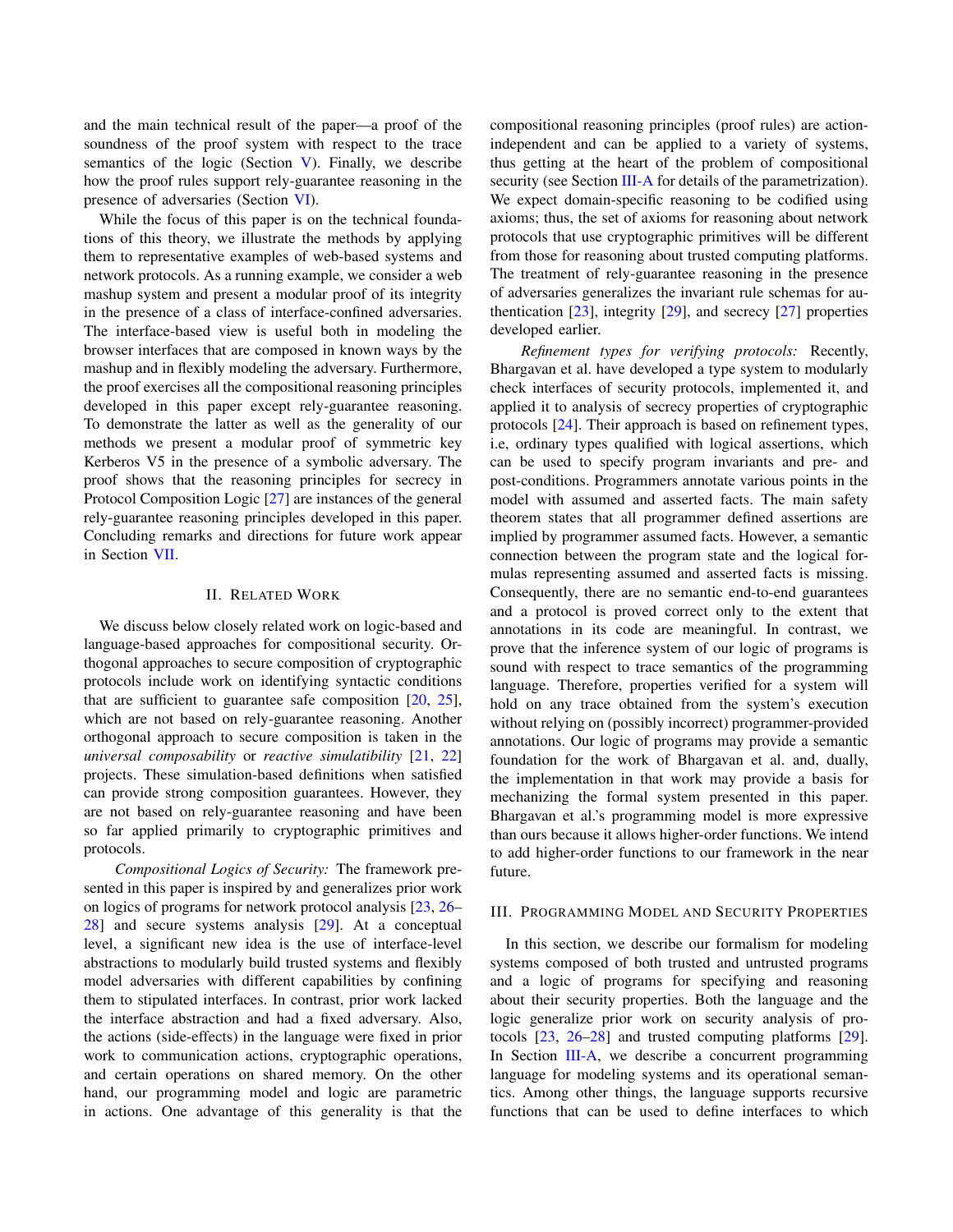and the main technical result of the paper—a proof of the soundness of the proof system with respect to the trace semantics of the logic (Section V). Finally, we describe how the proof rules support rely-guarantee reasoning in the presence of adversaries (Section VI).

While the focus of this paper is on the technical foundations of this theory, we illustrate the methods by applying them to representative examples of web-based systems and network protocols. As a running example, we consider a web mashup system and present a modular proof of its integrity in the presence of a class of interface-confined adversaries. The interface-based view is useful both in modeling the browser interfaces that are composed in known ways by the mashup and in flexibly modeling the adversary. Furthermore, the proof exercises all the compositional reasoning principles developed in this paper except rely-guarantee reasoning. To demonstrate the latter as well as the generality of our methods we present a modular proof of symmetric key Kerberos V5 in the presence of a symbolic adversary. The proof shows that the reasoning principles for secrecy in Protocol Composition Logic [27] are instances of the general rely-guarantee reasoning principles developed in this paper. Concluding remarks and directions for future work appear in Section VII.

## II. Related Work

We discuss below closely related work on logic-based and language-based approaches for compositional security. Orthogonal approaches to secure composition of cryptographic protocols include work on identifying syntactic conditions that are sufficient to guarantee safe composition [20, 25], which are not based on rely-guarantee reasoning. Another orthogonal approach to secure composition is taken in the *universal composability* or *reactive simulatibility* [21, 22] projects. These simulation-based definitions when satisfied can provide strong composition guarantees. However, they are not based on rely-guarantee reasoning and have been so far applied primarily to cryptographic primitives and protocols.

*Compositional Logics of Security:* The framework presented in this paper is inspired by and generalizes prior work on logics of programs for network protocol analysis [23, 26–28] and secure systems analysis [29]. At a conceptual level, a significant new idea is the use of interface-level abstractions to modularly build trusted systems and flexibly model adversaries with different capabilities by confining them to stipulated interfaces. In contrast, prior work lacked the interface abstraction and had a fixed adversary. Also, the actions (side-effects) in the language were fixed in prior work to communication actions, cryptographic operations, and certain operations on shared memory. On the other hand, our programming model and logic are parametric in actions. One advantage of this generality is that the compositional reasoning principles (proof rules) are action-independent and can be applied to a variety of systems, thus getting at the heart of the problem of compositional security (see Section III-A for details of the parametrization). We expect domain-specific reasoning to be codified using axioms; thus, the set of axioms for reasoning about network protocols that use cryptographic primitives will be different from those for reasoning about trusted computing platforms. The treatment of rely-guarantee reasoning in the presence of adversaries generalizes the invariant rule schemas for authentication [23], integrity [29], and secrecy [27] properties developed earlier.

*Refinement types for verifying protocols:* Recently, Bhargavan et al. have developed a type system to modularly check interfaces of security protocols, implemented it, and applied it to analysis of secrecy properties of cryptographic protocols [24]. Their approach is based on refinement types, i.e, ordinary types qualified with logical assertions, which can be used to specify program invariants and pre- and post-conditions. Programmers annotate various points in the model with assumed and asserted facts. The main safety theorem states that all programmer defined assertions are implied by programmer assumed facts. However, a semantic connection between the program state and the logical formulas representing assumed and asserted facts is missing. Consequently, there are no semantic end-to-end guarantees and a protocol is proved correct only to the extent that annotations in its code are meaningful. In contrast, we prove that the inference system of our logic of programs is sound with respect to trace semantics of the programming language. Therefore, properties verified for a system will hold on any trace obtained from the system's execution without relying on (possibly incorrect) programmer-provided annotations. Our logic of programs may provide a semantic foundation for the work of Bhargavan et al. and, dually, the implementation in that work may provide a basis for mechanizing the formal system presented in this paper. Bhargavan et al.'s programming model is more expressive than ours because it allows higher-order functions. We intend to add higher-order functions to our framework in the near future.

## III. Programming Model and Security Properties

In this section, we describe our formalism for modeling systems composed of both trusted and untrusted programs and a logic of programs for specifying and reasoning about their security properties. Both the language and the logic generalize prior work on security analysis of protocols [23, 26–28] and trusted computing platforms [29]. In Section III-A, we describe a concurrent programming language for modeling systems and its operational semantics. Among other things, the language supports recursive functions that can be used to define interfaces to which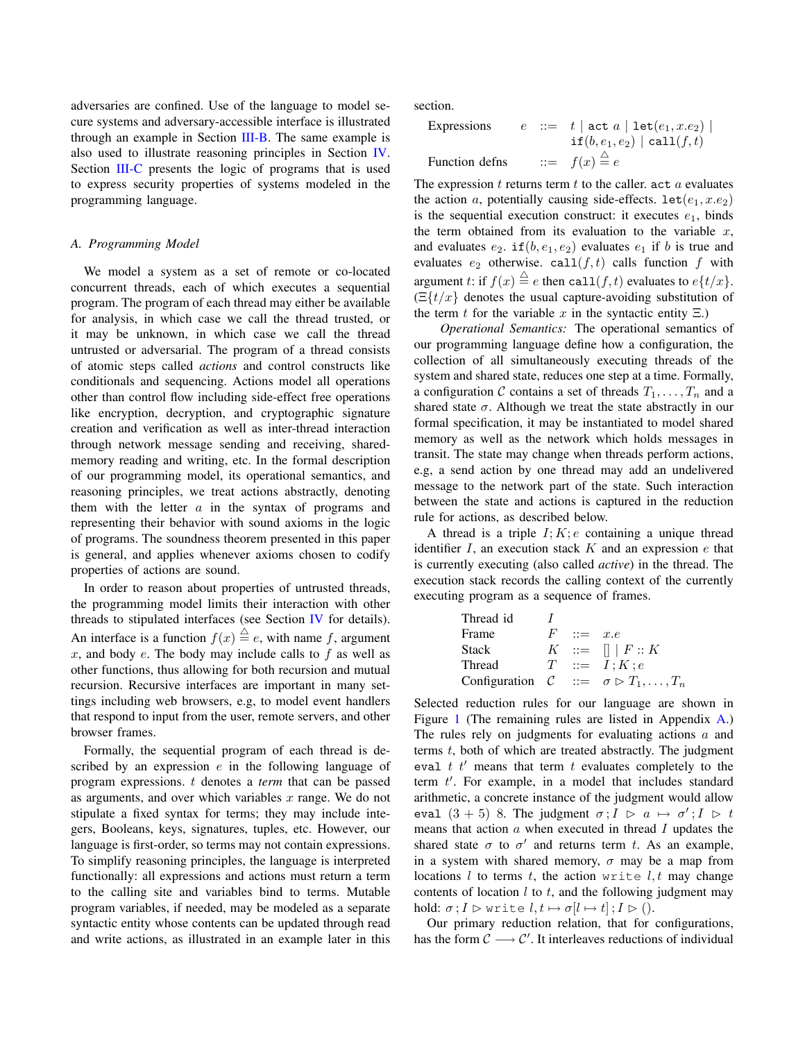adversaries are confined. Use of the language to model secure systems and adversary-accessible interface is illustrated through an example in Section III-B. The same example is also used to illustrate reasoning principles in Section IV. Section III-C presents the logic of programs that is used to express security properties of systems modeled in the programming language.

### A. Programming Model

We model a system as a set of remote or co-located concurrent threads, each of which executes a sequential program. The program of each thread may either be available for analysis, in which case we call the thread trusted, or it may be unknown, in which case we call the thread untrusted or adversarial. The program of a thread consists of atomic steps called *actions* and control constructs like conditionals and sequencing. Actions model all operations other than control flow including side-effect free operations like encryption, decryption, and cryptographic signature creation and verification as well as inter-thread interaction through network message sending and receiving, shared-memory reading and writing, etc. In the formal description of our programming model, its operational semantics, and reasoning principles, we treat actions abstractly, denoting them with the letter $a$ in the syntax of programs and representing their behavior with sound axioms in the logic of programs. The soundness theorem presented in this paper is general, and applies whenever axioms chosen to codify properties of actions are sound.

In order to reason about properties of untrusted threads, the programming model limits their interaction with other threads to stipulated interfaces (see Section IV for details). An interface is a function $f(x) \triangleq e$, with name $f$, argument $x$, and body $e$. The body may include calls to $f$ as well as other functions, thus allowing for both recursion and mutual recursion. Recursive interfaces are important in many settings including web browsers, e.g, to model event handlers that respond to input from the user, remote servers, and other browser frames.

Formally, the sequential program of each thread is described by an expression $e$ in the following language of program expressions. $t$ denotes a *term* that can be passed as arguments, and over which variables $x$ range. We do not stipulate a fixed syntax for terms; they may include integers, Booleans, keys, signatures, tuples, etc. However, our language is first-order, so terms may not contain expressions. To simplify reasoning principles, the language is interpreted functionally: all expressions and actions must return a term to the calling site and variables bind to terms. Mutable program variables, if needed, may be modeled as a separate syntactic entity whose contents can be updated through read and write actions, as illustrated in an example later in this section.

$$
\begin{array}{llcl}
\text{Expressions} & e & ::= & t \mid \texttt{act}\ a \mid \texttt{let}(e_1, x.e_2) \mid \\
 & & & \texttt{if}(b, e_1, e_2) \mid \texttt{call}(f, t) \\
\text{Function defns} & & ::= & f(x) \triangleq e
\end{array}
$$

The expression $t$ returns term $t$ to the caller. $\texttt{act}\ a$ evaluates the action $a$, potentially causing side-effects. $\texttt{let}(e_1, x.e_2)$ is the sequential execution construct: it executes $e_1$, binds the term obtained from its evaluation to the variable $x$, and evaluates $e_2$. $\texttt{if}(b, e_1, e_2)$ evaluates $e_1$ if $b$ is true and evaluates $e_2$ otherwise. $\texttt{call}(f, t)$ calls function $f$ with argument $t$: if $f(x) \triangleq e$ then $\texttt{call}(f, t)$ evaluates to $e\{t/x\}$. ($\Xi\{t/x\}$ denotes the usual capture-avoiding substitution of the term $t$ for the variable $x$ in the syntactic entity $\Xi$.)

*Operational Semantics:* The operational semantics of our programming language define how a configuration, the collection of all simultaneously executing threads of the system and shared state, reduces one step at a time. Formally, a configuration $\mathcal{C}$ contains a set of threads $T_1, \ldots, T_n$ and a shared state $\sigma$. Although we treat the state abstractly in our formal specification, it may be instantiated to model shared memory as well as the network which holds messages in transit. The state may change when threads perform actions, e.g, a send action by one thread may add an undelivered message to the network part of the state. Such interaction between the state and actions is captured in the reduction rule for actions, as described below.

A thread is a triple $I; K; e$ containing a unique thread identifier $I$, an execution stack $K$ and an expression $e$ that is currently executing (also called *active*) in the thread. The execution stack records the calling context of the currently executing program as a sequence of frames.

$$
\begin{array}{llcl}
\text{Thread id} & I & & \\
\text{Frame} & F & ::= & x.e \\
\text{Stack} & K & ::= & [\,] \mid F :: K \\
\text{Thread} & T & ::= & I\,; K\,; e \\
\text{Configuration} & \mathcal{C} & ::= & \sigma \triangleright T_1, \ldots, T_n
\end{array}
$$

Selected reduction rules for our language are shown in Figure 1 (The remaining rules are listed in Appendix A.) The rules rely on judgments for evaluating actions $a$ and terms $t$, both of which are treated abstractly. The judgment $\texttt{eval}\ t\ t'$ means that term $t$ evaluates completely to the term $t'$. For example, in a model that includes standard arithmetic, a concrete instance of the judgment would allow $\texttt{eval}\ (3+5)\ 8$. The judgment $\sigma\,; I \,\triangleright\, a \,\mapsto\, \sigma'\,; I \,\triangleright\, t$ means that action $a$ when executed in thread $I$ updates the shared state $\sigma$ to $\sigma'$ and returns term $t$. As an example, in a system with shared memory, $\sigma$ may be a map from locations $l$ to terms $t$, the action $\texttt{write}\ l, t$ may change contents of location $l$ to $t$, and the following judgment may hold: $\sigma\,; I \triangleright \texttt{write}\ l, t \mapsto \sigma[l \mapsto t]\,; I \triangleright ()$.

Our primary reduction relation, that for configurations, has the form $\mathcal{C} \longrightarrow \mathcal{C}'$. It interleaves reductions of individual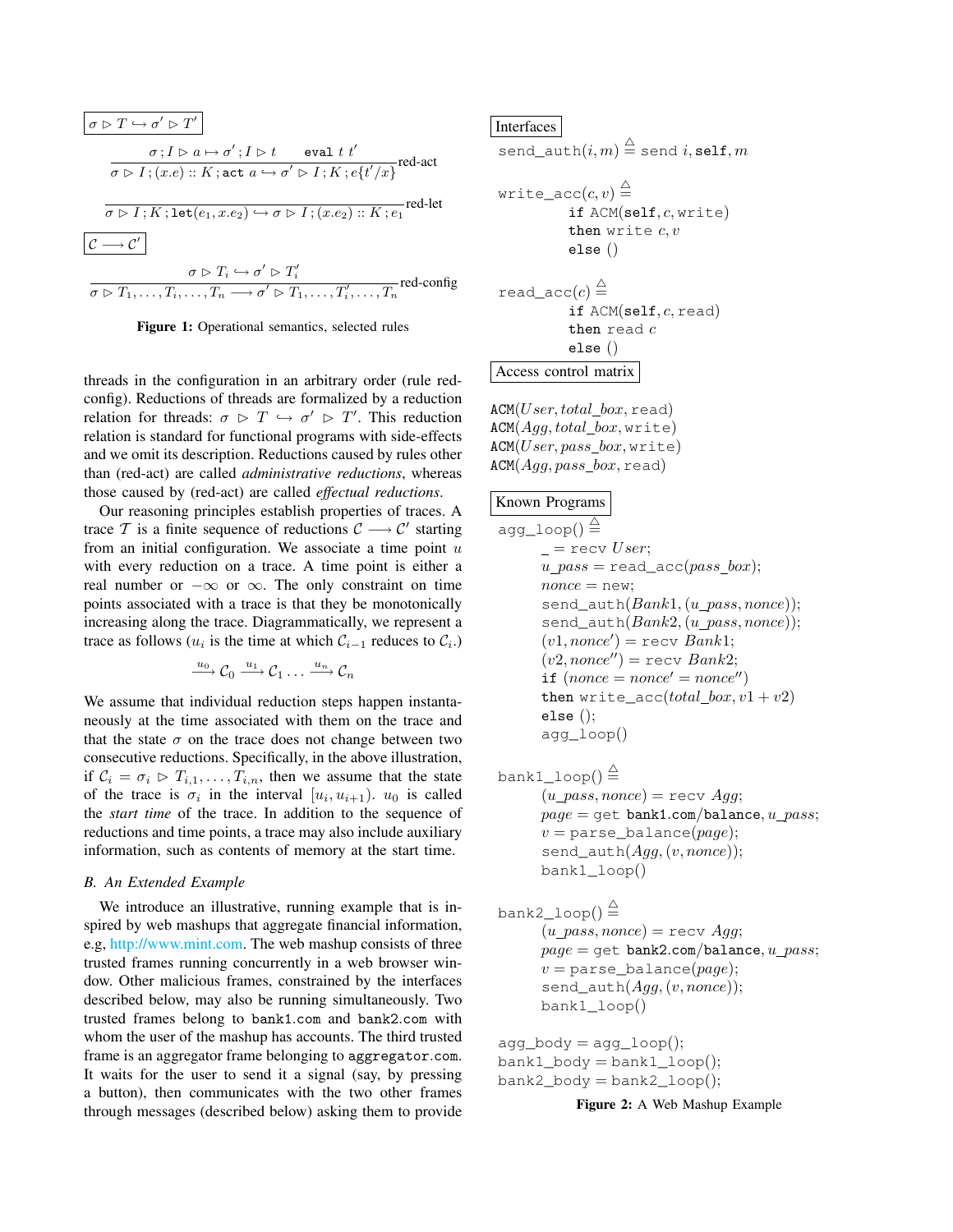$\boxed{\sigma \triangleright T \hookrightarrow \sigma' \triangleright T'}$

$$\frac{\sigma \,;I \triangleright a \mapsto \sigma' \,; I \triangleright t \qquad \texttt{eval}\ t\ t'}{\sigma \triangleright I \,; (x.e) :: K \,; \texttt{act}\ a \hookrightarrow \sigma' \triangleright I \,; K \,; e\{t'/x\}}\text{red-act}$$

$$\frac{}{\sigma \triangleright I \,; K \,; \texttt{let}(e_1, x.e_2) \hookrightarrow \sigma \triangleright I \,; (x.e_2) :: K \,; e_1}\text{red-let}$$

$\boxed{\mathcal{C} \longrightarrow \mathcal{C}'}$

$$\frac{\sigma \triangleright T_i \hookrightarrow \sigma' \triangleright T_i'}{\sigma \triangleright T_1, \ldots, T_i, \ldots, T_n \longrightarrow \sigma' \triangleright T_1, \ldots, T_i', \ldots, T_n}\text{red-config}$$

**Figure 1:** Operational semantics, selected rules

threads in the configuration in an arbitrary order (rule red-config). Reductions of threads are formalized by a reduction relation for threads: $\sigma \triangleright T \hookrightarrow \sigma' \triangleright T'$. This reduction relation is standard for functional programs with side-effects and we omit its description. Reductions caused by rules other than (red-act) are called *administrative reductions*, whereas those caused by (red-act) are called *effectual reductions*.

Our reasoning principles establish properties of traces. A trace $\mathcal{T}$ is a finite sequence of reductions $\mathcal{C} \longrightarrow \mathcal{C}'$ starting from an initial configuration. We associate a time point $u$ with every reduction on a trace. A time point is either a real number or $-\infty$ or $\infty$. The only constraint on time points associated with a trace is that they be monotonically increasing along the trace. Diagrammatically, we represent a trace as follows ($u_i$ is the time at which $\mathcal{C}_{i-1}$ reduces to $\mathcal{C}_i$.)

$$\xrightarrow{u_0} \mathcal{C}_0 \xrightarrow{u_1} \mathcal{C}_1 \ldots \xrightarrow{u_n} \mathcal{C}_n$$

We assume that individual reduction steps happen instantaneously at the time associated with them on the trace and that the state $\sigma$ on the trace does not change between two consecutive reductions. Specifically, in the above illustration, if $\mathcal{C}_i = \sigma_i \triangleright T_{i,1}, \ldots, T_{i,n}$, then we assume that the state of the trace is $\sigma_i$ in the interval $[u_i, u_{i+1})$. $u_0$ is called the *start time* of the trace. In addition to the sequence of reductions and time points, a trace may also include auxiliary information, such as contents of memory at the start time.

### B. An Extended Example

We introduce an illustrative, running example that is inspired by web mashups that aggregate financial information, e.g, http://www.mint.com. The web mashup consists of three trusted frames running concurrently in a web browser window. Other malicious frames, constrained by the interfaces described below, may also be running simultaneously. Two trusted frames belong to `bank1.com` and `bank2.com` with whom the user of the mashup has accounts. The third trusted frame is an aggregator frame belonging to `aggregator.com`. It waits for the user to send it a signal (say, by pressing a button), then communicates with the two other frames through messages (described below) asking them to provide

**Interfaces**

```
send_auth(i, m) ≜ send i, self, m

write_acc(c, v) ≜
        if ACM(self, c, write)
        then write c, v
        else ()

read_acc(c) ≜
        if ACM(self, c, read)
        then read c
        else ()
```

**Access control matrix**

```
ACM(User, total_box, read)
ACM(Agg, total_box, write)
ACM(User, pass_box, write)
ACM(Agg, pass_box, read)
```

**Known Programs**

```
agg_loop() ≜
      _ = recv User;
      u_pass = read_acc(pass_box);
      nonce = new;
      send_auth(Bank1, (u_pass, nonce));
      send_auth(Bank2, (u_pass, nonce));
      (v1, nonce′) = recv Bank1;
      (v2, nonce″) = recv Bank2;
      if (nonce = nonce′ = nonce″)
      then write_acc(total_box, v1 + v2)
      else ();
      agg_loop()

bank1_loop() ≜
      (u_pass, nonce) = recv Agg;
      page = get bank1.com/balance, u_pass;
      v = parse_balance(page);
      send_auth(Agg, (v, nonce));
      bank1_loop()

bank2_loop() ≜
      (u_pass, nonce) = recv Agg;
      page = get bank2.com/balance, u_pass;
      v = parse_balance(page);
      send_auth(Agg, (v, nonce));
      bank1_loop()

agg_body = agg_loop();
bank1_body = bank1_loop();
bank2_body = bank2_loop();
```

**Figure 2:** A Web Mashup Example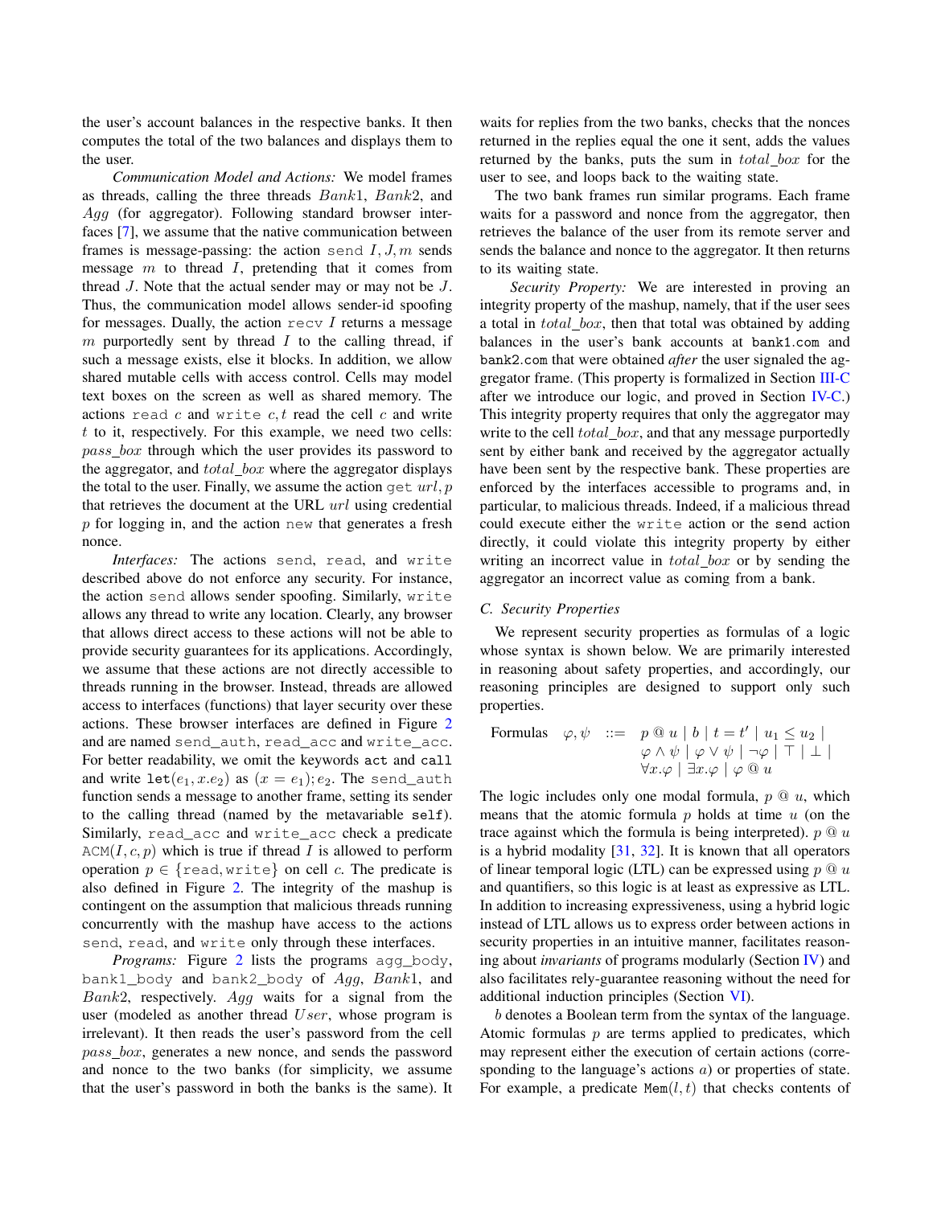the user's account balances in the respective banks. It then computes the total of the two balances and displays them to the user.

*Communication Model and Actions:* We model frames as threads, calling the three threads $Bank1$, $Bank2$, and $Agg$ (for aggregator). Following standard browser interfaces [7], we assume that the native communication between frames is message-passing: the action send $I, J, m$ sends message $m$ to thread $I$, pretending that it comes from thread $J$. Note that the actual sender may or may not be $J$. Thus, the communication model allows sender-id spoofing for messages. Dually, the action recv $I$ returns a message $m$ purportedly sent by thread $I$ to the calling thread, if such a message exists, else it blocks. In addition, we allow shared mutable cells with access control. Cells may model text boxes on the screen as well as shared memory. The actions read $c$ and write $c, t$ read the cell $c$ and write $t$ to it, respectively. For this example, we need two cells: $pass\_box$ through which the user provides its password to the aggregator, and $total\_box$ where the aggregator displays the total to the user. Finally, we assume the action get $url, p$ that retrieves the document at the URL $url$ using credential $p$ for logging in, and the action new that generates a fresh nonce.

*Interfaces:* The actions send, read, and write described above do not enforce any security. For instance, the action send allows sender spoofing. Similarly, write allows any thread to write any location. Clearly, any browser that allows direct access to these actions will not be able to provide security guarantees for its applications. Accordingly, we assume that these actions are not directly accessible to threads running in the browser. Instead, threads are allowed access to interfaces (functions) that layer security over these actions. These browser interfaces are defined in Figure 2 and are named send_auth, read_acc and write_acc. For better readability, we omit the keywords act and call and write $\texttt{let}(e_1, x.e_2)$ as $(x = e_1); e_2$. The send_auth function sends a message to another frame, setting its sender to the calling thread (named by the metavariable self). Similarly, read_acc and write_acc check a predicate $\texttt{ACM}(I, c, p)$ which is true if thread $I$ is allowed to perform operation $p \in \{\texttt{read}, \texttt{write}\}$ on cell $c$. The predicate is also defined in Figure 2. The integrity of the mashup is contingent on the assumption that malicious threads running concurrently with the mashup have access to the actions send, read, and write only through these interfaces.

*Programs:* Figure 2 lists the programs agg_body, bank1_body and bank2_body of $Agg$, $Bank1$, and $Bank2$, respectively. $Agg$ waits for a signal from the user (modeled as another thread $User$, whose program is irrelevant). It then reads the user's password from the cell $pass\_box$, generates a new nonce, and sends the password and nonce to the two banks (for simplicity, we assume that the user's password in both the banks is the same). It waits for replies from the two banks, checks that the nonces returned in the replies equal the one it sent, adds the values returned by the banks, puts the sum in $total\_box$ for the user to see, and loops back to the waiting state.

The two bank frames run similar programs. Each frame waits for a password and nonce from the aggregator, then retrieves the balance of the user from its remote server and sends the balance and nonce to the aggregator. It then returns to its waiting state.

*Security Property:* We are interested in proving an integrity property of the mashup, namely, that if the user sees a total in $total\_box$, then that total was obtained by adding balances in the user's bank accounts at bank1.com and bank2.com that were obtained *after* the user signaled the aggregator frame. (This property is formalized in Section III-C after we introduce our logic, and proved in Section IV-C.) This integrity property requires that only the aggregator may write to the cell $total\_box$, and that any message purportedly sent by either bank and received by the aggregator actually have been sent by the respective bank. These properties are enforced by the interfaces accessible to programs and, in particular, to malicious threads. Indeed, if a malicious thread could execute either the write action or the send action directly, it could violate this integrity property by either writing an incorrect value in $total\_box$ or by sending the aggregator an incorrect value as coming from a bank.

### C. Security Properties

We represent security properties as formulas of a logic whose syntax is shown below. We are primarily interested in reasoning about safety properties, and accordingly, our reasoning principles are designed to support only such properties.

$$\text{Formulas} \quad \varphi, \psi \quad ::= \quad p \mathbin{@} u \mid b \mid t = t' \mid u_1 \leq u_2 \mid \varphi \wedge \psi \mid \varphi \vee \psi \mid \neg\varphi \mid \top \mid \bot \mid \forall x.\varphi \mid \exists x.\varphi \mid \varphi \mathbin{@} u$$

The logic includes only one modal formula, $p \mathbin{@} u$, which means that the atomic formula $p$ holds at time $u$ (on the trace against which the formula is being interpreted). $p \mathbin{@} u$ is a hybrid modality [31, 32]. It is known that all operators of linear temporal logic (LTL) can be expressed using $p \mathbin{@} u$ and quantifiers, so this logic is at least as expressive as LTL. In addition to increasing expressiveness, using a hybrid logic instead of LTL allows us to express order between actions in security properties in an intuitive manner, facilitates reasoning about *invariants* of programs modularly (Section IV) and also facilitates rely-guarantee reasoning without the need for additional induction principles (Section VI).

$b$ denotes a Boolean term from the syntax of the language. Atomic formulas $p$ are terms applied to predicates, which may represent either the execution of certain actions (corresponding to the language's actions $a$) or properties of state. For example, a predicate $\texttt{Mem}(l, t)$ that checks contents of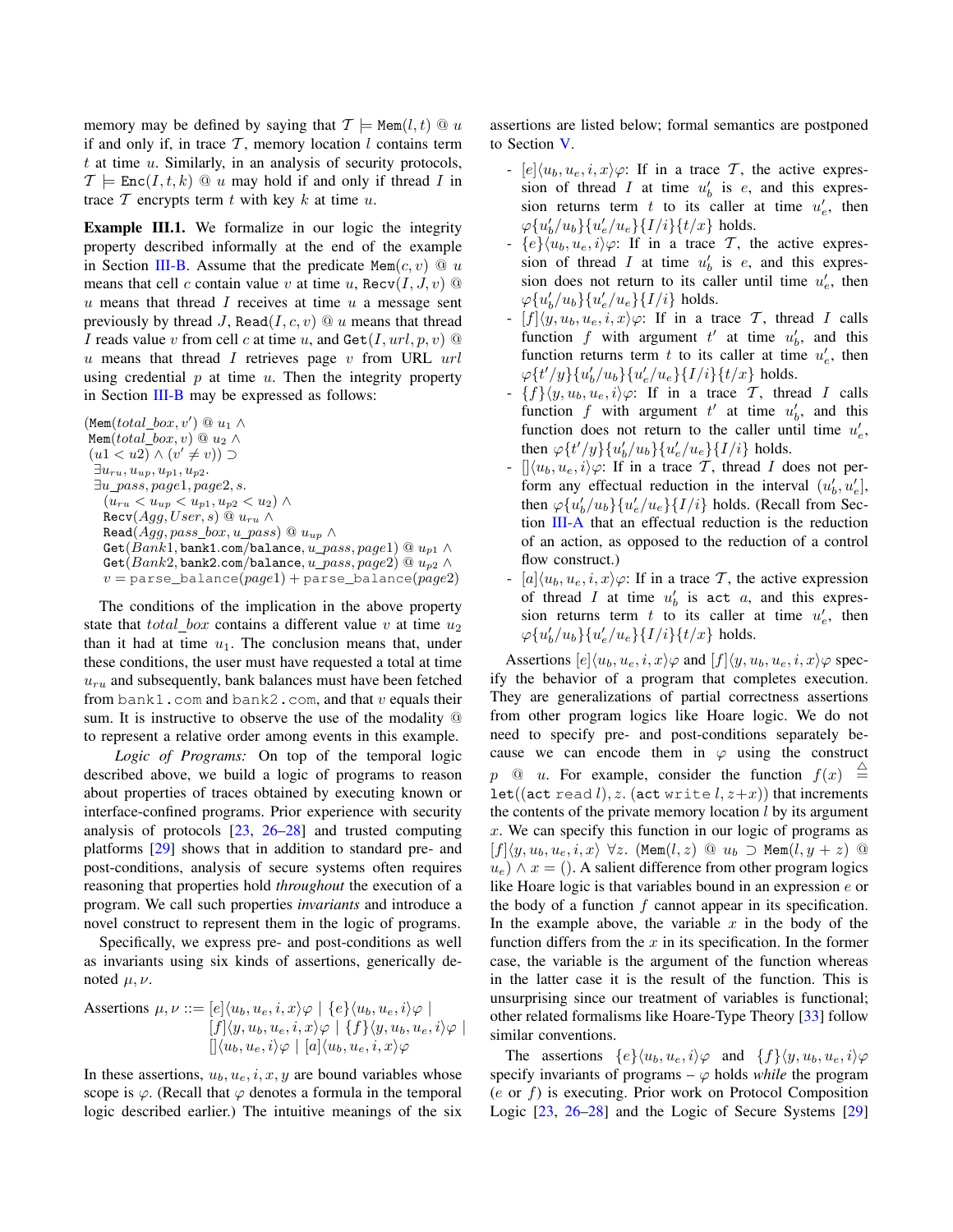memory may be defined by saying that $\mathcal{T} \models \texttt{Mem}(l, t) @ u$ if and only if, in trace $\mathcal{T}$, memory location $l$ contains term $t$ at time $u$. Similarly, in an analysis of security protocols, $\mathcal{T} \models \texttt{Enc}(I, t, k) @ u$ may hold if and only if thread $I$ in trace $\mathcal{T}$ encrypts term $t$ with key $k$ at time $u$.

**Example III.1.** We formalize in our logic the integrity property described informally at the end of the example in Section III-B. Assume that the predicate $\texttt{Mem}(c, v) @ u$ means that cell $c$ contain value $v$ at time $u$, $\texttt{Recv}(I, J, v) @ u$ means that thread $I$ receives at time $u$ a message sent previously by thread $J$, $\texttt{Read}(I, c, v) @ u$ means that thread $I$ reads value $v$ from cell $c$ at time $u$, and $\texttt{Get}(I, url, p, v) @ u$ means that thread $I$ retrieves page $v$ from URL $url$ using credential $p$ at time $u$. Then the integrity property in Section III-B may be expressed as follows:

$$
\begin{array}{l}
(\texttt{Mem}(total\_box, v') @ u_1 \wedge \\
\ \texttt{Mem}(total\_box, v) @ u_2 \wedge \\
\ (u1 < u2) \wedge (v' \neq v)) \supset \\
\quad \exists u_{ru}, u_{up}, u_{p1}, u_{p2}. \\
\quad \exists u\_pass, page1, page2, s. \\
\qquad (u_{ru} < u_{up} < u_{p1}, u_{p2} < u_2) \wedge \\
\qquad \texttt{Recv}(Agg, User, s) @ u_{ru} \wedge \\
\qquad \texttt{Read}(Agg, pass\_box, u\_pass) @ u_{up} \wedge \\
\qquad \texttt{Get}(Bank1, \texttt{bank1.com/balance}, u\_pass, page1) @ u_{p1} \wedge \\
\qquad \texttt{Get}(Bank2, \texttt{bank2.com/balance}, u\_pass, page2) @ u_{p2} \wedge \\
\qquad v = \texttt{parse\_balance}(page1) + \texttt{parse\_balance}(page2)
\end{array}
$$

The conditions of the implication in the above property state that $total\_box$ contains a different value $v$ at time $u_2$ than it had at time $u_1$. The conclusion means that, under these conditions, the user must have requested a total at time $u_{ru}$ and subsequently, bank balances must have been fetched from bank1.com and bank2.com, and that $v$ equals their sum. It is instructive to observe the use of the modality @ to represent a relative order among events in this example.

*Logic of Programs:* On top of the temporal logic described above, we build a logic of programs to reason about properties of traces obtained by executing known or interface-confined programs. Prior experience with security analysis of protocols [23, 26–28] and trusted computing platforms [29] shows that in addition to standard pre- and post-conditions, analysis of secure systems often requires reasoning that properties hold *throughout* the execution of a program. We call such properties *invariants* and introduce a novel construct to represent them in the logic of programs.

Specifically, we express pre- and post-conditions as well as invariants using six kinds of assertions, generically denoted $\mu, \nu$.

$$
\begin{array}{rl}
\text{Assertions } \mu, \nu ::= & [e]\langle u_b, u_e, i, x\rangle\varphi \mid \{e\}\langle u_b, u_e, i\rangle\varphi \mid \\
& [f]\langle y, u_b, u_e, i, x\rangle\varphi \mid \{f\}\langle y, u_b, u_e, i\rangle\varphi \mid \\
& []\langle u_b, u_e, i\rangle\varphi \mid [a]\langle u_b, u_e, i, x\rangle\varphi
\end{array}
$$

In these assertions, $u_b, u_e, i, x, y$ are bound variables whose scope is $\varphi$. (Recall that $\varphi$ denotes a formula in the temporal logic described earlier.) The intuitive meanings of the six assertions are listed below; formal semantics are postponed to Section V.

- $[e]\langle u_b, u_e, i, x\rangle\varphi$: If in a trace $\mathcal{T}$, the active expression of thread $I$ at time $u'_b$ is $e$, and this expression returns term $t$ to its caller at time $u'_e$, then $\varphi\{u'_b/u_b\}\{u'_e/u_e\}\{I/i\}\{t/x\}$ holds.
- $\{e\}\langle u_b, u_e, i\rangle\varphi$: If in a trace $\mathcal{T}$, the active expression of thread $I$ at time $u'_b$ is $e$, and this expression does not return to its caller until time $u'_e$, then $\varphi\{u'_b/u_b\}\{u'_e/u_e\}\{I/i\}$ holds.
- $[f]\langle y, u_b, u_e, i, x\rangle\varphi$: If in a trace $\mathcal{T}$, thread $I$ calls function $f$ with argument $t'$ at time $u'_b$, and this function returns term $t$ to its caller at time $u'_e$, then $\varphi\{t'/y\}\{u'_b/u_b\}\{u'_e/u_e\}\{I/i\}\{t/x\}$ holds.
- $\{f\}\langle y, u_b, u_e, i\rangle\varphi$: If in a trace $\mathcal{T}$, thread $I$ calls function $f$ with argument $t'$ at time $u'_b$, and this function does not return to the caller until time $u'_e$, then $\varphi\{t'/y\}\{u'_b/u_b\}\{u'_e/u_e\}\{I/i\}$ holds.
- $[]\langle u_b, u_e, i\rangle\varphi$: If in a trace $\mathcal{T}$, thread $I$ does not perform any effectual reduction in the interval $(u'_b, u'_e]$, then $\varphi\{u'_b/u_b\}\{u'_e/u_e\}\{I/i\}$ holds. (Recall from Section III-A that an effectual reduction is the reduction of an action, as opposed to the reduction of a control flow construct.)
- $[a]\langle u_b, u_e, i, x\rangle\varphi$: If in a trace $\mathcal{T}$, the active expression of thread $I$ at time $u'_b$ is $\texttt{act}\ a$, and this expression returns term $t$ to its caller at time $u'_e$, then $\varphi\{u'_b/u_b\}\{u'_e/u_e\}\{I/i\}\{t/x\}$ holds.

Assertions $[e]\langle u_b, u_e, i, x\rangle\varphi$ and $[f]\langle y, u_b, u_e, i, x\rangle\varphi$ specify the behavior of a program that completes execution. They are generalizations of partial correctness assertions from other program logics like Hoare logic. We do not need to specify pre- and post-conditions separately because we can encode them in $\varphi$ using the construct $p\ @\ u$. For example, consider the function $f(x) \triangleq \texttt{let}((\texttt{act read}\ l), z.\ (\texttt{act write}\ l, z{+}x))$ that increments the contents of the private memory location $l$ by its argument $x$. We can specify this function in our logic of programs as $[f]\langle y, u_b, u_e, i, x\rangle\ \forall z.\ (\texttt{Mem}(l, z) @ u_b \supset \texttt{Mem}(l, y + z) @ u_e) \wedge x = ()$. A salient difference from other program logics like Hoare logic is that variables bound in an expression $e$ or the body of a function $f$ cannot appear in its specification. In the example above, the variable $x$ in the body of the function differs from the $x$ in its specification. In the former case, the variable is the argument of the function whereas in the latter case it is the result of the function. This is unsurprising since our treatment of variables is functional; other related formalisms like Hoare-Type Theory [33] follow similar conventions.

The assertions $\{e\}\langle u_b, u_e, i\rangle\varphi$ and $\{f\}\langle y, u_b, u_e, i\rangle\varphi$ specify invariants of programs – $\varphi$ holds *while* the program ($e$ or $f$) is executing. Prior work on Protocol Composition Logic [23, 26–28] and the Logic of Secure Systems [29]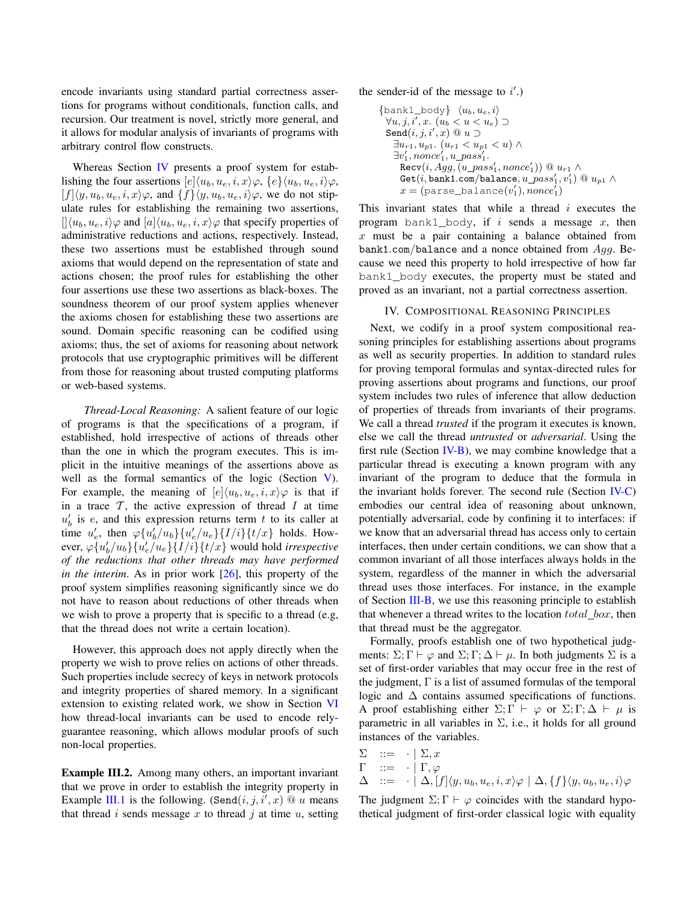encode invariants using standard partial correctness assertions for programs without conditionals, function calls, and recursion. Our treatment is novel, strictly more general, and it allows for modular analysis of invariants of programs with arbitrary control flow constructs.

Whereas Section IV presents a proof system for establishing the four assertions $[e]\langle u_b, u_e, i, x\rangle\varphi$, $\{e\}\langle u_b, u_e, i\rangle\varphi$, $[f]\langle y, u_b, u_e, i, x\rangle\varphi$, and $\{f\}\langle y, u_b, u_e, i\rangle\varphi$, we do not stipulate rules for establishing the remaining two assertions, $[]\langle u_b, u_e, i\rangle\varphi$ and $[a]\langle u_b, u_e, i, x\rangle\varphi$ that specify properties of administrative reductions and actions, respectively. Instead, these two assertions must be established through sound axioms that would depend on the representation of state and actions chosen; the proof rules for establishing the other four assertions use these two assertions as black-boxes. The soundness theorem of our proof system applies whenever the axioms chosen for establishing these two assertions are sound. Domain specific reasoning can be codified using axioms; thus, the set of axioms for reasoning about network protocols that use cryptographic primitives will be different from those for reasoning about trusted computing platforms or web-based systems.

*Thread-Local Reasoning:* A salient feature of our logic of programs is that the specifications of a program, if established, hold irrespective of actions of threads other than the one in which the program executes. This is implicit in the intuitive meanings of the assertions above as well as the formal semantics of the logic (Section V). For example, the meaning of $[e]\langle u_b, u_e, i, x\rangle\varphi$ is that if in a trace $\mathcal{T}$, the active expression of thread $I$ at time $u_b'$ is $e$, and this expression returns term $t$ to its caller at time $u_e'$, then $\varphi\{u_b'/u_b\}\{u_e'/u_e\}\{I/i\}\{t/x\}$ holds. However, $\varphi\{u_b'/u_b\}\{u_e'/u_e\}\{I/i\}\{t/x\}$ would hold *irrespective of the reductions that other threads may have performed in the interim*. As in prior work [26], this property of the proof system simplifies reasoning significantly since we do not have to reason about reductions of other threads when we wish to prove a property that is specific to a thread (e.g, that the thread does not write a certain location).

However, this approach does not apply directly when the property we wish to prove relies on actions of other threads. Such properties include secrecy of keys in network protocols and integrity properties of shared memory. In a significant extension to existing related work, we show in Section VI how thread-local invariants can be used to encode rely-guarantee reasoning, which allows modular proofs of such non-local properties.

**Example III.2.** Among many others, an important invariant that we prove in order to establish the integrity property in Example III.1 is the following. ($\texttt{Send}(i, j, i', x)$ @ $u$ means that thread $i$ sends message $x$ to thread $j$ at time $u$, setting the sender-id of the message to $i'$.)

$$
\begin{array}{l}
\{\texttt{bank1\_body}\}\ \ \langle u_b, u_e, i\rangle \\
\ \ \forall u, j, i', x.\ (u_b < u < u_e) \supset \\
\ \ \texttt{Send}(i, j, i', x) \ @\ u \supset \\
\ \ \ \ \exists u_{r1}, u_{p1}.\ (u_{r1} < u_{p1} < u) \wedge \\
\ \ \ \ \exists v_1', nonce_1', u\_pass_1'. \\
\ \ \ \ \ \ \texttt{Recv}(i, Agg, (u\_pass_1', nonce_1')) \ @\ u_{r1} \wedge \\
\ \ \ \ \ \ \texttt{Get}(i, \texttt{bank1.com/balance}, u\_pass_1', v_1') \ @\ u_{p1} \wedge \\
\ \ \ \ \ \ x = (\texttt{parse\_balance}(v_1'), nonce_1')
\end{array}
$$

This invariant states that while a thread $i$ executes the program bank1_body, if $i$ sends a message $x$, then $x$ must be a pair containing a balance obtained from bank1.com/balance and a nonce obtained from $Agg$. Because we need this property to hold irrespective of how far bank1_body executes, the property must be stated and proved as an invariant, not a partial correctness assertion.

## IV. Compositional Reasoning Principles

Next, we codify in a proof system compositional reasoning principles for establishing assertions about programs as well as security properties. In addition to standard rules for proving temporal formulas and syntax-directed rules for proving assertions about programs and functions, our proof system includes two rules of inference that allow deduction of properties of threads from invariants of their programs. We call a thread *trusted* if the program it executes is known, else we call the thread *untrusted* or *adversarial*. Using the first rule (Section IV-B), we may combine knowledge that a particular thread is executing a known program with any invariant of the program to deduce that the formula in the invariant holds forever. The second rule (Section IV-C) embodies our central idea of reasoning about unknown, potentially adversarial, code by confining it to interfaces: if we know that an adversarial thread has access only to certain interfaces, then under certain conditions, we can show that a common invariant of all those interfaces always holds in the system, regardless of the manner in which the adversarial thread uses those interfaces. For instance, in the example of Section III-B, we use this reasoning principle to establish that whenever a thread writes to the location $total\_box$, then that thread must be the aggregator.

Formally, proofs establish one of two hypothetical judgments: $\Sigma; \Gamma \vdash \varphi$ and $\Sigma; \Gamma; \Delta \vdash \mu$. In both judgments $\Sigma$ is a set of first-order variables that may occur free in the rest of the judgment, $\Gamma$ is a list of assumed formulas of the temporal logic and $\Delta$ contains assumed specifications of functions. A proof establishing either $\Sigma; \Gamma \vdash \varphi$ or $\Sigma; \Gamma; \Delta \vdash \mu$ is parametric in all variables in $\Sigma$, i.e., it holds for all ground instances of the variables.

$$
\begin{array}{lcl}
\Sigma & ::= & \cdot \mid \Sigma, x \\
\Gamma & ::= & \cdot \mid \Gamma, \varphi \\
\Delta & ::= & \cdot \mid \Delta, [f]\langle y, u_b, u_e, i, x\rangle\varphi \mid \Delta, \{f\}\langle y, u_b, u_e, i\rangle\varphi
\end{array}
$$

The judgment $\Sigma; \Gamma \vdash \varphi$ coincides with the standard hypothetical judgment of first-order classical logic with equality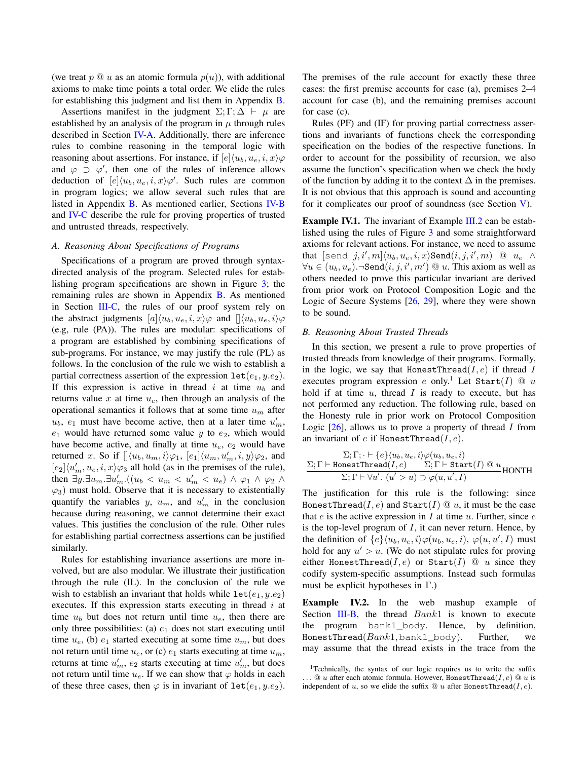(we treat $p$ @ $u$ as an atomic formula $p(u)$), with additional axioms to make time points a total order. We elide the rules for establishing this judgment and list them in Appendix B.

Assertions manifest in the judgment $\Sigma; \Gamma; \Delta \vdash \mu$ are established by an analysis of the program in $\mu$ through rules described in Section IV-A. Additionally, there are inference rules to combine reasoning in the temporal logic with reasoning about assertions. For instance, if $[e]\langle u_b, u_e, i, x\rangle\varphi$ and $\varphi \supset \varphi'$, then one of the rules of inference allows deduction of $[e]\langle u_b, u_e, i, x\rangle\varphi'$. Such rules are common in program logics; we allow several such rules that are listed in Appendix B. As mentioned earlier, Sections IV-B and IV-C describe the rule for proving properties of trusted and untrusted threads, respectively.

### A. Reasoning About Specifications of Programs

Specifications of a program are proved through syntax-directed analysis of the program. Selected rules for establishing program specifications are shown in Figure 3; the remaining rules are shown in Appendix B. As mentioned in Section III-C, the rules of our proof system rely on the abstract judgments $[a]\langle u_b, u_e, i, x\rangle\varphi$ and $[]\langle u_b, u_e, i\rangle\varphi$ (e.g, rule (PA)). The rules are modular: specifications of a program are established by combining specifications of sub-programs. For instance, we may justify the rule (PL) as follows. In the conclusion of the rule we wish to establish a partial correctness assertion of the expression $\texttt{let}(e_1, y.e_2)$. If this expression is active in thread $i$ at time $u_b$ and returns value $x$ at time $u_e$, then through an analysis of the operational semantics it follows that at some time $u_m$ after $u_b$, $e_1$ must have become active, then at a later time $u'_m$, $e_1$ would have returned some value $y$ to $e_2$, which would have become active, and finally at time $u_e$, $e_2$ would have returned $x$. So if $[]\langle u_b, u_m, i\rangle\varphi_1$, $[e_1]\langle u_m, u'_m, i, y\rangle\varphi_2$, and $[e_2]\langle u'_m, u_e, i, x\rangle\varphi_3$ all hold (as in the premises of the rule), then $\exists y.\exists u_m.\exists u'_m.((u_b < u_m < u'_m < u_e) \wedge \varphi_1 \wedge \varphi_2 \wedge \varphi_3)$ must hold. Observe that it is necessary to existentially quantify the variables $y$, $u_m$, and $u'_m$ in the conclusion because during reasoning, we cannot determine their exact values. This justifies the conclusion of the rule. Other rules for establishing partial correctness assertions can be justified similarly.

Rules for establishing invariance assertions are more involved, but are also modular. We illustrate their justification through the rule (IL). In the conclusion of the rule we wish to establish an invariant that holds while $\texttt{let}(e_1, y.e_2)$ executes. If this expression starts executing in thread $i$ at time $u_b$ but does not return until time $u_e$, then there are only three possibilities: (a) $e_1$ does not start executing until time $u_e$, (b) $e_1$ started executing at some time $u_m$, but does not return until time $u_e$, or (c) $e_1$ starts executing at time $u_m$, returns at time $u'_m$, $e_2$ starts executing at time $u'_m$, but does not return until time $u_e$. If we can show that $\varphi$ holds in each of these three cases, then $\varphi$ is in invariant of $\texttt{let}(e_1, y.e_2)$. The premises of the rule account for exactly these three cases: the first premise accounts for case (a), premises 2–4 account for case (b), and the remaining premises account for case (c).

Rules (PF) and (IF) for proving partial correctness assertions and invariants of functions check the corresponding specification on the bodies of the respective functions. In order to account for the possibility of recursion, we also assume the function's specification when we check the body of the function by adding it to the context $\Delta$ in the premises. It is not obvious that this approach is sound and accounting for it complicates our proof of soundness (see Section V).

**Example IV.1.** The invariant of Example III.2 can be established using the rules of Figure 3 and some straightforward axioms for relevant actions. For instance, we need to assume that $[\texttt{send}\ j, i', m]\langle u_b, u_e, i, x\rangle\texttt{Send}(i, j, i', m)$ @ $u_e$ $\wedge$ $\forall u \in (u_b, u_e).\neg\texttt{Send}(i, j, i', m')$ @ $u$. This axiom as well as others needed to prove this particular invariant are derived from prior work on Protocol Composition Logic and the Logic of Secure Systems [26, 29], where they were shown to be sound.

### B. Reasoning About Trusted Threads

In this section, we present a rule to prove properties of trusted threads from knowledge of their programs. Formally, in the logic, we say that $\texttt{HonestThread}(I, e)$ if thread $I$ executes program expression $e$ only.[1] Let $\texttt{Start}(I)$ @ $u$ hold if at time $u$, thread $I$ is ready to execute, but has not performed any reduction. The following rule, based on the Honesty rule in prior work on Protocol Composition Logic [26], allows us to prove a property of thread $I$ from an invariant of $e$ if $\texttt{HonestThread}(I, e)$.

$$\frac{\Sigma; \Gamma; \cdot \vdash \{e\}\langle u_b, u_e, i\rangle\varphi(u_b, u_e, i) \quad \Sigma; \Gamma \vdash \texttt{HonestThread}(I, e) \quad \Sigma; \Gamma \vdash \texttt{Start}(I) \text{ @ } u}{\Sigma; \Gamma \vdash \forall u'.\ (u' > u) \supset \varphi(u, u', I)}\text{HONTH}$$

The justification for this rule is the following: since $\texttt{HonestThread}(I, e)$ and $\texttt{Start}(I)$ @ $u$, it must be the case that $e$ is the active expression in $I$ at time $u$. Further, since $e$ is the top-level program of $I$, it can never return. Hence, by the definition of $\{e\}\langle u_b, u_e, i\rangle\varphi(u_b, u_e, i)$, $\varphi(u, u', I)$ must hold for any $u' > u$. (We do not stipulate rules for proving either $\texttt{HonestThread}(I, e)$ or $\texttt{Start}(I)$ @ $u$ since they codify system-specific assumptions. Instead such formulas must be explicit hypotheses in $\Gamma$.)

**Example IV.2.** In the web mashup example of Section III-B, the thread $Bank1$ is known to execute the program $\texttt{bank1\_body}$. Hence, by definition, $\texttt{HonestThread}(Bank1, \texttt{bank1\_body})$. Further, we may assume that the thread exists in the trace from the

[1] Technically, the syntax of our logic requires us to write the suffix $\ldots$ @ $u$ after each atomic formula. However, $\texttt{HonestThread}(I, e)$ @ $u$ is independent of $u$, so we elide the suffix @ $u$ after $\texttt{HonestThread}(I, e)$.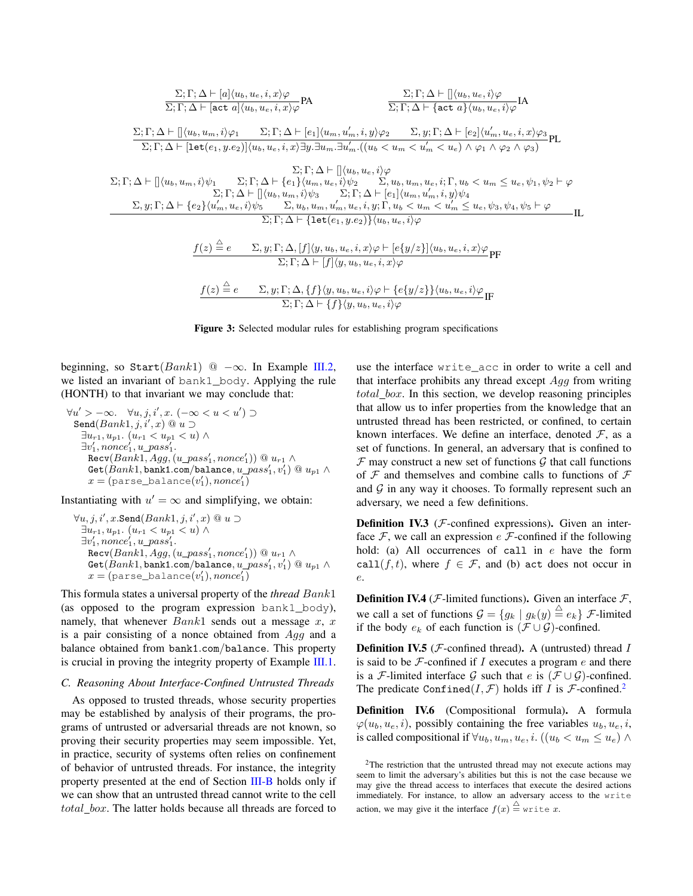$$\frac{\Sigma;\Gamma;\Delta \vdash [a]\langle u_b, u_e, i, x\rangle\varphi}{\Sigma;\Gamma;\Delta \vdash [\texttt{act}\ a]\langle u_b, u_e, i, x\rangle\varphi}\text{PA} \qquad \frac{\Sigma;\Gamma;\Delta \vdash []\langle u_b, u_e, i\rangle\varphi}{\Sigma;\Gamma;\Delta \vdash \{\texttt{act}\ a\}\langle u_b, u_e, i\rangle\varphi}\text{IA}$$

$$\frac{\Sigma;\Gamma;\Delta \vdash []\langle u_b, u_m, i\rangle\varphi_1 \qquad \Sigma;\Gamma;\Delta \vdash [e_1]\langle u_m, u_m', i, y\rangle\varphi_2 \qquad \Sigma, y;\Gamma;\Delta \vdash [e_2]\langle u_m', u_e, i, x\rangle\varphi_3}{\Sigma;\Gamma;\Delta \vdash [\texttt{let}(e_1, y.e_2)]\langle u_b, u_e, i, x\rangle\exists y.\exists u_m.\exists u_m'.((u_b < u_m < u_m' < u_e) \wedge \varphi_1 \wedge \varphi_2 \wedge \varphi_3)}\text{PL}$$

$$\frac{\begin{array}{c}\Sigma;\Gamma;\Delta \vdash []\langle u_b, u_e, i\rangle\varphi \\ \Sigma;\Gamma;\Delta \vdash []\langle u_b, u_m, i\rangle\psi_1 \qquad \Sigma;\Gamma;\Delta \vdash \{e_1\}\langle u_m, u_e, i\rangle\psi_2 \qquad \Sigma, u_b, u_m, u_e, i;\Gamma, u_b < u_m \leq u_e, \psi_1, \psi_2 \vdash \varphi \\ \Sigma;\Gamma;\Delta \vdash []\langle u_b, u_m, i\rangle\psi_3 \qquad \Sigma;\Gamma;\Delta \vdash [e_1]\langle u_m, u_m', i, y\rangle\psi_4 \\ \Sigma, y;\Gamma;\Delta \vdash \{e_2\}\langle u_m', u_e, i\rangle\psi_5 \qquad \Sigma, u_b, u_m, u_m', u_e, i, y;\Gamma, u_b < u_m < u_m' \leq u_e, \psi_3, \psi_4, \psi_5 \vdash \varphi\end{array}}{\Sigma;\Gamma;\Delta \vdash \{\texttt{let}(e_1, y.e_2)\}\langle u_b, u_e, i\rangle\varphi}\text{IL}$$

$$\frac{f(z) \stackrel{\triangle}{=} e \qquad \Sigma, y;\Gamma;\Delta, [f]\langle y, u_b, u_e, i, x\rangle\varphi \vdash [e\{y/z\}]\langle u_b, u_e, i, x\rangle\varphi}{\Sigma;\Gamma;\Delta \vdash [f]\langle y, u_b, u_e, i, x\rangle\varphi}\text{PF}$$

$$\frac{f(z) \stackrel{\triangle}{=} e \qquad \Sigma, y;\Gamma;\Delta, \{f\}\langle y, u_b, u_e, i\rangle\varphi \vdash \{e\{y/z\}\}\langle u_b, u_e, i\rangle\varphi}{\Sigma;\Gamma;\Delta \vdash \{f\}\langle y, u_b, u_e, i\rangle\varphi}\text{IF}$$

**Figure 3:** Selected modular rules for establishing program specifications

beginning, so $\texttt{Start}(Bank1)\ @\ -\infty$. In Example III.2, we listed an invariant of `bank1_body`. Applying the rule (HONTH) to that invariant we may conclude that:

$$\begin{array}{l}\forall u' > -\infty.\quad \forall u, j, i', x.\ (-\infty < u < u') \supset \\ \quad \texttt{Send}(Bank1, j, i', x)\ @\ u \supset \\ \quad \exists u_{r1}, u_{p1}.\ (u_{r1} < u_{p1} < u) \wedge \\ \quad \exists v_1', nonce_1', u\_pass_1'. \\ \quad\quad \texttt{Recv}(Bank1, Agg, (u\_pass_1', nonce_1'))\ @\ u_{r1} \wedge \\ \quad\quad \texttt{Get}(Bank1, \texttt{bank1.com/balance}, u\_pass_1', v_1')\ @\ u_{p1} \wedge \\ \quad\quad x = (\texttt{parse\_balance}(v_1'), nonce_1')\end{array}$$

Instantiating with $u' = \infty$ and simplifying, we obtain:

$$\begin{array}{l}\forall u, j, i', x.\texttt{Send}(Bank1, j, i', x)\ @\ u \supset \\ \quad \exists u_{r1}, u_{p1}.\ (u_{r1} < u_{p1} < u) \wedge \\ \quad \exists v_1', nonce_1', u\_pass_1'. \\ \quad\quad \texttt{Recv}(Bank1, Agg, (u\_pass_1', nonce_1'))\ @\ u_{r1} \wedge \\ \quad\quad \texttt{Get}(Bank1, \texttt{bank1.com/balance}, u\_pass_1', v_1')\ @\ u_{p1} \wedge \\ \quad\quad x = (\texttt{parse\_balance}(v_1'), nonce_1')\end{array}$$

This formula states a universal property of the *thread* $Bank1$ (as opposed to the program expression `bank1_body`), namely, that whenever $Bank1$ sends out a message $x$, $x$ is a pair consisting of a nonce obtained from $Agg$ and a balance obtained from `bank1.com/balance`. This property is crucial in proving the integrity property of Example III.1.

### C. Reasoning About Interface-Confined Untrusted Threads

As opposed to trusted threads, whose security properties may be established by analysis of their programs, the programs of untrusted or adversarial threads are not known, so proving their security properties may seem impossible. Yet, in practice, security of systems often relies on confinement of behavior of untrusted threads. For instance, the integrity property presented at the end of Section III-B holds only if we can show that an untrusted thread cannot write to the cell $total\_box$. The latter holds because all threads are forced to use the interface `write_acc` in order to write a cell and that interface prohibits any thread except $Agg$ from writing $total\_box$. In this section, we develop reasoning principles that allow us to infer properties from the knowledge that an untrusted thread has been restricted, or confined, to certain known interfaces. We define an interface, denoted $\mathcal{F}$, as a set of functions. In general, an adversary that is confined to $\mathcal{F}$ may construct a new set of functions $\mathcal{G}$ that call functions of $\mathcal{F}$ and themselves and combine calls to functions of $\mathcal{F}$ and $\mathcal{G}$ in any way it chooses. To formally represent such an adversary, we need a few definitions.

**Definition IV.3** ($\mathcal{F}$-confined expressions)**.** Given an interface $\mathcal{F}$, we call an expression $e$ $\mathcal{F}$-confined if the following hold: (a) All occurrences of `call` in $e$ have the form $\texttt{call}(f, t)$, where $f \in \mathcal{F}$, and (b) `act` does not occur in $e$.

**Definition IV.4** ($\mathcal{F}$-limited functions)**.** Given an interface $\mathcal{F}$, we call a set of functions $\mathcal{G} = \{g_k \mid g_k(y) \stackrel{\triangle}{=} e_k\}$ $\mathcal{F}$-limited if the body $e_k$ of each function is $(\mathcal{F} \cup \mathcal{G})$-confined.

**Definition IV.5** ($\mathcal{F}$-confined thread)**.** A (untrusted) thread $I$ is said to be $\mathcal{F}$-confined if $I$ executes a program $e$ and there is a $\mathcal{F}$-limited interface $\mathcal{G}$ such that $e$ is $(\mathcal{F} \cup \mathcal{G})$-confined. The predicate $\texttt{Confined}(I, \mathcal{F})$ holds iff $I$ is $\mathcal{F}$-confined.[2]

**Definition IV.6** (Compositional formula)**.** A formula $\varphi(u_b, u_e, i)$, possibly containing the free variables $u_b, u_e, i$, is called compositional if $\forall u_b, u_m, u_e, i.\ ((u_b < u_m \leq u_e) \wedge$

[2] The restriction that the untrusted thread may not execute actions may seem to limit the adversary's abilities but this is not the case because we may give the thread access to interfaces that execute the desired actions immediately. For instance, to allow an adversary access to the `write` action, we may give it the interface $f(x) \stackrel{\triangle}{=} \texttt{write}\ x$.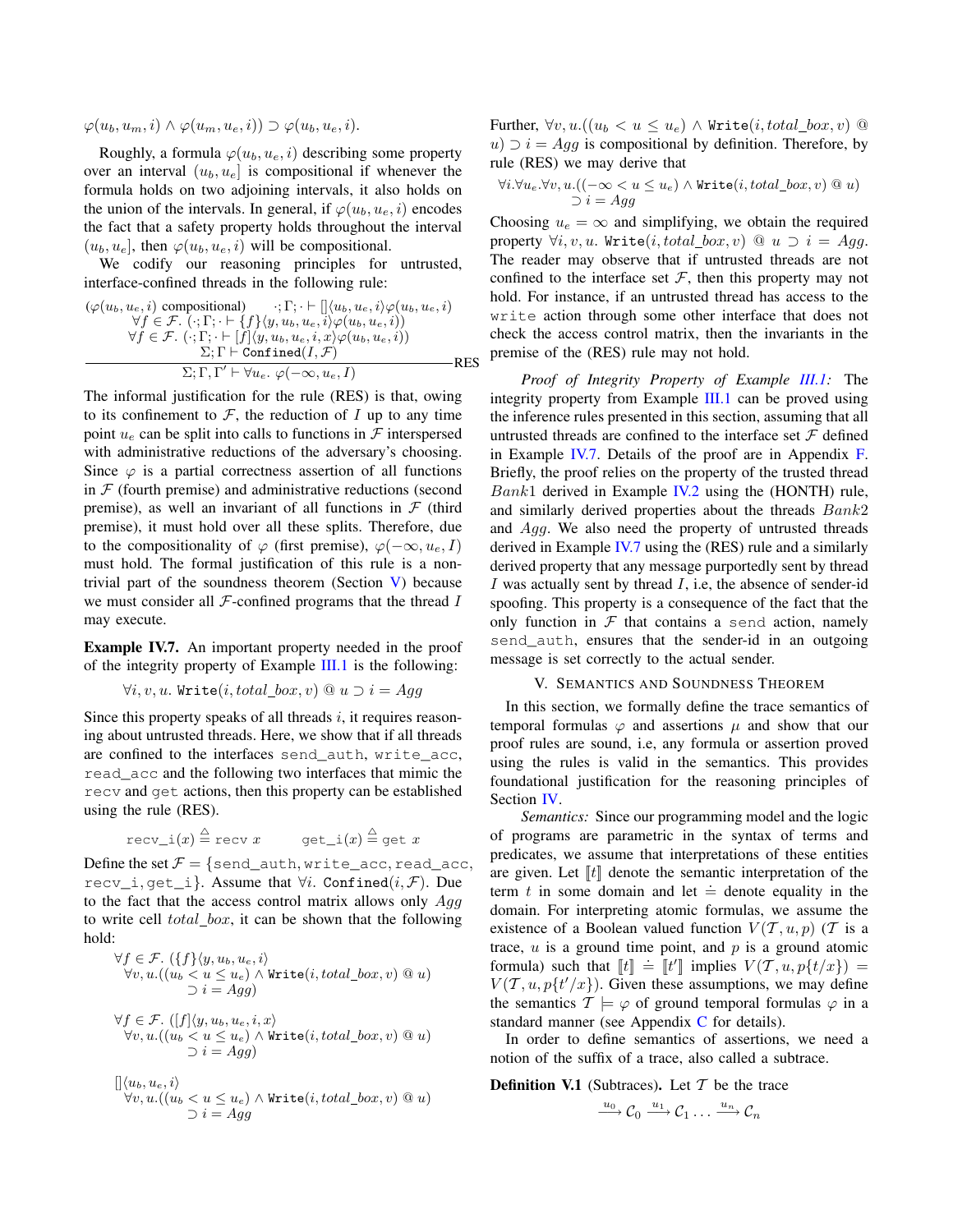$\varphi(u_b, u_m, i) \wedge \varphi(u_m, u_e, i)) \supset \varphi(u_b, u_e, i)$.

Roughly, a formula $\varphi(u_b, u_e, i)$ describing some property over an interval $(u_b, u_e]$ is compositional if whenever the formula holds on two adjoining intervals, it also holds on the union of the intervals. In general, if $\varphi(u_b, u_e, i)$ encodes the fact that a safety property holds throughout the interval $(u_b, u_e]$, then $\varphi(u_b, u_e, i)$ will be compositional.

We codify our reasoning principles for untrusted, interface-confined threads in the following rule:

$$\frac{\begin{array}{c}(\varphi(u_b, u_e, i) \text{ compositional}) \qquad \cdot; \Gamma; \cdot \vdash [\,]\langle u_b, u_e, i\rangle \varphi(u_b, u_e, i) \\ \forall f \in \mathcal{F}.\ (\cdot; \Gamma; \cdot \vdash \{f\}\langle y, u_b, u_e, i\rangle \varphi(u_b, u_e, i)) \\ \forall f \in \mathcal{F}.\ (\cdot; \Gamma; \cdot \vdash [f]\langle y, u_b, u_e, i, x\rangle \varphi(u_b, u_e, i)) \\ \Sigma; \Gamma \vdash \mathtt{Confined}(I, \mathcal{F})\end{array}}{\Sigma; \Gamma, \Gamma' \vdash \forall u_e.\ \varphi(-\infty, u_e, I)} \text{RES}$$

The informal justification for the rule (RES) is that, owing to its confinement to $\mathcal{F}$, the reduction of $I$ up to any time point $u_e$ can be split into calls to functions in $\mathcal{F}$ interspersed with administrative reductions of the adversary's choosing. Since $\varphi$ is a partial correctness assertion of all functions in $\mathcal{F}$ (fourth premise) and administrative reductions (second premise), as well an invariant of all functions in $\mathcal{F}$ (third premise), it must hold over all these splits. Therefore, due to the compositionality of $\varphi$ (first premise), $\varphi(-\infty, u_e, I)$ must hold. The formal justification of this rule is a non-trivial part of the soundness theorem (Section V) because we must consider all $\mathcal{F}$-confined programs that the thread $I$ may execute.

**Example IV.7.** An important property needed in the proof of the integrity property of Example III.1 is the following:

$$\forall i, v, u.\ \mathtt{Write}(i, total\_box, v) \ @\ u \supset i = Agg$$

Since this property speaks of all threads $i$, it requires reasoning about untrusted threads. Here, we show that if all threads are confined to the interfaces `send_auth`, `write_acc`, `read_acc` and the following two interfaces that mimic the `recv` and `get` actions, then this property can be established using the rule (RES).

$$\mathtt{recv\_i}(x) \triangleq \mathtt{recv}\ x \qquad \mathtt{get\_i}(x) \triangleq \mathtt{get}\ x$$

Define the set $\mathcal{F} = \{\mathtt{send\_auth}, \mathtt{write\_acc}, \mathtt{read\_acc}, \mathtt{recv\_i}, \mathtt{get\_i}\}$. Assume that $\forall i.\ \mathtt{Confined}(i, \mathcal{F})$. Due to the fact that the access control matrix allows only $Agg$ to write cell $total\_box$, it can be shown that the following hold:

$$\begin{array}{l}\forall f \in \mathcal{F}.\ (\{f\}\langle y, u_b, u_e, i\rangle \\ \quad \forall v, u.((u_b < u \le u_e) \wedge \mathtt{Write}(i, total\_box, v)\ @\ u) \\ \qquad \supset i = Agg)\end{array}$$

$$\begin{array}{l}\forall f \in \mathcal{F}.\ ([f]\langle y, u_b, u_e, i, x\rangle \\ \quad \forall v, u.((u_b < u \le u_e) \wedge \mathtt{Write}(i, total\_box, v)\ @\ u) \\ \qquad \supset i = Agg)\end{array}$$

$$\begin{array}{l}[\,]\langle u_b, u_e, i\rangle \\ \quad \forall v, u.((u_b < u \le u_e) \wedge \mathtt{Write}(i, total\_box, v)\ @\ u) \\ \qquad \supset i = Agg\end{array}$$

Further, $\forall v, u.((u_b < u \le u_e) \wedge \mathtt{Write}(i, total\_box, v)\ @\ u) \supset i = Agg$ is compositional by definition. Therefore, by rule (RES) we may derive that

$$\begin{array}{l}\forall i.\forall u_e.\forall v, u.((-\infty < u \le u_e) \wedge \mathtt{Write}(i, total\_box, v)\ @\ u) \\ \qquad \supset i = Agg\end{array}$$

Choosing $u_e = \infty$ and simplifying, we obtain the required property $\forall i, v, u.\ \mathtt{Write}(i, total\_box, v)\ @\ u \supset i = Agg$. The reader may observe that if untrusted threads are not confined to the interface set $\mathcal{F}$, then this property may not hold. For instance, if an untrusted thread has access to the `write` action through some other interface that does not check the access control matrix, then the invariants in the premise of the (RES) rule may not hold.

*Proof of Integrity Property of Example III.1:* The integrity property from Example III.1 can be proved using the inference rules presented in this section, assuming that all untrusted threads are confined to the interface set $\mathcal{F}$ defined in Example IV.7. Details of the proof are in Appendix F. Briefly, the proof relies on the property of the trusted thread $Bank1$ derived in Example IV.2 using the (HONTH) rule, and similarly derived properties about the threads $Bank2$ and $Agg$. We also need the property of untrusted threads derived in Example IV.7 using the (RES) rule and a similarly derived property that any message purportedly sent by thread $I$ was actually sent by thread $I$, i.e, the absence of sender-id spoofing. This property is a consequence of the fact that the only function in $\mathcal{F}$ that contains a `send` action, namely `send_auth`, ensures that the sender-id in an outgoing message is set correctly to the actual sender.

## V. Semantics and Soundness Theorem

In this section, we formally define the trace semantics of temporal formulas $\varphi$ and assertions $\mu$ and show that our proof rules are sound, i.e, any formula or assertion proved using the rules is valid in the semantics. This provides foundational justification for the reasoning principles of Section IV.

*Semantics:* Since our programming model and the logic of programs are parametric in the syntax of terms and predicates, we assume that interpretations of these entities are given. Let $[\![t]\!]$ denote the semantic interpretation of the term $t$ in some domain and let $\doteq$ denote equality in the domain. For interpreting atomic formulas, we assume the existence of a Boolean valued function $V(\mathcal{T}, u, p)$ ($\mathcal{T}$ is a trace, $u$ is a ground time point, and $p$ is a ground atomic formula) such that $[\![t]\!] \doteq [\![t']\!]$ implies $V(\mathcal{T}, u, p\{t/x\}) = V(\mathcal{T}, u, p\{t'/x\})$. Given these assumptions, we may define the semantics $\mathcal{T} \models \varphi$ of ground temporal formulas $\varphi$ in a standard manner (see Appendix C for details).

In order to define semantics of assertions, we need a notion of the suffix of a trace, also called a subtrace.

**Definition V.1** (Subtraces)**.** Let $\mathcal{T}$ be the trace

$$\xrightarrow{u_0} \mathcal{C}_0 \xrightarrow{u_1} \mathcal{C}_1 \ldots \xrightarrow{u_n} \mathcal{C}_n$$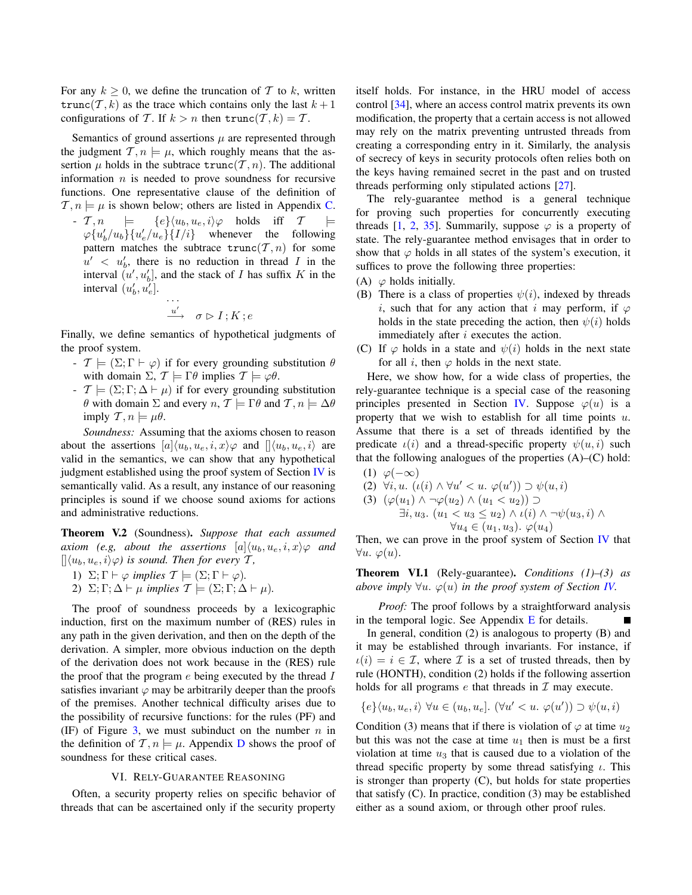For any $k \geq 0$, we define the truncation of $\mathcal{T}$ to $k$, written $\mathtt{trunc}(\mathcal{T}, k)$ as the trace which contains only the last $k+1$ configurations of $\mathcal{T}$. If $k > n$ then $\mathtt{trunc}(\mathcal{T}, k) = \mathcal{T}$.

Semantics of ground assertions $\mu$ are represented through the judgment $\mathcal{T}, n \models \mu$, which roughly means that the assertion $\mu$ holds in the subtrace $\mathtt{trunc}(\mathcal{T}, n)$. The additional information $n$ is needed to prove soundness for recursive functions. One representative clause of the definition of $\mathcal{T}, n \models \mu$ is shown below; others are listed in Appendix C.

- $\mathcal{T}, n \models \{e\}\langle u_b, u_e, i\rangle\varphi$ holds iff $\mathcal{T} \models \varphi\{u_b'/u_b\}\{u_e'/u_e\}\{I/i\}$ whenever the following pattern matches the subtrace $\mathtt{trunc}(\mathcal{T}, n)$ for some $u' < u_b'$, there is no reduction in thread $I$ in the interval $(u', u_b']$, and the stack of $I$ has suffix $K$ in the interval $(u_b', u_e']$.

$$\begin{array}{c} \cdots \\ \xrightarrow{u'} \quad \sigma \triangleright I\,; K\,; e \end{array}$$

Finally, we define semantics of hypothetical judgments of the proof system.

- $\mathcal{T} \models (\Sigma; \Gamma \vdash \varphi)$ if for every grounding substitution $\theta$ with domain $\Sigma$, $\mathcal{T} \models \Gamma\theta$ implies $\mathcal{T} \models \varphi\theta$.
- $\mathcal{T} \models (\Sigma; \Gamma; \Delta \vdash \mu)$ if for every grounding substitution $\theta$ with domain $\Sigma$ and every $n$, $\mathcal{T} \models \Gamma\theta$ and $\mathcal{T}, n \models \Delta\theta$ imply $\mathcal{T}, n \models \mu\theta$.

*Soundness:* Assuming that the axioms chosen to reason about the assertions $[a]\langle u_b, u_e, i, x\rangle\varphi$ and $[]\langle u_b, u_e, i\rangle$ are valid in the semantics, we can show that any hypothetical judgment established using the proof system of Section IV is semantically valid. As a result, any instance of our reasoning principles is sound if we choose sound axioms for actions and administrative reductions.

**Theorem V.2** (Soundness). *Suppose that each assumed axiom (e.g, about the assertions $[a]\langle u_b, u_e, i, x\rangle\varphi$ and $[]\langle u_b, u_e, i\rangle\varphi$) is sound. Then for every $\mathcal{T}$,*

1) $\Sigma; \Gamma \vdash \varphi$ *implies* $\mathcal{T} \models (\Sigma; \Gamma \vdash \varphi)$.
2) $\Sigma; \Gamma; \Delta \vdash \mu$ *implies* $\mathcal{T} \models (\Sigma; \Gamma; \Delta \vdash \mu)$.

The proof of soundness proceeds by a lexicographic induction, first on the maximum number of (RES) rules in any path in the given derivation, and then on the depth of the derivation. A simpler, more obvious induction on the depth of the derivation does not work because in the (RES) rule the proof that the program $e$ being executed by the thread $I$ satisfies invariant $\varphi$ may be arbitrarily deeper than the proofs of the premises. Another technical difficulty arises due to the possibility of recursive functions: for the rules (PF) and (IF) of Figure 3, we must subinduct on the number $n$ in the definition of $\mathcal{T}, n \models \mu$. Appendix D shows the proof of soundness for these critical cases.

## VI. Rely-Guarantee Reasoning

Often, a security property relies on specific behavior of threads that can be ascertained only if the security property itself holds. For instance, in the HRU model of access control [34], where an access control matrix prevents its own modification, the property that a certain access is not allowed may rely on the matrix preventing untrusted threads from creating a corresponding entry in it. Similarly, the analysis of secrecy of keys in security protocols often relies both on the keys having remained secret in the past and on trusted threads performing only stipulated actions [27].

The rely-guarantee method is a general technique for proving such properties for concurrently executing threads [1, 2, 35]. Summarily, suppose $\varphi$ is a property of state. The rely-guarantee method envisages that in order to show that $\varphi$ holds in all states of the system's execution, it suffices to prove the following three properties:

(A) $\varphi$ holds initially.

(B) There is a class of properties $\psi(i)$, indexed by threads $i$, such that for any action that $i$ may perform, if $\varphi$ holds in the state preceding the action, then $\psi(i)$ holds immediately after $i$ executes the action.

(C) If $\varphi$ holds in a state and $\psi(i)$ holds in the next state for all $i$, then $\varphi$ holds in the next state.

Here, we show how, for a wide class of properties, the rely-guarantee technique is a special case of the reasoning principles presented in Section IV. Suppose $\varphi(u)$ is a property that we wish to establish for all time points $u$. Assume that there is a set of threads identified by the predicate $\iota(i)$ and a thread-specific property $\psi(u, i)$ such that the following analogues of the properties (A)–(C) hold:

(1) $\varphi(-\infty)$

(2) $\forall i, u.\ (\iota(i) \wedge \forall u' < u.\ \varphi(u')) \supset \psi(u, i)$

(3) $(\varphi(u_1) \wedge \neg\varphi(u_2) \wedge (u_1 < u_2)) \supset$
$\quad\quad \exists i, u_3.\ (u_1 < u_3 \leq u_2) \wedge \iota(i) \wedge \neg\psi(u_3, i) \wedge$
$\quad\quad\quad\quad \forall u_4 \in (u_1, u_3).\ \varphi(u_4)$

Then, we can prove in the proof system of Section IV that $\forall u.\ \varphi(u)$.

**Theorem VI.1** (Rely-guarantee). *Conditions (1)–(3) as above imply $\forall u.\ \varphi(u)$ in the proof system of Section IV.*

*Proof:* The proof follows by a straightforward analysis in the temporal logic. See Appendix E for details. ∎

In general, condition (2) is analogous to property (B) and it may be established through invariants. For instance, if $\iota(i) = i \in \mathcal{I}$, where $\mathcal{I}$ is a set of trusted threads, then by rule (HONTH), condition (2) holds if the following assertion holds for all programs $e$ that threads in $\mathcal{I}$ may execute.

$$\{e\}\langle u_b, u_e, i\rangle\ \forall u \in (u_b, u_e].\ (\forall u' < u.\ \varphi(u')) \supset \psi(u, i)$$

Condition (3) means that if there is violation of $\varphi$ at time $u_2$ but this was not the case at time $u_1$ then is must be a first violation at time $u_3$ that is caused due to a violation of the thread specific property by some thread satisfying $\iota$. This is stronger than property (C), but holds for state properties that satisfy (C). In practice, condition (3) may be established either as a sound axiom, or through other proof rules.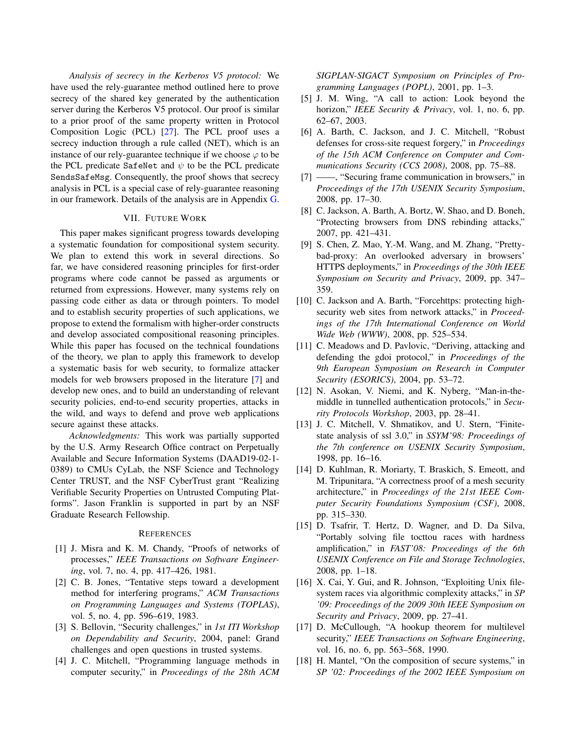*Analysis of secrecy in the Kerberos V5 protocol:* We have used the rely-guarantee method outlined here to prove secrecy of the shared key generated by the authentication server during the Kerberos V5 protocol. Our proof is similar to a prior proof of the same property written in Protocol Composition Logic (PCL) [27]. The PCL proof uses a secrecy induction through a rule called (NET), which is an instance of our rely-guarantee technique if we choose $\varphi$ to be the PCL predicate `SafeNet` and $\psi$ to be the PCL predicate `SendsSafeMsg`. Consequently, the proof shows that secrecy analysis in PCL is a special case of rely-guarantee reasoning in our framework. Details of the analysis are in Appendix G.

## VII. Future Work

This paper makes significant progress towards developing a systematic foundation for compositional system security. We plan to extend this work in several directions. So far, we have considered reasoning principles for first-order programs where code cannot be passed as arguments or returned from expressions. However, many systems rely on passing code either as data or through pointers. To model and to establish security properties of such applications, we propose to extend the formalism with higher-order constructs and develop associated compositional reasoning principles. While this paper has focused on the technical foundations of the theory, we plan to apply this framework to develop a systematic basis for web security, to formalize attacker models for web browsers proposed in the literature [7] and develop new ones, and to build an understanding of relevant security policies, end-to-end security properties, attacks in the wild, and ways to defend and prove web applications secure against these attacks.

*Acknowledgments:* This work was partially supported by the U.S. Army Research Office contract on Perpetually Available and Secure Information Systems (DAAD19-02-1-0389) to CMUs CyLab, the NSF Science and Technology Center TRUST, and the NSF CyberTrust grant "Realizing Verifiable Security Properties on Untrusted Computing Platforms". Jason Franklin is supported in part by an NSF Graduate Research Fellowship.

## References

[1] J. Misra and K. M. Chandy, "Proofs of networks of processes," *IEEE Transactions on Software Engineering*, vol. 7, no. 4, pp. 417–426, 1981.

[2] C. B. Jones, "Tentative steps toward a development method for interfering programs," *ACM Transactions on Programming Languages and Systems (TOPLAS)*, vol. 5, no. 4, pp. 596–619, 1983.

[3] S. Bellovin, "Security challenges," in *1st ITI Workshop on Dependability and Security*, 2004, panel: Grand challenges and open questions in trusted systems.

[4] J. C. Mitchell, "Programming language methods in computer security," in *Proceedings of the 28th ACM SIGPLAN-SIGACT Symposium on Principles of Programming Languages (POPL)*, 2001, pp. 1–3.

[5] J. M. Wing, "A call to action: Look beyond the horizon," *IEEE Security & Privacy*, vol. 1, no. 6, pp. 62–67, 2003.

[6] A. Barth, C. Jackson, and J. C. Mitchell, "Robust defenses for cross-site request forgery," in *Proceedings of the 15th ACM Conference on Computer and Communications Security (CCS 2008)*, 2008, pp. 75–88.

[7] ——, "Securing frame communication in browsers," in *Proceedings of the 17th USENIX Security Symposium*, 2008, pp. 17–30.

[8] C. Jackson, A. Barth, A. Bortz, W. Shao, and D. Boneh, "Protecting browsers from DNS rebinding attacks," 2007, pp. 421–431.

[9] S. Chen, Z. Mao, Y.-M. Wang, and M. Zhang, "Pretty-bad-proxy: An overlooked adversary in browsers' HTTPS deployments," in *Proceedings of the 30th IEEE Symposium on Security and Privacy*, 2009, pp. 347–359.

[10] C. Jackson and A. Barth, "Forcehttps: protecting high-security web sites from network attacks," in *Proceedings of the 17th International Conference on World Wide Web (WWW)*, 2008, pp. 525–534.

[11] C. Meadows and D. Pavlovic, "Deriving, attacking and defending the gdoi protocol," in *Proceedings of the 9th European Symposium on Research in Computer Security (ESORICS)*, 2004, pp. 53–72.

[12] N. Asokan, V. Niemi, and K. Nyberg, "Man-in-the-middle in tunnelled authentication protocols," in *Security Protocols Workshop*, 2003, pp. 28–41.

[13] J. C. Mitchell, V. Shmatikov, and U. Stern, "Finite-state analysis of ssl 3.0," in *SSYM'98: Proceedings of the 7th conference on USENIX Security Symposium*, 1998, pp. 16–16.

[14] D. Kuhlman, R. Moriarty, T. Braskich, S. Emeott, and M. Tripunitara, "A correctness proof of a mesh security architecture," in *Proceedings of the 21st IEEE Computer Security Foundations Symposium (CSF)*, 2008, pp. 315–330.

[15] D. Tsafrir, T. Hertz, D. Wagner, and D. Da Silva, "Portably solving file tocttou races with hardness amplification," in *FAST'08: Proceedings of the 6th USENIX Conference on File and Storage Technologies*, 2008, pp. 1–18.

[16] X. Cai, Y. Gui, and R. Johnson, "Exploiting Unix file-system races via algorithmic complexity attacks," in *SP '09: Proceedings of the 2009 30th IEEE Symposium on Security and Privacy*, 2009, pp. 27–41.

[17] D. McCullough, "A hookup theorem for multilevel security," *IEEE Transactions on Software Engineering*, vol. 16, no. 6, pp. 563–568, 1990.

[18] H. Mantel, "On the composition of secure systems," in *SP '02: Proceedings of the 2002 IEEE Symposium on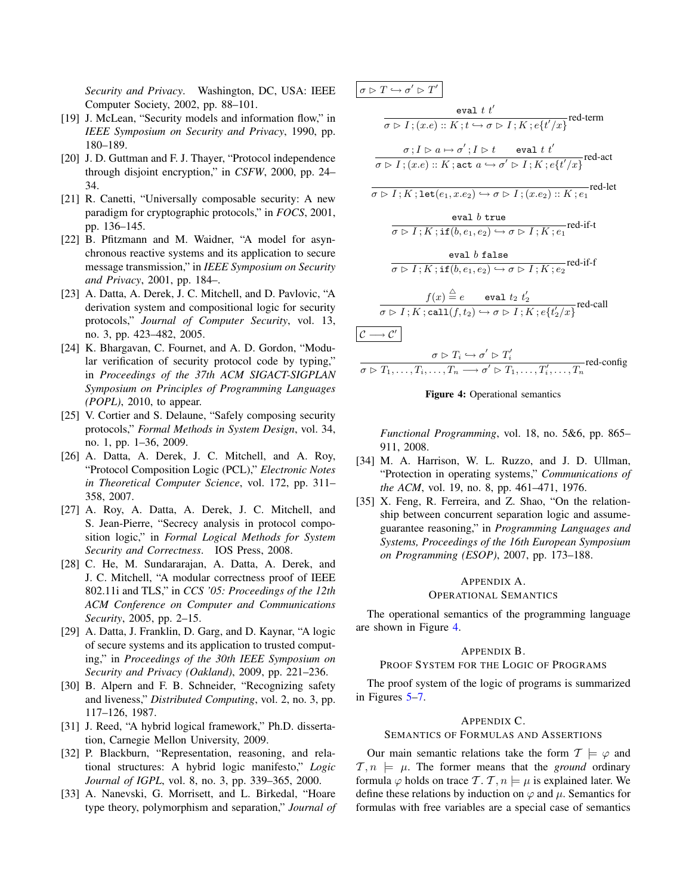*Security and Privacy*. Washington, DC, USA: IEEE Computer Society, 2002, pp. 88–101.

[19] J. McLean, "Security models and information flow," in *IEEE Symposium on Security and Privacy*, 1990, pp. 180–189.

[20] J. D. Guttman and F. J. Thayer, "Protocol independence through disjoint encryption," in *CSFW*, 2000, pp. 24–34.

[21] R. Canetti, "Universally composable security: A new paradigm for cryptographic protocols," in *FOCS*, 2001, pp. 136–145.

[22] B. Pfitzmann and M. Waidner, "A model for asynchronous reactive systems and its application to secure message transmission," in *IEEE Symposium on Security and Privacy*, 2001, pp. 184–.

[23] A. Datta, A. Derek, J. C. Mitchell, and D. Pavlovic, "A derivation system and compositional logic for security protocols," *Journal of Computer Security*, vol. 13, no. 3, pp. 423–482, 2005.

[24] K. Bhargavan, C. Fournet, and A. D. Gordon, "Modular verification of security protocol code by typing," in *Proceedings of the 37th ACM SIGACT-SIGPLAN Symposium on Principles of Programming Languages (POPL)*, 2010, to appear.

[25] V. Cortier and S. Delaune, "Safely composing security protocols," *Formal Methods in System Design*, vol. 34, no. 1, pp. 1–36, 2009.

[26] A. Datta, A. Derek, J. C. Mitchell, and A. Roy, "Protocol Composition Logic (PCL)," *Electronic Notes in Theoretical Computer Science*, vol. 172, pp. 311–358, 2007.

[27] A. Roy, A. Datta, A. Derek, J. C. Mitchell, and S. Jean-Pierre, "Secrecy analysis in protocol composition logic," in *Formal Logical Methods for System Security and Correctness*. IOS Press, 2008.

[28] C. He, M. Sundararajan, A. Datta, A. Derek, and J. C. Mitchell, "A modular correctness proof of IEEE 802.11i and TLS," in *CCS '05: Proceedings of the 12th ACM Conference on Computer and Communications Security*, 2005, pp. 2–15.

[29] A. Datta, J. Franklin, D. Garg, and D. Kaynar, "A logic of secure systems and its application to trusted computing," in *Proceedings of the 30th IEEE Symposium on Security and Privacy (Oakland)*, 2009, pp. 221–236.

[30] B. Alpern and F. B. Schneider, "Recognizing safety and liveness," *Distributed Computing*, vol. 2, no. 3, pp. 117–126, 1987.

[31] J. Reed, "A hybrid logical framework," Ph.D. dissertation, Carnegie Mellon University, 2009.

[32] P. Blackburn, "Representation, reasoning, and relational structures: A hybrid logic manifesto," *Logic Journal of IGPL*, vol. 8, no. 3, pp. 339–365, 2000.

[33] A. Nanevski, G. Morrisett, and L. Birkedal, "Hoare type theory, polymorphism and separation," *Journal of Functional Programming*, vol. 18, no. 5&6, pp. 865–911, 2008.

[34] M. A. Harrison, W. L. Ruzzo, and J. D. Ullman, "Protection in operating systems," *Communications of the ACM*, vol. 19, no. 8, pp. 461–471, 1976.

[35] X. Feng, R. Ferreira, and Z. Shao, "On the relationship between concurrent separation logic and assume-guarantee reasoning," in *Programming Languages and Systems, Proceedings of the 16th European Symposium on Programming (ESOP)*, 2007, pp. 173–188.

$\boxed{\sigma \rhd T \hookrightarrow \sigma' \rhd T'}$

$$\frac{\texttt{eval}\ t\ t'}{\sigma \rhd I\,;(x.e) :: K\,; t \hookrightarrow \sigma \rhd I\,; K\,; e\{t'/x\}}\text{red-term}$$

$$\frac{\sigma\,; I \rhd a \mapsto \sigma'\,; I \rhd t \qquad \texttt{eval}\ t\ t'}{\sigma \rhd I\,;(x.e) :: K\,; \texttt{act}\ a \hookrightarrow \sigma' \rhd I\,; K\,; e\{t'/x\}}\text{red-act}$$

$$\frac{}{\sigma \rhd I\,; K\,; \texttt{let}(e_1, x.e_2) \hookrightarrow \sigma \rhd I\,;(x.e_2) :: K\,; e_1}\text{red-let}$$

$$\frac{\texttt{eval}\ b\ \texttt{true}}{\sigma \rhd I\,; K\,; \texttt{if}(b, e_1, e_2) \hookrightarrow \sigma \rhd I\,; K\,; e_1}\text{red-if-t}$$

$$\frac{\texttt{eval}\ b\ \texttt{false}}{\sigma \rhd I\,; K\,; \texttt{if}(b, e_1, e_2) \hookrightarrow \sigma \rhd I\,; K\,; e_2}\text{red-if-f}$$

$$\frac{f(x) \triangleq e \qquad \texttt{eval}\ t_2\ t_2'}{\sigma \rhd I\,; K\,; \texttt{call}(f, t_2) \hookrightarrow \sigma \rhd I\,; K\,; e\{t_2'/x\}}\text{red-call}$$

$\boxed{\mathcal{C} \longrightarrow \mathcal{C}'}$

$$\frac{\sigma \rhd T_i \hookrightarrow \sigma' \rhd T_i'}{\sigma \rhd T_1, \ldots, T_i, \ldots, T_n \longrightarrow \sigma' \rhd T_1, \ldots, T_i', \ldots, T_n}\text{red-config}$$

**Figure 4:** Operational semantics

## Appendix A. Operational Semantics

The operational semantics of the programming language are shown in Figure 4.

## Appendix B. Proof System for the Logic of Programs

The proof system of the logic of programs is summarized in Figures 5–7.

## Appendix C. Semantics of Formulas and Assertions

Our main semantic relations take the form $\mathcal{T} \models \varphi$ and $\mathcal{T}, n \models \mu$. The former means that the *ground* ordinary formula $\varphi$ holds on trace $\mathcal{T}$. $\mathcal{T}, n \models \mu$ is explained later. We define these relations by induction on $\varphi$ and $\mu$. Semantics for formulas with free variables are a special case of semantics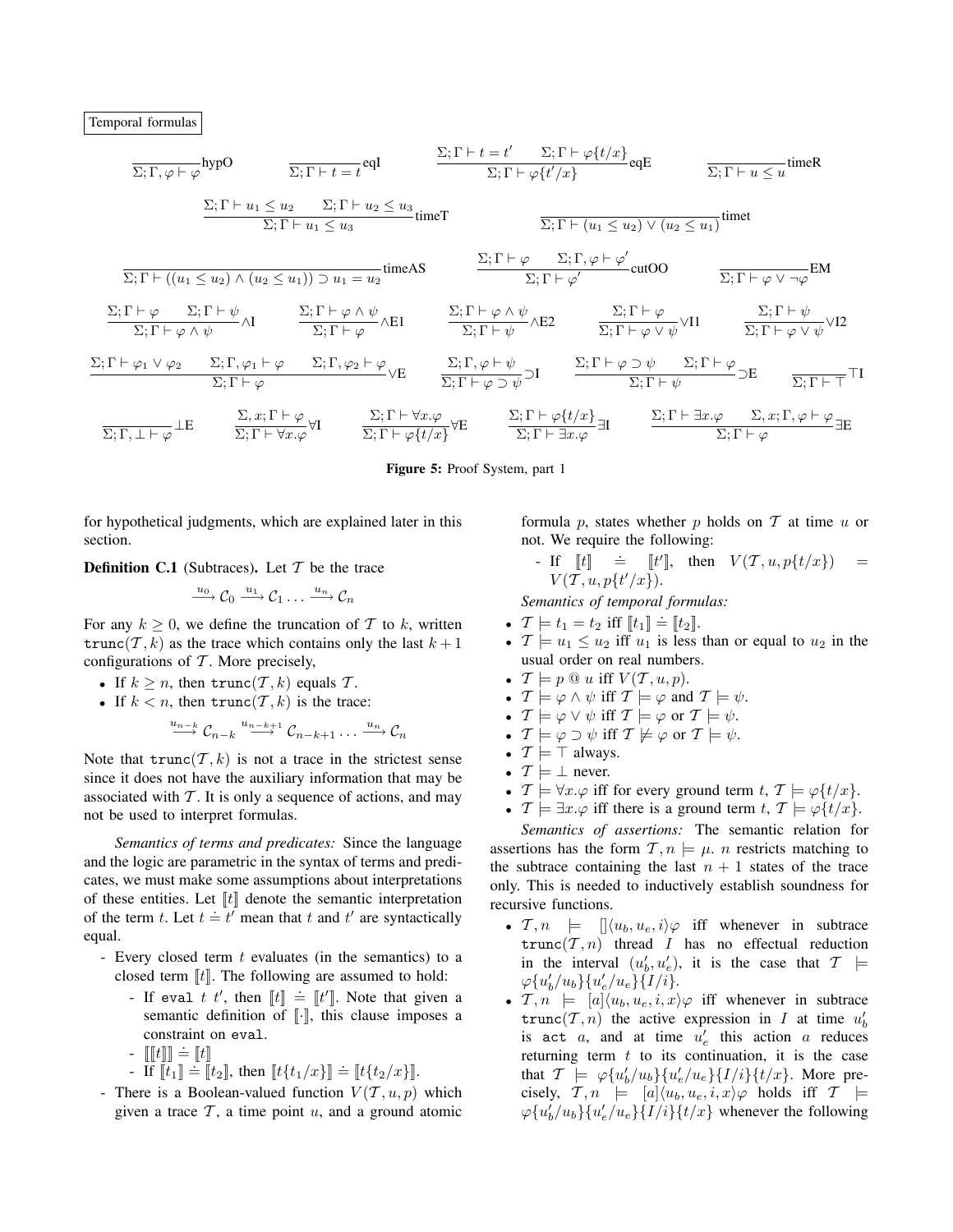Temporal formulas

$$\frac{}{\Sigma;\Gamma,\varphi\vdash\varphi}\text{hypO}\qquad \frac{}{\Sigma;\Gamma\vdash t=t}\text{eqI}\qquad \frac{\Sigma;\Gamma\vdash t=t' \quad \Sigma;\Gamma\vdash\varphi\{t/x\}}{\Sigma;\Gamma\vdash\varphi\{t'/x\}}\text{eqE}\qquad \frac{}{\Sigma;\Gamma\vdash u\leq u}\text{timeR}$$

$$\frac{\Sigma;\Gamma\vdash u_1\leq u_2 \quad \Sigma;\Gamma\vdash u_2\leq u_3}{\Sigma;\Gamma\vdash u_1\leq u_3}\text{timeT}\qquad \frac{}{\Sigma;\Gamma\vdash (u_1\leq u_2)\vee(u_2\leq u_1)}\text{timet}$$

$$\frac{}{\Sigma;\Gamma\vdash ((u_1\leq u_2)\wedge(u_2\leq u_1))\supset u_1=u_2}\text{timeAS}\qquad \frac{\Sigma;\Gamma\vdash\varphi \quad \Sigma;\Gamma,\varphi\vdash\varphi'}{\Sigma;\Gamma\vdash\varphi'}\text{cutOO}\qquad \frac{}{\Sigma;\Gamma\vdash\varphi\vee\neg\varphi}\text{EM}$$

$$\frac{\Sigma;\Gamma\vdash\varphi \quad \Sigma;\Gamma\vdash\psi}{\Sigma;\Gamma\vdash\varphi\wedge\psi}\wedge\text{I}\qquad \frac{\Sigma;\Gamma\vdash\varphi\wedge\psi}{\Sigma;\Gamma\vdash\varphi}\wedge\text{E1}\qquad \frac{\Sigma;\Gamma\vdash\varphi\wedge\psi}{\Sigma;\Gamma\vdash\psi}\wedge\text{E2}\qquad \frac{\Sigma;\Gamma\vdash\varphi}{\Sigma;\Gamma\vdash\varphi\vee\psi}\vee\text{I1}\qquad \frac{\Sigma;\Gamma\vdash\psi}{\Sigma;\Gamma\vdash\varphi\vee\psi}\vee\text{I2}$$

$$\frac{\Sigma;\Gamma\vdash\varphi_1\vee\varphi_2 \quad \Sigma;\Gamma,\varphi_1\vdash\varphi \quad \Sigma;\Gamma,\varphi_2\vdash\varphi}{\Sigma;\Gamma\vdash\varphi}\vee\text{E}\qquad \frac{\Sigma;\Gamma,\varphi\vdash\psi}{\Sigma;\Gamma\vdash\varphi\supset\psi}\supset\text{I}\qquad \frac{\Sigma;\Gamma\vdash\varphi\supset\psi \quad \Sigma;\Gamma\vdash\varphi}{\Sigma;\Gamma\vdash\psi}\supset\text{E}\qquad \frac{}{\Sigma;\Gamma\vdash\top}\top\text{I}$$

$$\frac{}{\Sigma;\Gamma,\bot\vdash\varphi}\bot\text{E}\qquad \frac{\Sigma,x;\Gamma\vdash\varphi}{\Sigma;\Gamma\vdash\forall x.\varphi}\forall\text{I}\qquad \frac{\Sigma;\Gamma\vdash\forall x.\varphi}{\Sigma;\Gamma\vdash\varphi\{t/x\}}\forall\text{E}\qquad \frac{\Sigma;\Gamma\vdash\varphi\{t/x\}}{\Sigma;\Gamma\vdash\exists x.\varphi}\exists\text{I}\qquad \frac{\Sigma;\Gamma\vdash\exists x.\varphi \quad \Sigma,x;\Gamma,\varphi\vdash\varphi}{\Sigma;\Gamma\vdash\varphi}\exists\text{E}$$

**Figure 5:** Proof System, part 1

for hypothetical judgments, which are explained later in this section.

**Definition C.1** (Subtraces)**.** Let $\mathcal{T}$ be the trace

$$\xrightarrow{u_0}\mathcal{C}_0\xrightarrow{u_1}\mathcal{C}_1\ldots\xrightarrow{u_n}\mathcal{C}_n$$

For any $k\geq 0$, we define the truncation of $\mathcal{T}$ to $k$, written $\mathtt{trunc}(\mathcal{T},k)$ as the trace which contains only the last $k+1$ configurations of $\mathcal{T}$. More precisely,

- If $k\geq n$, then $\mathtt{trunc}(\mathcal{T},k)$ equals $\mathcal{T}$.
- If $k<n$, then $\mathtt{trunc}(\mathcal{T},k)$ is the trace:

$$\xrightarrow{u_{n-k}}\mathcal{C}_{n-k}\xrightarrow{u_{n-k+1}}\mathcal{C}_{n-k+1}\ldots\xrightarrow{u_n}\mathcal{C}_n$$

Note that $\mathtt{trunc}(\mathcal{T},k)$ is not a trace in the strictest sense since it does not have the auxiliary information that may be associated with $\mathcal{T}$. It is only a sequence of actions, and may not be used to interpret formulas.

*Semantics of terms and predicates:* Since the language and the logic are parametric in the syntax of terms and predicates, we must make some assumptions about interpretations of these entities. Let $[\![t]\!]$ denote the semantic interpretation of the term $t$. Let $t\doteq t'$ mean that $t$ and $t'$ are syntactically equal.

- Every closed term $t$ evaluates (in the semantics) to a closed term $[\![t]\!]$. The following are assumed to hold:
  - If eval $t$ $t'$, then $[\![t]\!]\doteq[\![t']\!]$. Note that given a semantic definition of $[\![\cdot]\!]$, this clause imposes a constraint on eval.
  - $[\![[\![t]\!]]\!]\doteq[\![t]\!]$
  - If $[\![t_1]\!]\doteq[\![t_2]\!]$, then $[\![t\{t_1/x\}]\!]\doteq[\![t\{t_2/x\}]\!]$.
- There is a Boolean-valued function $V(\mathcal{T},u,p)$ which given a trace $\mathcal{T}$, a time point $u$, and a ground atomic formula $p$, states whether $p$ holds on $\mathcal{T}$ at time $u$ or not. We require the following:
  - If $[\![t]\!]\doteq[\![t']\!]$, then $V(\mathcal{T},u,p\{t/x\}) = V(\mathcal{T},u,p\{t'/x\})$.

*Semantics of temporal formulas:*

- $\mathcal{T}\models t_1=t_2$ iff $[\![t_1]\!]\doteq[\![t_2]\!]$.
- $\mathcal{T}\models u_1\leq u_2$ iff $u_1$ is less than or equal to $u_2$ in the usual order on real numbers.
- $\mathcal{T}\models p\ @\ u$ iff $V(\mathcal{T},u,p)$.
- $\mathcal{T}\models\varphi\wedge\psi$ iff $\mathcal{T}\models\varphi$ and $\mathcal{T}\models\psi$.
- $\mathcal{T}\models\varphi\vee\psi$ iff $\mathcal{T}\models\varphi$ or $\mathcal{T}\models\psi$.
- $\mathcal{T}\models\varphi\supset\psi$ iff $\mathcal{T}\not\models\varphi$ or $\mathcal{T}\models\psi$.
- $\mathcal{T}\models\top$ always.
- $\mathcal{T}\models\bot$ never.
- $\mathcal{T}\models\forall x.\varphi$ iff for every ground term $t$, $\mathcal{T}\models\varphi\{t/x\}$.
- $\mathcal{T}\models\exists x.\varphi$ iff there is a ground term $t$, $\mathcal{T}\models\varphi\{t/x\}$.

*Semantics of assertions:* The semantic relation for assertions has the form $\mathcal{T},n\models\mu$. $n$ restricts matching to the subtrace containing the last $n+1$ states of the trace only. This is needed to inductively establish soundness for recursive functions.

- $\mathcal{T},n\models[]\langle u_b,u_e,i\rangle\varphi$ iff whenever in subtrace $\mathtt{trunc}(\mathcal{T},n)$ thread $I$ has no effectual reduction in the interval $(u_b',u_e')$, it is the case that $\mathcal{T}\models\varphi\{u_b'/u_b\}\{u_e'/u_e\}\{I/i\}$.
- $\mathcal{T},n\models[a]\langle u_b,u_e,i,x\rangle\varphi$ iff whenever in subtrace $\mathtt{trunc}(\mathcal{T},n)$ the active expression in $I$ at time $u_b'$ is act $a$, and at time $u_e'$ this action $a$ reduces returning term $t$ to its continuation, it is the case that $\mathcal{T}\models\varphi\{u_b'/u_b\}\{u_e'/u_e\}\{I/i\}\{t/x\}$. More precisely, $\mathcal{T},n\models[a]\langle u_b,u_e,i,x\rangle\varphi$ holds iff $\mathcal{T}\models\varphi\{u_b'/u_b\}\{u_e'/u_e\}\{I/i\}\{t/x\}$ whenever the following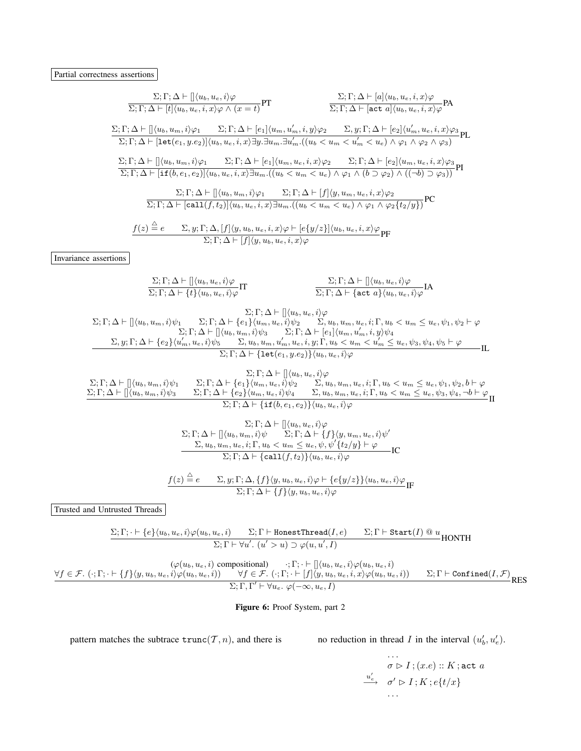Partial correctness assertions

$$\frac{\Sigma;\Gamma;\Delta \vdash [] \langle u_b, u_e, i\rangle \varphi}{\Sigma;\Gamma;\Delta \vdash [t]\langle u_b, u_e, i, x\rangle \varphi \wedge (x = t)}\text{PT} \qquad \frac{\Sigma;\Gamma;\Delta \vdash [a]\langle u_b, u_e, i, x\rangle \varphi}{\Sigma;\Gamma;\Delta \vdash [\texttt{act}\ a]\langle u_b, u_e, i, x\rangle \varphi}\text{PA}$$

$$\frac{\Sigma;\Gamma;\Delta \vdash [] \langle u_b, u_m, i\rangle \varphi_1 \qquad \Sigma;\Gamma;\Delta \vdash [e_1]\langle u_m, u'_m, i, y\rangle \varphi_2 \qquad \Sigma, y;\Gamma;\Delta \vdash [e_2]\langle u'_m, u_e, i, x\rangle \varphi_3}{\Sigma;\Gamma;\Delta \vdash [\texttt{let}(e_1, y.e_2)]\langle u_b, u_e, i, x\rangle \exists y.\exists u_m.\exists u'_m.((u_b < u_m < u'_m < u_e) \wedge \varphi_1 \wedge \varphi_2 \wedge \varphi_3)}\text{PL}$$

$$\frac{\Sigma;\Gamma;\Delta \vdash [] \langle u_b, u_m, i\rangle \varphi_1 \qquad \Sigma;\Gamma;\Delta \vdash [e_1]\langle u_m, u_e, i, x\rangle \varphi_2 \qquad \Sigma;\Gamma;\Delta \vdash [e_2]\langle u_m, u_e, i, x\rangle \varphi_3}{\Sigma;\Gamma;\Delta \vdash [\texttt{if}(b, e_1, e_2)]\langle u_b, u_e, i, x\rangle \exists u_m.((u_b < u_m < u_e) \wedge \varphi_1 \wedge (b \supset \varphi_2) \wedge ((\neg b) \supset \varphi_3))}\text{PI}$$

$$\frac{\Sigma;\Gamma;\Delta \vdash [] \langle u_b, u_m, i\rangle \varphi_1 \qquad \Sigma;\Gamma;\Delta \vdash [f]\langle y, u_m, u_e, i, x\rangle \varphi_2}{\Sigma;\Gamma;\Delta \vdash [\texttt{call}(f, t_2)]\langle u_b, u_e, i, x\rangle \exists u_m.((u_b < u_m < u_e) \wedge \varphi_1 \wedge \varphi_2\{t_2/y\})}\text{PC}$$

$$\frac{f(z) \stackrel{\triangle}{=} e \qquad \Sigma, y;\Gamma;\Delta, [f]\langle y, u_b, u_e, i, x\rangle \varphi \vdash [e\{y/z\}]\langle u_b, u_e, i, x\rangle \varphi}{\Sigma;\Gamma;\Delta \vdash [f]\langle y, u_b, u_e, i, x\rangle \varphi}\text{PF}$$

Invariance assertions

$$\frac{\Sigma;\Gamma;\Delta \vdash [] \langle u_b, u_e, i\rangle \varphi}{\Sigma;\Gamma;\Delta \vdash \{t\}\langle u_b, u_e, i\rangle \varphi}\text{IT} \qquad \frac{\Sigma;\Gamma;\Delta \vdash [] \langle u_b, u_e, i\rangle \varphi}{\Sigma;\Gamma;\Delta \vdash \{\texttt{act}\ a\}\langle u_b, u_e, i\rangle \varphi}\text{IA}$$

$$\frac{\begin{array}{c}\Sigma;\Gamma;\Delta \vdash [] \langle u_b, u_e, i\rangle \varphi \\ \Sigma;\Gamma;\Delta \vdash [] \langle u_b, u_m, i\rangle \psi_1 \qquad \Sigma;\Gamma;\Delta \vdash \{e_1\}\langle u_m, u_e, i\rangle \psi_2 \qquad \Sigma, u_b, u_m, u_e, i;\Gamma, u_b < u_m \le u_e, \psi_1, \psi_2 \vdash \varphi \\ \Sigma;\Gamma;\Delta \vdash [] \langle u_b, u_m, i\rangle \psi_3 \qquad \Sigma;\Gamma;\Delta \vdash [e_1]\langle u_m, u'_m, i, y\rangle \psi_4 \\ \Sigma, y;\Gamma;\Delta \vdash \{e_2\}\langle u'_m, u_e, i\rangle \psi_5 \qquad \Sigma, u_b, u_m, u'_m, u_e, i, y;\Gamma, u_b < u_m < u'_m \le u_e, \psi_3, \psi_4, \psi_5 \vdash \varphi\end{array}}{\Sigma;\Gamma;\Delta \vdash \{\texttt{let}(e_1, y.e_2)\}\langle u_b, u_e, i\rangle \varphi}\text{IL}$$

$$\frac{\begin{array}{c}\Sigma;\Gamma;\Delta \vdash [] \langle u_b, u_e, i\rangle \varphi \\ \Sigma;\Gamma;\Delta \vdash [] \langle u_b, u_m, i\rangle \psi_1 \qquad \Sigma;\Gamma;\Delta \vdash \{e_1\}\langle u_m, u_e, i\rangle \psi_2 \qquad \Sigma, u_b, u_m, u_e, i;\Gamma, u_b < u_m \le u_e, \psi_1, \psi_2, b \vdash \varphi \\ \Sigma;\Gamma;\Delta \vdash [] \langle u_b, u_m, i\rangle \psi_3 \qquad \Sigma;\Gamma;\Delta \vdash \{e_2\}\langle u_m, u_e, i\rangle \psi_4 \qquad \Sigma, u_b, u_m, u_e, i;\Gamma, u_b < u_m \le u_e, \psi_3, \psi_4, \neg b \vdash \varphi\end{array}}{\Sigma;\Gamma;\Delta \vdash \{\texttt{if}(b, e_1, e_2)\}\langle u_b, u_e, i\rangle \varphi}\text{II}$$

$$\frac{\begin{array}{c}\Sigma;\Gamma;\Delta \vdash [] \langle u_b, u_e, i\rangle \varphi \\ \Sigma;\Gamma;\Delta \vdash [] \langle u_b, u_m, i\rangle \psi \qquad \Sigma;\Gamma;\Delta \vdash \{f\}\langle y, u_m, u_e, i\rangle \psi' \\ \Sigma, u_b, u_m, u_e, i;\Gamma, u_b < u_m \le u_e, \psi, \psi'\{t_2/y\} \vdash \varphi\end{array}}{\Sigma;\Gamma;\Delta \vdash \{\texttt{call}(f, t_2)\}\langle u_b, u_e, i\rangle \varphi}\text{IC}$$

$$\frac{f(z) \stackrel{\triangle}{=} e \qquad \Sigma, y;\Gamma;\Delta, \{f\}\langle y, u_b, u_e, i\rangle \varphi \vdash \{e\{y/z\}\}\langle u_b, u_e, i\rangle \varphi}{\Sigma;\Gamma;\Delta \vdash \{f\}\langle y, u_b, u_e, i\rangle \varphi}\text{IF}$$

Trusted and Untrusted Threads

$$\frac{\Sigma;\Gamma;\cdot \vdash \{e\}\langle u_b, u_e, i\rangle \varphi(u_b, u_e, i) \qquad \Sigma;\Gamma \vdash \texttt{HonestThread}(I, e) \qquad \Sigma;\Gamma \vdash \texttt{Start}(I) \ @\ u}{\Sigma;\Gamma \vdash \forall u'.\ (u' > u) \supset \varphi(u, u', I)}\text{HONTH}$$

$$\frac{\begin{array}{c}(\varphi(u_b, u_e, i) \text{ compositional}) \qquad \cdot;\Gamma;\cdot \vdash [] \langle u_b, u_e, i\rangle \varphi(u_b, u_e, i) \\ \forall f \in \mathcal{F}.\ (\cdot;\Gamma;\cdot \vdash \{f\}\langle y, u_b, u_e, i\rangle \varphi(u_b, u_e, i)) \qquad \forall f \in \mathcal{F}.\ (\cdot;\Gamma;\cdot \vdash [f]\langle y, u_b, u_e, i, x\rangle \varphi(u_b, u_e, i)) \qquad \Sigma;\Gamma \vdash \texttt{Confined}(I, \mathcal{F})\end{array}}{\Sigma;\Gamma, \Gamma' \vdash \forall u_e.\ \varphi(-\infty, u_e, I)}\text{RES}$$

**Figure 6:** Proof System, part 2

pattern matches the subtrace $\texttt{trunc}(\mathcal{T}, n)$, and there is no reduction in thread $I$ in the interval $(u'_b, u'_e)$.

$$\begin{array}{ll} & \ldots \\ & \sigma \rhd I\,;(x.e) :: K\,;\texttt{act}\ a \\ \xrightarrow{u'_e} & \sigma' \rhd I\,;K\,;e\{t/x\} \\ & \ldots \end{array}$$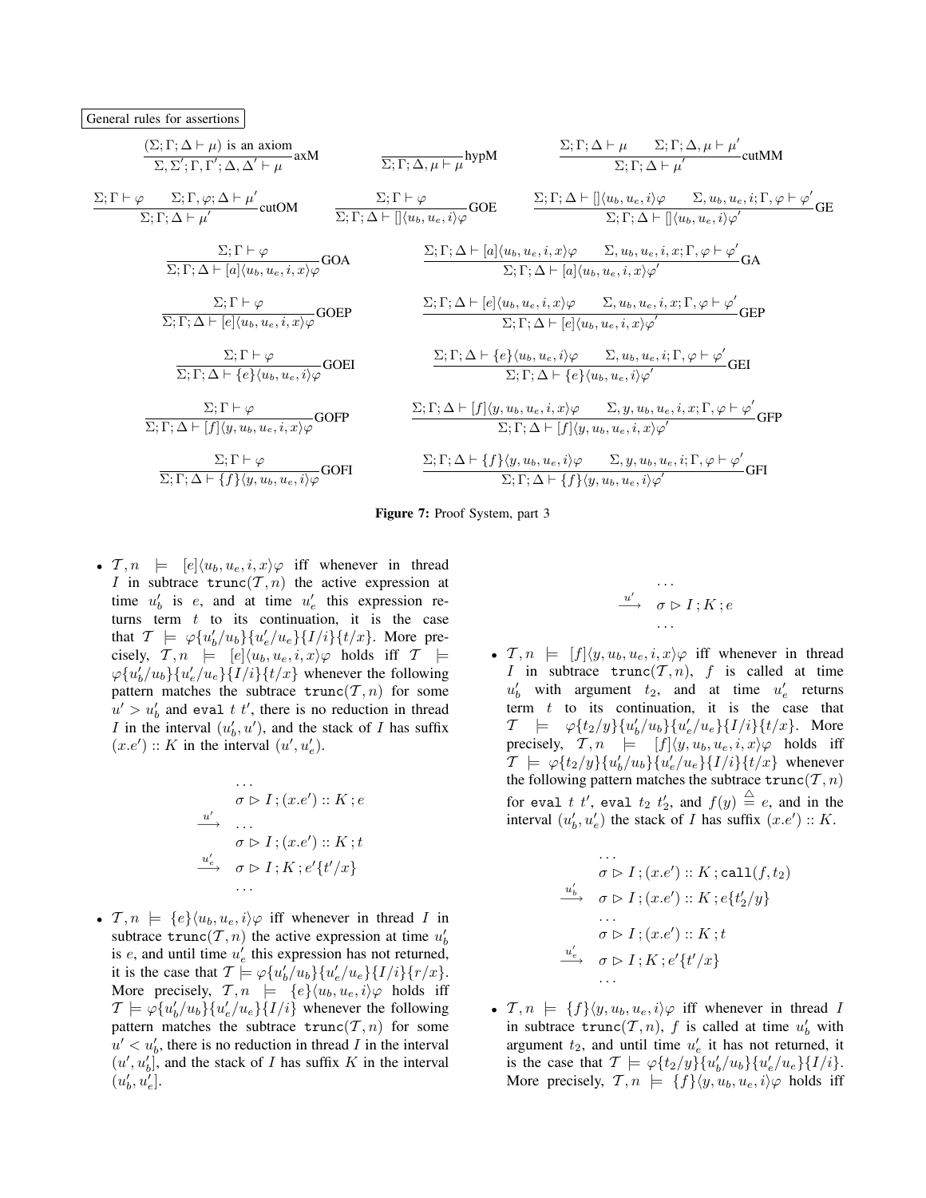General rules for assertions

$$\frac{(\Sigma;\Gamma;\Delta\vdash\mu)\text{ is an axiom}}{\Sigma,\Sigma';\Gamma,\Gamma';\Delta,\Delta'\vdash\mu}\text{axM}\qquad \frac{}{\Sigma;\Gamma;\Delta,\mu\vdash\mu}\text{hypM}\qquad \frac{\Sigma;\Gamma;\Delta\vdash\mu\qquad\Sigma;\Gamma;\Delta,\mu\vdash\mu'}{\Sigma;\Gamma;\Delta\vdash\mu'}\text{cutMM}$$

$$\frac{\Sigma;\Gamma\vdash\varphi\qquad\Sigma;\Gamma,\varphi;\Delta\vdash\mu'}{\Sigma;\Gamma;\Delta\vdash\mu'}\text{cutOM}\qquad \frac{\Sigma;\Gamma\vdash\varphi}{\Sigma;\Gamma;\Delta\vdash[]\langle u_b,u_e,i\rangle\varphi}\text{GOE}\qquad \frac{\Sigma;\Gamma;\Delta\vdash[]\langle u_b,u_e,i\rangle\varphi\qquad\Sigma,u_b,u_e,i;\Gamma,\varphi\vdash\varphi'}{\Sigma;\Gamma;\Delta\vdash[]\langle u_b,u_e,i\rangle\varphi'}\text{GE}$$

$$\frac{\Sigma;\Gamma\vdash\varphi}{\Sigma;\Gamma;\Delta\vdash[a]\langle u_b,u_e,i,x\rangle\varphi}\text{GOA}\qquad \frac{\Sigma;\Gamma;\Delta\vdash[a]\langle u_b,u_e,i,x\rangle\varphi\qquad\Sigma,u_b,u_e,i,x;\Gamma,\varphi\vdash\varphi'}{\Sigma;\Gamma;\Delta\vdash[a]\langle u_b,u_e,i,x\rangle\varphi'}\text{GA}$$

$$\frac{\Sigma;\Gamma\vdash\varphi}{\Sigma;\Gamma;\Delta\vdash[e]\langle u_b,u_e,i,x\rangle\varphi}\text{GOEP}\qquad \frac{\Sigma;\Gamma;\Delta\vdash[e]\langle u_b,u_e,i,x\rangle\varphi\qquad\Sigma,u_b,u_e,i,x;\Gamma,\varphi\vdash\varphi'}{\Sigma;\Gamma;\Delta\vdash[e]\langle u_b,u_e,i,x\rangle\varphi'}\text{GEP}$$

$$\frac{\Sigma;\Gamma\vdash\varphi}{\Sigma;\Gamma;\Delta\vdash\{e\}\langle u_b,u_e,i\rangle\varphi}\text{GOEI}\qquad \frac{\Sigma;\Gamma;\Delta\vdash\{e\}\langle u_b,u_e,i\rangle\varphi\qquad\Sigma,u_b,u_e,i;\Gamma,\varphi\vdash\varphi'}{\Sigma;\Gamma;\Delta\vdash\{e\}\langle u_b,u_e,i\rangle\varphi'}\text{GEI}$$

$$\frac{\Sigma;\Gamma\vdash\varphi}{\Sigma;\Gamma;\Delta\vdash[f]\langle y,u_b,u_e,i,x\rangle\varphi}\text{GOFP}\qquad \frac{\Sigma;\Gamma;\Delta\vdash[f]\langle y,u_b,u_e,i,x\rangle\varphi\qquad\Sigma,y,u_b,u_e,i,x;\Gamma,\varphi\vdash\varphi'}{\Sigma;\Gamma;\Delta\vdash[f]\langle y,u_b,u_e,i,x\rangle\varphi'}\text{GFP}$$

$$\frac{\Sigma;\Gamma\vdash\varphi}{\Sigma;\Gamma;\Delta\vdash\{f\}\langle y,u_b,u_e,i\rangle\varphi}\text{GOFI}\qquad \frac{\Sigma;\Gamma;\Delta\vdash\{f\}\langle y,u_b,u_e,i\rangle\varphi\qquad\Sigma,y,u_b,u_e,i;\Gamma,\varphi\vdash\varphi'}{\Sigma;\Gamma;\Delta\vdash\{f\}\langle y,u_b,u_e,i\rangle\varphi'}\text{GFI}$$

**Figure 7:** Proof System, part 3

- $\mathcal{T},n \models [e]\langle u_b,u_e,i,x\rangle\varphi$ iff whenever in thread $I$ in subtrace $\texttt{trunc}(\mathcal{T},n)$ the active expression at time $u_b'$ is $e$, and at time $u_e'$ this expression returns term $t$ to its continuation, it is the case that $\mathcal{T} \models \varphi\{u_b'/u_b\}\{u_e'/u_e\}\{I/i\}\{t/x\}$. More precisely, $\mathcal{T},n \models [e]\langle u_b,u_e,i,x\rangle\varphi$ holds iff $\mathcal{T} \models \varphi\{u_b'/u_b\}\{u_e'/u_e\}\{I/i\}\{t/x\}$ whenever the following pattern matches the subtrace $\texttt{trunc}(\mathcal{T},n)$ for some $u' > u_b'$ and $\texttt{eval}\ t\ t'$, there is no reduction in thread $I$ in the interval $(u_b',u')$, and the stack of $I$ has suffix $(x.e') :: K$ in the interval $(u',u_e')$.

$$\begin{array}{ll} & \ldots \\ & \sigma \rhd I\,;(x.e')::K\,;e \\ \xrightarrow{u'} & \ldots \\ & \sigma \rhd I\,;(x.e')::K\,;t \\ \xrightarrow{u_e'} & \sigma \rhd I\,;K\,;e'\{t'/x\} \\ & \ldots \end{array}$$

- $\mathcal{T},n \models \{e\}\langle u_b,u_e,i\rangle\varphi$ iff whenever in thread $I$ in subtrace $\texttt{trunc}(\mathcal{T},n)$ the active expression at time $u_b'$ is $e$, and until time $u_e'$ this expression has not returned, it is the case that $\mathcal{T} \models \varphi\{u_b'/u_b\}\{u_e'/u_e\}\{I/i\}\{r/x\}$. More precisely, $\mathcal{T},n \models \{e\}\langle u_b,u_e,i\rangle\varphi$ holds iff $\mathcal{T} \models \varphi\{u_b'/u_b\}\{u_e'/u_e\}\{I/i\}$ whenever the following pattern matches the subtrace $\texttt{trunc}(\mathcal{T},n)$ for some $u' < u_b'$, there is no reduction in thread $I$ in the interval $(u',u_b']$, and the stack of $I$ has suffix $K$ in the interval $(u_b',u_e']$.

$$\begin{array}{ll} & \ldots \\ \xrightarrow{u'} & \sigma \rhd I\,;K\,;e \\ & \ldots \end{array}$$

- $\mathcal{T},n \models [f]\langle y,u_b,u_e,i,x\rangle\varphi$ iff whenever in thread $I$ in subtrace $\texttt{trunc}(\mathcal{T},n)$, $f$ is called at time $u_b'$ with argument $t_2$, and at time $u_e'$ returns term $t$ to its continuation, it is the case that $\mathcal{T} \models \varphi\{t_2/y\}\{u_b'/u_b\}\{u_e'/u_e\}\{I/i\}\{t/x\}$. More precisely, $\mathcal{T},n \models [f]\langle y,u_b,u_e,i,x\rangle\varphi$ holds iff $\mathcal{T} \models \varphi\{t_2/y\}\{u_b'/u_b\}\{u_e'/u_e\}\{I/i\}\{t/x\}$ whenever the following pattern matches the subtrace $\texttt{trunc}(\mathcal{T},n)$ for $\texttt{eval}\ t\ t'$, $\texttt{eval}\ t_2\ t_2'$, and $f(y) \stackrel{\triangle}{=} e$, and in the interval $(u_b',u_e')$ the stack of $I$ has suffix $(x.e') :: K$.

$$\begin{array}{ll} & \ldots \\ & \sigma \rhd I\,;(x.e')::K\,;\texttt{call}(f,t_2) \\ \xrightarrow{u_b'} & \sigma \rhd I\,;(x.e')::K\,;e\{t_2'/y\} \\ & \ldots \\ & \sigma \rhd I\,;(x.e')::K\,;t \\ \xrightarrow{u_e'} & \sigma \rhd I\,;K\,;e'\{t'/x\} \\ & \ldots \end{array}$$

- $\mathcal{T},n \models \{f\}\langle y,u_b,u_e,i\rangle\varphi$ iff whenever in thread $I$ in subtrace $\texttt{trunc}(\mathcal{T},n)$, $f$ is called at time $u_b'$ with argument $t_2$, and until time $u_e'$ it has not returned, it is the case that $\mathcal{T} \models \varphi\{t_2/y\}\{u_b'/u_b\}\{u_e'/u_e\}\{I/i\}$. More precisely, $\mathcal{T},n \models \{f\}\langle y,u_b,u_e,i\rangle\varphi$ holds iff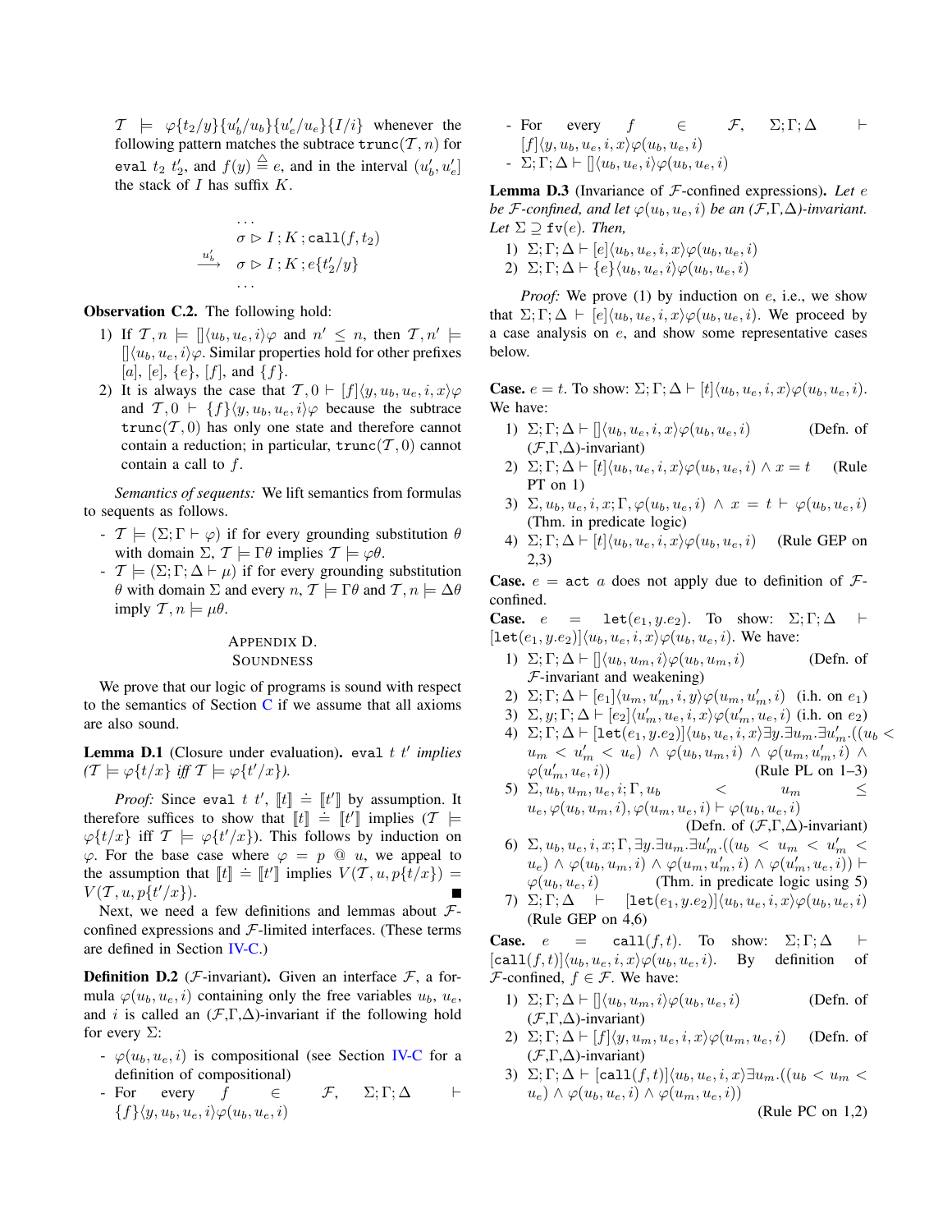$\mathcal{T} \models \varphi\{t_2/y\}\{u_b'/u_b\}\{u_e'/u_e\}\{I/i\}$ whenever the following pattern matches the subtrace $\texttt{trunc}(\mathcal{T}, n)$ for $\texttt{eval}\ t_2\ t_2'$, and $f(y) \triangleq e$, and in the interval $(u_b', u_e']$ the stack of $I$ has suffix $K$.

$$
\begin{array}{ll}
& \dots \\
& \sigma \triangleright I\,; K\,; \texttt{call}(f, t_2) \\
\xrightarrow{u_b'} & \sigma \triangleright I\,; K\,; e\{t_2'/y\} \\
& \dots
\end{array}
$$

**Observation C.2.** The following hold:

1) If $\mathcal{T}, n \models [\,]\langle u_b, u_e, i\rangle\varphi$ and $n' \le n$, then $\mathcal{T}, n' \models [\,]\langle u_b, u_e, i\rangle\varphi$. Similar properties hold for other prefixes $[a]$, $[e]$, $\{e\}$, $[f]$, and $\{f\}$.
2) It is always the case that $\mathcal{T}, 0 \vdash [f]\langle y, u_b, u_e, i, x\rangle\varphi$ and $\mathcal{T}, 0 \vdash \{f\}\langle y, u_b, u_e, i\rangle\varphi$ because the subtrace $\texttt{trunc}(\mathcal{T}, 0)$ has only one state and therefore cannot contain a reduction; in particular, $\texttt{trunc}(\mathcal{T}, 0)$ cannot contain a call to $f$.

*Semantics of sequents:* We lift semantics from formulas to sequents as follows.

- $\mathcal{T} \models (\Sigma; \Gamma \vdash \varphi)$ if for every grounding substitution $\theta$ with domain $\Sigma$, $\mathcal{T} \models \Gamma\theta$ implies $\mathcal{T} \models \varphi\theta$.
- $\mathcal{T} \models (\Sigma; \Gamma; \Delta \vdash \mu)$ if for every grounding substitution $\theta$ with domain $\Sigma$ and every $n$, $\mathcal{T} \models \Gamma\theta$ and $\mathcal{T}, n \models \Delta\theta$ imply $\mathcal{T}, n \models \mu\theta$.

## Appendix D. Soundness

We prove that our logic of programs is sound with respect to the semantics of Section C if we assume that all axioms are also sound.

**Lemma D.1** (Closure under evaluation). *$\texttt{eval}\ t\ t'$ implies ($\mathcal{T} \models \varphi\{t/x\}$ iff $\mathcal{T} \models \varphi\{t'/x\}$).*

*Proof:* Since $\texttt{eval}\ t\ t'$, $[\![t]\!] \doteq [\![t']\!]$ by assumption. It therefore suffices to show that $[\![t]\!] \doteq [\![t']\!]$ implies ($\mathcal{T} \models \varphi\{t/x\}$ iff $\mathcal{T} \models \varphi\{t'/x\}$). This follows by induction on $\varphi$. For the base case where $\varphi = p\ @\ u$, we appeal to the assumption that $[\![t]\!] \doteq [\![t']\!]$ implies $V(\mathcal{T}, u, p\{t/x\}) = V(\mathcal{T}, u, p\{t'/x\})$. ∎

Next, we need a few definitions and lemmas about $\mathcal{F}$-confined expressions and $\mathcal{F}$-limited interfaces. (These terms are defined in Section IV-C.)

**Definition D.2** ($\mathcal{F}$-invariant). Given an interface $\mathcal{F}$, a formula $\varphi(u_b, u_e, i)$ containing only the free variables $u_b$, $u_e$, and $i$ is called an ($\mathcal{F}$,$\Gamma$,$\Delta$)-invariant if the following hold for every $\Sigma$:

- $\varphi(u_b, u_e, i)$ is compositional (see Section IV-C for a definition of compositional)
- For every $f \in \mathcal{F}$, $\Sigma; \Gamma; \Delta \vdash \{f\}\langle y, u_b, u_e, i\rangle\varphi(u_b, u_e, i)$
- For every $f \in \mathcal{F}$, $\Sigma; \Gamma; \Delta \vdash [f]\langle y, u_b, u_e, i, x\rangle\varphi(u_b, u_e, i)$
- $\Sigma; \Gamma; \Delta \vdash [\,]\langle u_b, u_e, i\rangle\varphi(u_b, u_e, i)$

**Lemma D.3** (Invariance of $\mathcal{F}$-confined expressions). *Let $e$ be $\mathcal{F}$-confined, and let $\varphi(u_b, u_e, i)$ be an ($\mathcal{F}$,$\Gamma$,$\Delta$)-invariant. Let $\Sigma \supseteq \texttt{fv}(e)$. Then,*

1) $\Sigma; \Gamma; \Delta \vdash [e]\langle u_b, u_e, i, x\rangle\varphi(u_b, u_e, i)$
2) $\Sigma; \Gamma; \Delta \vdash \{e\}\langle u_b, u_e, i\rangle\varphi(u_b, u_e, i)$

*Proof:* We prove (1) by induction on $e$, i.e., we show that $\Sigma; \Gamma; \Delta \vdash [e]\langle u_b, u_e, i, x\rangle\varphi(u_b, u_e, i)$. We proceed by a case analysis on $e$, and show some representative cases below.

**Case.** $e = t$. To show: $\Sigma; \Gamma; \Delta \vdash [t]\langle u_b, u_e, i, x\rangle\varphi(u_b, u_e, i)$. We have:

1) $\Sigma; \Gamma; \Delta \vdash [\,]\langle u_b, u_e, i, x\rangle\varphi(u_b, u_e, i)$ (Defn. of ($\mathcal{F}$,$\Gamma$,$\Delta$)-invariant)
2) $\Sigma; \Gamma; \Delta \vdash [t]\langle u_b, u_e, i, x\rangle\varphi(u_b, u_e, i) \wedge x = t$ (Rule PT on 1)
3) $\Sigma, u_b, u_e, i, x; \Gamma, \varphi(u_b, u_e, i) \wedge x = t \vdash \varphi(u_b, u_e, i)$ (Thm. in predicate logic)
4) $\Sigma; \Gamma; \Delta \vdash [t]\langle u_b, u_e, i, x\rangle\varphi(u_b, u_e, i)$ (Rule GEP on 2,3)

**Case.** $e = \texttt{act}\ a$ does not apply due to definition of $\mathcal{F}$-confined.

**Case.** $e = \texttt{let}(e_1, y.e_2)$. To show: $\Sigma; \Gamma; \Delta \vdash [\texttt{let}(e_1, y.e_2)]\langle u_b, u_e, i, x\rangle\varphi(u_b, u_e, i)$. We have:

1) $\Sigma; \Gamma; \Delta \vdash [\,]\langle u_b, u_m, i\rangle\varphi(u_b, u_m, i)$ (Defn. of $\mathcal{F}$-invariant and weakening)
2) $\Sigma; \Gamma; \Delta \vdash [e_1]\langle u_m, u_m', i, y\rangle\varphi(u_m, u_m', i)$ (i.h. on $e_1$)
3) $\Sigma, y; \Gamma; \Delta \vdash [e_2]\langle u_m', u_e, i, x\rangle\varphi(u_m', u_e, i)$ (i.h. on $e_2$)
4) $\Sigma; \Gamma; \Delta \vdash [\texttt{let}(e_1, y.e_2)]\langle u_b, u_e, i, x\rangle\exists y.\exists u_m.\exists u_m'.((u_b < u_m < u_m' < u_e) \wedge \varphi(u_b, u_m, i) \wedge \varphi(u_m, u_m', i) \wedge \varphi(u_m', u_e, i))$ (Rule PL on 1–3)
5) $\Sigma, u_b, u_m, u_e, i; \Gamma, u_b < u_m \le u_e, \varphi(u_b, u_m, i), \varphi(u_m, u_e, i) \vdash \varphi(u_b, u_e, i)$ (Defn. of ($\mathcal{F}$,$\Gamma$,$\Delta$)-invariant)
6) $\Sigma, u_b, u_e, i, x; \Gamma, \exists y.\exists u_m.\exists u_m'.((u_b < u_m < u_m' < u_e) \wedge \varphi(u_b, u_m, i) \wedge \varphi(u_m, u_m', i) \wedge \varphi(u_m', u_e, i)) \vdash \varphi(u_b, u_e, i)$ (Thm. in predicate logic using 5)
7) $\Sigma; \Gamma; \Delta \vdash [\texttt{let}(e_1, y.e_2)]\langle u_b, u_e, i, x\rangle\varphi(u_b, u_e, i)$ (Rule GEP on 4,6)

**Case.** $e = \texttt{call}(f, t)$. To show: $\Sigma; \Gamma; \Delta \vdash [\texttt{call}(f, t)]\langle u_b, u_e, i, x\rangle\varphi(u_b, u_e, i)$. By definition of $\mathcal{F}$-confined, $f \in \mathcal{F}$. We have:

1) $\Sigma; \Gamma; \Delta \vdash [\,]\langle u_b, u_m, i\rangle\varphi(u_b, u_m, i)$ (Defn. of ($\mathcal{F}$,$\Gamma$,$\Delta$)-invariant)
2) $\Sigma; \Gamma; \Delta \vdash [f]\langle y, u_m, u_e, i, x\rangle\varphi(u_m, u_e, i)$ (Defn. of ($\mathcal{F}$,$\Gamma$,$\Delta$)-invariant)
3) $\Sigma; \Gamma; \Delta \vdash [\texttt{call}(f, t)]\langle u_b, u_e, i, x\rangle\exists u_m.((u_b < u_m < u_e) \wedge \varphi(u_b, u_e, i) \wedge \varphi(u_m, u_e, i))$ (Rule PC on 1,2)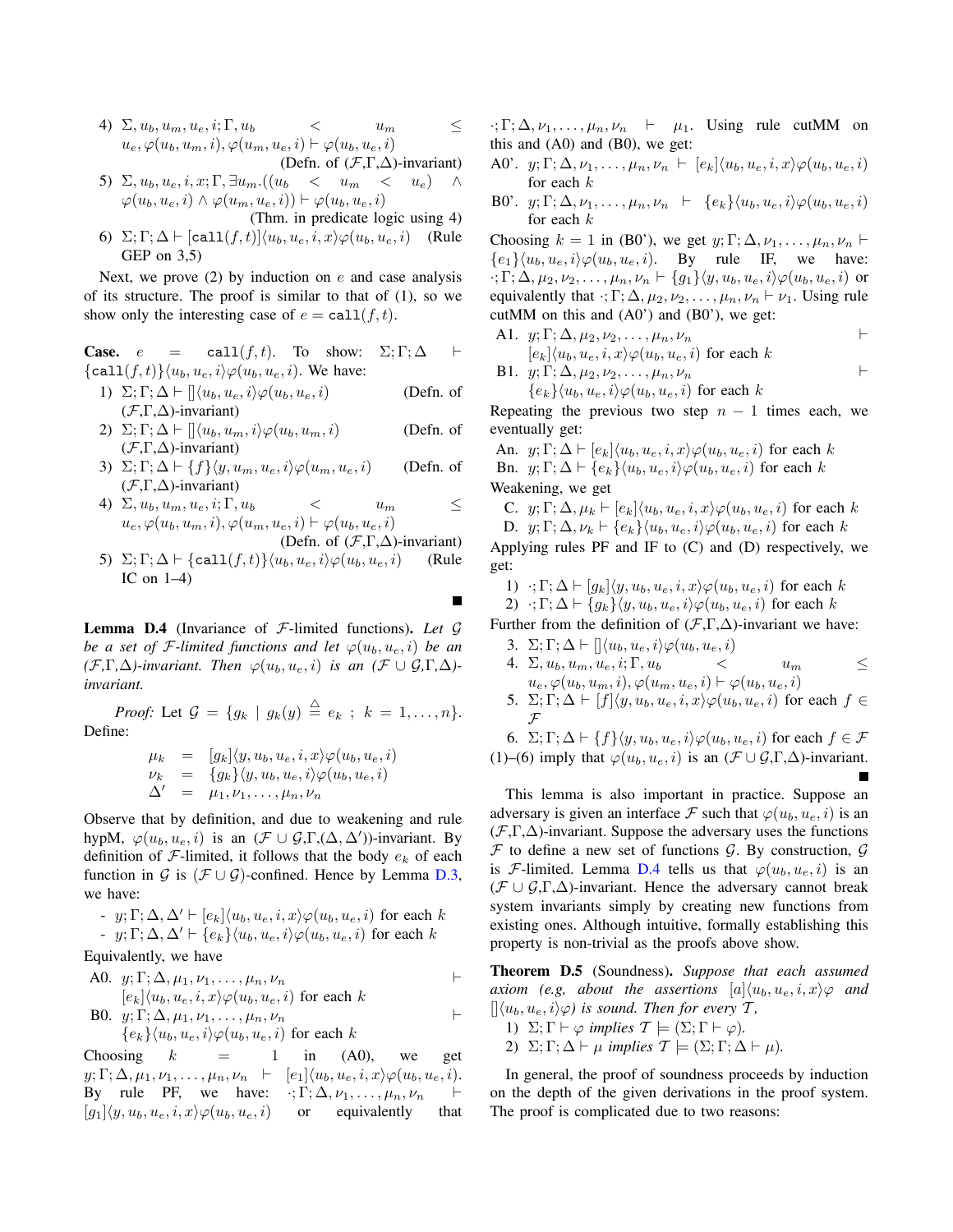4) $\Sigma, u_b, u_m, u_e, i; \Gamma, u_b < u_m \leq u_e, \varphi(u_b, u_m, i), \varphi(u_m, u_e, i) \vdash \varphi(u_b, u_e, i)$ (Defn. of ($\mathcal{F}$,$\Gamma$,$\Delta$)-invariant)

5) $\Sigma, u_b, u_e, i, x; \Gamma, \exists u_m.((u_b < u_m < u_e) \wedge \varphi(u_b, u_e, i) \wedge \varphi(u_m, u_e, i)) \vdash \varphi(u_b, u_e, i)$ (Thm. in predicate logic using 4)

6) $\Sigma; \Gamma; \Delta \vdash [\mathtt{call}(f, t)]\langle u_b, u_e, i, x\rangle \varphi(u_b, u_e, i)$ (Rule GEP on 3,5)

Next, we prove (2) by induction on $e$ and case analysis of its structure. The proof is similar to that of (1), so we show only the interesting case of $e = \mathtt{call}(f, t)$.

**Case.** $e = \mathtt{call}(f, t)$. To show: $\Sigma; \Gamma; \Delta \vdash \{\mathtt{call}(f, t)\}\langle u_b, u_e, i\rangle \varphi(u_b, u_e, i)$. We have:

1) $\Sigma; \Gamma; \Delta \vdash []\langle u_b, u_e, i\rangle \varphi(u_b, u_e, i)$ (Defn. of ($\mathcal{F}$,$\Gamma$,$\Delta$)-invariant)
2) $\Sigma; \Gamma; \Delta \vdash []\langle u_b, u_m, i\rangle \varphi(u_b, u_m, i)$ (Defn. of ($\mathcal{F}$,$\Gamma$,$\Delta$)-invariant)
3) $\Sigma; \Gamma; \Delta \vdash \{f\}\langle y, u_m, u_e, i\rangle \varphi(u_m, u_e, i)$ (Defn. of ($\mathcal{F}$,$\Gamma$,$\Delta$)-invariant)
4) $\Sigma, u_b, u_m, u_e, i; \Gamma, u_b < u_m \leq u_e, \varphi(u_b, u_m, i), \varphi(u_m, u_e, i) \vdash \varphi(u_b, u_e, i)$ (Defn. of ($\mathcal{F}$,$\Gamma$,$\Delta$)-invariant)
5) $\Sigma; \Gamma; \Delta \vdash \{\mathtt{call}(f, t)\}\langle u_b, u_e, i\rangle \varphi(u_b, u_e, i)$ (Rule IC on 1–4)

∎

**Lemma D.4** (Invariance of $\mathcal{F}$-limited functions)**.** *Let $\mathcal{G}$ be a set of $\mathcal{F}$-limited functions and let $\varphi(u_b, u_e, i)$ be an ($\mathcal{F}$,$\Gamma$,$\Delta$)-invariant. Then $\varphi(u_b, u_e, i)$ is an ($\mathcal{F} \cup \mathcal{G}$,$\Gamma$,$\Delta$)-invariant.*

*Proof:* Let $\mathcal{G} = \{g_k \mid g_k(y) \triangleq e_k \ ; \ k = 1, \ldots, n\}$. Define:

$$\begin{aligned}
\mu_k &= [g_k]\langle y, u_b, u_e, i, x\rangle \varphi(u_b, u_e, i) \\
\nu_k &= \{g_k\}\langle y, u_b, u_e, i\rangle \varphi(u_b, u_e, i) \\
\Delta' &= \mu_1, \nu_1, \ldots, \mu_n, \nu_n
\end{aligned}$$

Observe that by definition, and due to weakening and rule hypM, $\varphi(u_b, u_e, i)$ is an ($\mathcal{F} \cup \mathcal{G}$,$\Gamma$,($\Delta, \Delta'$))-invariant. By definition of $\mathcal{F}$-limited, it follows that the body $e_k$ of each function in $\mathcal{G}$ is ($\mathcal{F} \cup \mathcal{G}$)-confined. Hence by Lemma D.3, we have:

- $y; \Gamma; \Delta, \Delta' \vdash [e_k]\langle u_b, u_e, i, x\rangle \varphi(u_b, u_e, i)$ for each $k$
- $y; \Gamma; \Delta, \Delta' \vdash \{e_k\}\langle u_b, u_e, i\rangle \varphi(u_b, u_e, i)$ for each $k$

Equivalently, we have

A0. $y; \Gamma; \Delta, \mu_1, \nu_1, \ldots, \mu_n, \nu_n \vdash [e_k]\langle u_b, u_e, i, x\rangle \varphi(u_b, u_e, i)$ for each $k$

B0. $y; \Gamma; \Delta, \mu_1, \nu_1, \ldots, \mu_n, \nu_n \vdash \{e_k\}\langle u_b, u_e, i\rangle \varphi(u_b, u_e, i)$ for each $k$

Choosing $k = 1$ in (A0), we get $y; \Gamma; \Delta, \mu_1, \nu_1, \ldots, \mu_n, \nu_n \vdash [e_1]\langle u_b, u_e, i, x\rangle \varphi(u_b, u_e, i)$. By rule PF, we have: $\cdot; \Gamma; \Delta, \nu_1, \ldots, \mu_n, \nu_n \vdash [g_1]\langle y, u_b, u_e, i, x\rangle \varphi(u_b, u_e, i)$ or equivalently that $\cdot; \Gamma; \Delta, \nu_1, \ldots, \mu_n, \nu_n \vdash \mu_1$. Using rule cutMM on this and (A0) and (B0), we get:

A0'. $y; \Gamma; \Delta, \nu_1, \ldots, \mu_n, \nu_n \vdash [e_k]\langle u_b, u_e, i, x\rangle \varphi(u_b, u_e, i)$ for each $k$

B0'. $y; \Gamma; \Delta, \nu_1, \ldots, \mu_n, \nu_n \vdash \{e_k\}\langle u_b, u_e, i\rangle \varphi(u_b, u_e, i)$ for each $k$

Choosing $k = 1$ in (B0'), we get $y; \Gamma; \Delta, \nu_1, \ldots, \mu_n, \nu_n \vdash \{e_1\}\langle u_b, u_e, i\rangle \varphi(u_b, u_e, i)$. By rule IF, we have: $\cdot; \Gamma; \Delta, \mu_2, \nu_2, \ldots, \mu_n, \nu_n \vdash \{g_1\}\langle y, u_b, u_e, i\rangle \varphi(u_b, u_e, i)$ or equivalently that $\cdot; \Gamma; \Delta, \mu_2, \nu_2, \ldots, \mu_n, \nu_n \vdash \nu_1$. Using rule cutMM on this and (A0') and (B0'), we get:

A1. $y; \Gamma; \Delta, \mu_2, \nu_2, \ldots, \mu_n, \nu_n \vdash [e_k]\langle u_b, u_e, i, x\rangle \varphi(u_b, u_e, i)$ for each $k$

B1. $y; \Gamma; \Delta, \mu_2, \nu_2, \ldots, \mu_n, \nu_n \vdash \{e_k\}\langle u_b, u_e, i\rangle \varphi(u_b, u_e, i)$ for each $k$

Repeating the previous two step $n - 1$ times each, we eventually get:

An. $y; \Gamma; \Delta \vdash [e_k]\langle u_b, u_e, i, x\rangle \varphi(u_b, u_e, i)$ for each $k$

Bn. $y; \Gamma; \Delta \vdash \{e_k\}\langle u_b, u_e, i\rangle \varphi(u_b, u_e, i)$ for each $k$

Weakening, we get

C. $y; \Gamma; \Delta, \mu_k \vdash [e_k]\langle u_b, u_e, i, x\rangle \varphi(u_b, u_e, i)$ for each $k$

D. $y; \Gamma; \Delta, \nu_k \vdash \{e_k\}\langle u_b, u_e, i\rangle \varphi(u_b, u_e, i)$ for each $k$

Applying rules PF and IF to (C) and (D) respectively, we get:

1) $\cdot; \Gamma; \Delta \vdash [g_k]\langle y, u_b, u_e, i, x\rangle \varphi(u_b, u_e, i)$ for each $k$
2) $\cdot; \Gamma; \Delta \vdash \{g_k\}\langle y, u_b, u_e, i\rangle \varphi(u_b, u_e, i)$ for each $k$

Further from the definition of ($\mathcal{F}$,$\Gamma$,$\Delta$)-invariant we have:

3. $\Sigma; \Gamma; \Delta \vdash []\langle u_b, u_e, i\rangle \varphi(u_b, u_e, i)$
4. $\Sigma, u_b, u_m, u_e, i; \Gamma, u_b < u_m \leq u_e, \varphi(u_b, u_m, i), \varphi(u_m, u_e, i) \vdash \varphi(u_b, u_e, i)$
5. $\Sigma; \Gamma; \Delta \vdash [f]\langle y, u_b, u_e, i, x\rangle \varphi(u_b, u_e, i)$ for each $f \in \mathcal{F}$
6. $\Sigma; \Gamma; \Delta \vdash \{f\}\langle y, u_b, u_e, i\rangle \varphi(u_b, u_e, i)$ for each $f \in \mathcal{F}$

(1)–(6) imply that $\varphi(u_b, u_e, i)$ is an ($\mathcal{F} \cup \mathcal{G}$,$\Gamma$,$\Delta$)-invariant.

∎

This lemma is also important in practice. Suppose an adversary is given an interface $\mathcal{F}$ such that $\varphi(u_b, u_e, i)$ is an ($\mathcal{F}$,$\Gamma$,$\Delta$)-invariant. Suppose the adversary uses the functions $\mathcal{F}$ to define a new set of functions $\mathcal{G}$. By construction, $\mathcal{G}$ is $\mathcal{F}$-limited. Lemma D.4 tells us that $\varphi(u_b, u_e, i)$ is an ($\mathcal{F} \cup \mathcal{G}$,$\Gamma$,$\Delta$)-invariant. Hence the adversary cannot break system invariants simply by creating new functions from existing ones. Although intuitive, formally establishing this property is non-trivial as the proofs above show.

**Theorem D.5** (Soundness)**.** *Suppose that each assumed axiom (e.g, about the assertions $[a]\langle u_b, u_e, i, x\rangle \varphi$ and $[]\langle u_b, u_e, i\rangle \varphi$) is sound. Then for every $\mathcal{T}$,*

1) *$\Sigma; \Gamma \vdash \varphi$ implies $\mathcal{T} \models (\Sigma; \Gamma \vdash \varphi)$.*
2) *$\Sigma; \Gamma; \Delta \vdash \mu$ implies $\mathcal{T} \models (\Sigma; \Gamma; \Delta \vdash \mu)$.*

In general, the proof of soundness proceeds by induction on the depth of the given derivations in the proof system. The proof is complicated due to two reasons: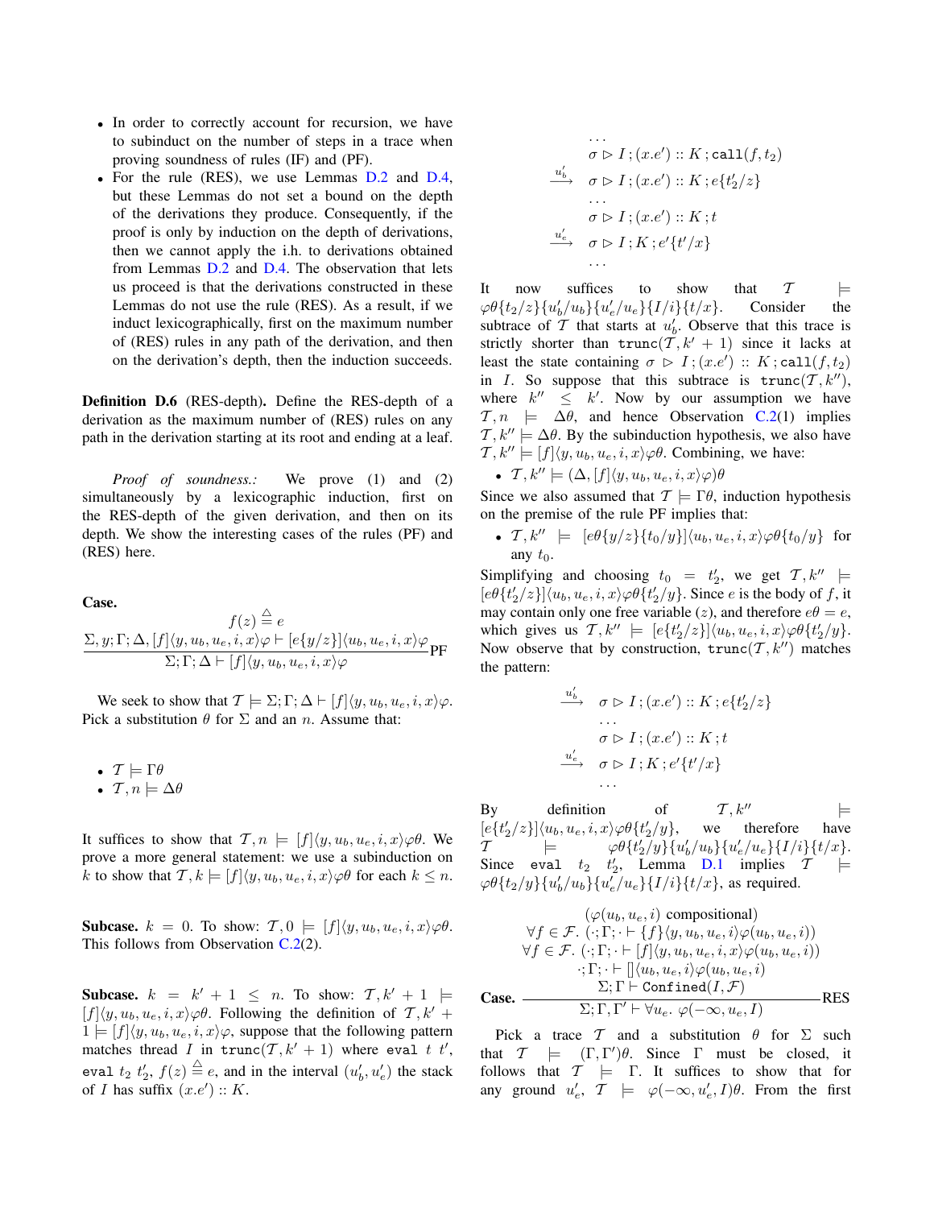- In order to correctly account for recursion, we have to subinduct on the number of steps in a trace when proving soundness of rules (IF) and (PF).
- For the rule (RES), we use Lemmas D.2 and D.4, but these Lemmas do not set a bound on the depth of the derivations they produce. Consequently, if the proof is only by induction on the depth of derivations, then we cannot apply the i.h. to derivations obtained from Lemmas D.2 and D.4. The observation that lets us proceed is that the derivations constructed in these Lemmas do not use the rule (RES). As a result, if we induct lexicographically, first on the maximum number of (RES) rules in any path of the derivation, and then on the derivation's depth, then the induction succeeds.

**Definition D.6** (RES-depth). Define the RES-depth of a derivation as the maximum number of (RES) rules on any path in the derivation starting at its root and ending at a leaf.

*Proof of soundness.:* We prove (1) and (2) simultaneously by a lexicographic induction, first on the RES-depth of the given derivation, and then on its depth. We show the interesting cases of the rules (PF) and (RES) here.

**Case.**

$$\frac{f(z) \triangleq e \qquad \Sigma, y; \Gamma; \Delta, [f]\langle y, u_b, u_e, i, x\rangle\varphi \vdash [e\{y/z\}]\langle u_b, u_e, i, x\rangle\varphi}{\Sigma; \Gamma; \Delta \vdash [f]\langle y, u_b, u_e, i, x\rangle\varphi}\text{PF}$$

We seek to show that $\mathcal{T} \models \Sigma; \Gamma; \Delta \vdash [f]\langle y, u_b, u_e, i, x\rangle\varphi$. Pick a substitution $\theta$ for $\Sigma$ and an $n$. Assume that:

- $\mathcal{T} \models \Gamma\theta$
- $\mathcal{T}, n \models \Delta\theta$

It suffices to show that $\mathcal{T}, n \models [f]\langle y, u_b, u_e, i, x\rangle\varphi\theta$. We prove a more general statement: we use a subinduction on $k$ to show that $\mathcal{T}, k \models [f]\langle y, u_b, u_e, i, x\rangle\varphi\theta$ for each $k \leq n$.

**Subcase.** $k = 0$. To show: $\mathcal{T}, 0 \models [f]\langle y, u_b, u_e, i, x\rangle\varphi\theta$. This follows from Observation C.2(2).

**Subcase.** $k = k' + 1 \leq n$. To show: $\mathcal{T}, k' + 1 \models [f]\langle y, u_b, u_e, i, x\rangle\varphi\theta$. Following the definition of $\mathcal{T}, k' + 1 \models [f]\langle y, u_b, u_e, i, x\rangle\varphi$, suppose that the following pattern matches thread $I$ in $\texttt{trunc}(\mathcal{T}, k' + 1)$ where $\texttt{eval}\ t\ t'$, $\texttt{eval}\ t_2\ t_2'$, $f(z) \triangleq e$, and in the interval $(u_b', u_e')$ the stack of $I$ has suffix $(x.e') :: K$.

$$\begin{array}{ll}
 & \ldots \\
 & \sigma \triangleright I\,; (x.e') :: K\,; \texttt{call}(f, t_2) \\
\xrightarrow{u_b'} & \sigma \triangleright I\,; (x.e') :: K\,; e\{t_2'/z\} \\
 & \ldots \\
 & \sigma \triangleright I\,; (x.e') :: K\,; t \\
\xrightarrow{u_e'} & \sigma \triangleright I\,; K\,; e'\{t'/x\} \\
 & \ldots
\end{array}$$

It now suffices to show that $\mathcal{T} \models \varphi\theta\{t_2/z\}\{u_b'/u_b\}\{u_e'/u_e\}\{I/i\}\{t/x\}$. Consider the subtrace of $\mathcal{T}$ that starts at $u_b'$. Observe that this trace is strictly shorter than $\texttt{trunc}(\mathcal{T}, k' + 1)$ since it lacks at least the state containing $\sigma \triangleright I\,; (x.e') :: K\,; \texttt{call}(f, t_2)$ in $I$. So suppose that this subtrace is $\texttt{trunc}(\mathcal{T}, k'')$, where $k'' \leq k'$. Now by our assumption we have $\mathcal{T}, n \models \Delta\theta$, and hence Observation C.2(1) implies $\mathcal{T}, k'' \models \Delta\theta$. By the subinduction hypothesis, we also have $\mathcal{T}, k'' \models [f]\langle y, u_b, u_e, i, x\rangle\varphi\theta$. Combining, we have:

- $\mathcal{T}, k'' \models (\Delta, [f]\langle y, u_b, u_e, i, x\rangle\varphi)\theta$

Since we also assumed that $\mathcal{T} \models \Gamma\theta$, induction hypothesis on the premise of the rule PF implies that:

- $\mathcal{T}, k'' \models [e\theta\{y/z\}\{t_0/y\}]\langle u_b, u_e, i, x\rangle\varphi\theta\{t_0/y\}$ for any $t_0$.

Simplifying and choosing $t_0 = t_2'$, we get $\mathcal{T}, k'' \models [e\theta\{t_2'/z\}]\langle u_b, u_e, i, x\rangle\varphi\theta\{t_2'/y\}$. Since $e$ is the body of $f$, it may contain only one free variable ($z$), and therefore $e\theta = e$, which gives us $\mathcal{T}, k'' \models [e\{t_2'/z\}]\langle u_b, u_e, i, x\rangle\varphi\theta\{t_2'/y\}$. Now observe that by construction, $\texttt{trunc}(\mathcal{T}, k'')$ matches the pattern:

$$\begin{array}{ll}
\xrightarrow{u_b'} & \sigma \triangleright I\,; (x.e') :: K\,; e\{t_2'/z\} \\
 & \ldots \\
 & \sigma \triangleright I\,; (x.e') :: K\,; t \\
\xrightarrow{u_e'} & \sigma \triangleright I\,; K\,; e'\{t'/x\} \\
 & \ldots
\end{array}$$

By definition of $\mathcal{T}, k'' \models [e\{t_2'/z\}]\langle u_b, u_e, i, x\rangle\varphi\theta\{t_2'/y\}$, we therefore have $\mathcal{T} \models \varphi\theta\{t_2'/y\}\{u_b'/u_b\}\{u_e'/u_e\}\{I/i\}\{t/x\}$. Since $\texttt{eval}\ t_2\ t_2'$, Lemma D.1 implies $\mathcal{T} \models \varphi\theta\{t_2/y\}\{u_b'/u_b\}\{u_e'/u_e\}\{I/i\}\{t/x\}$, as required.

**Case.**

$$\frac{\begin{array}{c}(\varphi(u_b, u_e, i)\ \text{compositional}) \\ \forall f \in \mathcal{F}.\ (\cdot; \Gamma; \cdot \vdash \{f\}\langle y, u_b, u_e, i\rangle\varphi(u_b, u_e, i)) \\ \forall f \in \mathcal{F}.\ (\cdot; \Gamma; \cdot \vdash [f]\langle y, u_b, u_e, i, x\rangle\varphi(u_b, u_e, i)) \\ \cdot; \Gamma; \cdot \vdash [\,]\langle u_b, u_e, i\rangle\varphi(u_b, u_e, i) \\ \Sigma; \Gamma \vdash \texttt{Confined}(I, \mathcal{F})\end{array}}{\Sigma; \Gamma, \Gamma' \vdash \forall u_e.\ \varphi(-\infty, u_e, I)}\text{RES}$$

Pick a trace $\mathcal{T}$ and a substitution $\theta$ for $\Sigma$ such that $\mathcal{T} \models (\Gamma, \Gamma')\theta$. Since $\Gamma$ must be closed, it follows that $\mathcal{T} \models \Gamma$. It suffices to show that for any ground $u_e'$, $\mathcal{T} \models \varphi(-\infty, u_e', I)\theta$. From the first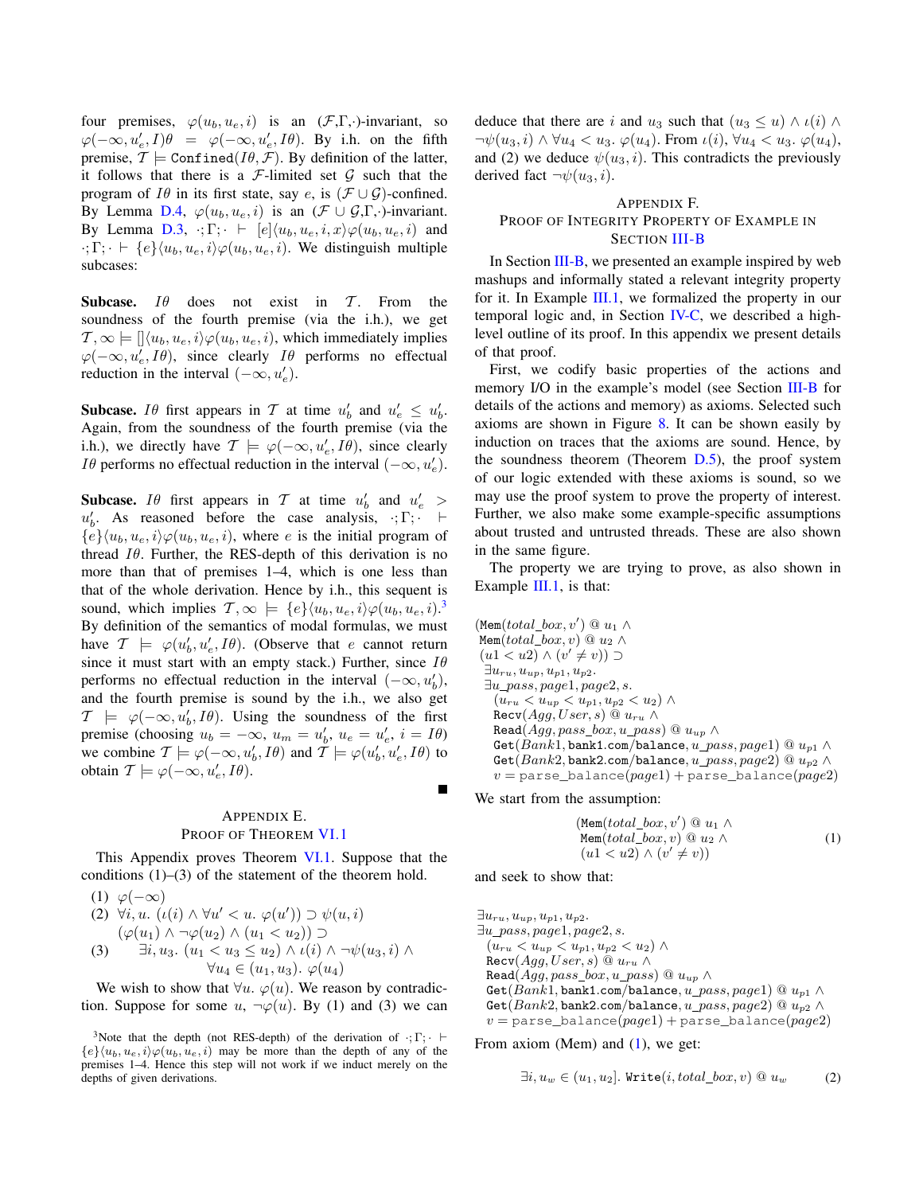four premises, $\varphi(u_b, u_e, i)$ is an $(\mathcal{F},\Gamma,\cdot)$-invariant, so $\varphi(-\infty, u'_e, I)\theta = \varphi(-\infty, u'_e, I\theta)$. By i.h. on the fifth premise, $\mathcal{T} \models \texttt{Confined}(I\theta, \mathcal{F})$. By definition of the latter, it follows that there is a $\mathcal{F}$-limited set $\mathcal{G}$ such that the program of $I\theta$ in its first state, say $e$, is $(\mathcal{F} \cup \mathcal{G})$-confined. By Lemma D.4, $\varphi(u_b, u_e, i)$ is an $(\mathcal{F} \cup \mathcal{G},\Gamma,\cdot)$-invariant. By Lemma D.3, $\cdot;\Gamma;\cdot \vdash [e]\langle u_b, u_e, i, x\rangle\varphi(u_b, u_e, i)$ and $\cdot;\Gamma;\cdot \vdash \{e\}\langle u_b, u_e, i\rangle\varphi(u_b, u_e, i)$. We distinguish multiple subcases:

**Subcase.** $I\theta$ does not exist in $\mathcal{T}$. From the soundness of the fourth premise (via the i.h.), we get $\mathcal{T}, \infty \models []\langle u_b, u_e, i\rangle\varphi(u_b, u_e, i)$, which immediately implies $\varphi(-\infty, u'_e, I\theta)$, since clearly $I\theta$ performs no effectual reduction in the interval $(-\infty, u'_e)$.

**Subcase.** $I\theta$ first appears in $\mathcal{T}$ at time $u'_b$ and $u'_e \leq u'_b$. Again, from the soundness of the fourth premise (via the i.h.), we directly have $\mathcal{T} \models \varphi(-\infty, u'_e, I\theta)$, since clearly $I\theta$ performs no effectual reduction in the interval $(-\infty, u'_e)$.

**Subcase.** $I\theta$ first appears in $\mathcal{T}$ at time $u'_b$ and $u'_e > u'_b$. As reasoned before the case analysis, $\cdot;\Gamma;\cdot \vdash \{e\}\langle u_b, u_e, i\rangle\varphi(u_b, u_e, i)$, where $e$ is the initial program of thread $I\theta$. Further, the RES-depth of this derivation is no more than that of premises 1–4, which is one less than that of the whole derivation. Hence by i.h., this sequent is sound, which implies $\mathcal{T}, \infty \models \{e\}\langle u_b, u_e, i\rangle\varphi(u_b, u_e, i)$.[3] By definition of the semantics of modal formulas, we must have $\mathcal{T} \models \varphi(u'_b, u'_e, I\theta)$. (Observe that $e$ cannot return since it must start with an empty stack.) Further, since $I\theta$ performs no effectual reduction in the interval $(-\infty, u'_b)$, and the fourth premise is sound by the i.h., we also get $\mathcal{T} \models \varphi(-\infty, u'_b, I\theta)$. Using the soundness of the first premise (choosing $u_b = -\infty$, $u_m = u'_b$, $u_e = u'_e$, $i = I\theta$) we combine $\mathcal{T} \models \varphi(-\infty, u'_b, I\theta)$ and $\mathcal{T} \models \varphi(u'_b, u'_e, I\theta)$ to obtain $\mathcal{T} \models \varphi(-\infty, u'_e, I\theta)$. ∎

## Appendix E. Proof of Theorem VI.1

This Appendix proves Theorem VI.1. Suppose that the conditions (1)–(3) of the statement of the theorem hold.

(1) $\varphi(-\infty)$

(2) $\forall i, u.\ (\iota(i) \wedge \forall u' < u.\ \varphi(u')) \supset \psi(u, i)$

(3) $(\varphi(u_1) \wedge \neg\varphi(u_2) \wedge (u_1 < u_2)) \supset \exists i, u_3.\ (u_1 < u_3 \leq u_2) \wedge \iota(i) \wedge \neg\psi(u_3, i) \wedge \forall u_4 \in (u_1, u_3).\ \varphi(u_4)$

We wish to show that $\forall u.\ \varphi(u)$. We reason by contradiction. Suppose for some $u$, $\neg\varphi(u)$. By (1) and (3) we can deduce that there are $i$ and $u_3$ such that $(u_3 \leq u) \wedge \iota(i) \wedge \neg\psi(u_3, i) \wedge \forall u_4 < u_3.\ \varphi(u_4)$. From $\iota(i)$, $\forall u_4 < u_3.\ \varphi(u_4)$, and (2) we deduce $\psi(u_3, i)$. This contradicts the previously derived fact $\neg\psi(u_3, i)$.

## Appendix F. Proof of Integrity Property of Example in Section III-B

In Section III-B, we presented an example inspired by web mashups and informally stated a relevant integrity property for it. In Example III.1, we formalized the property in our temporal logic and, in Section IV-C, we described a high-level outline of its proof. In this appendix we present details of that proof.

First, we codify basic properties of the actions and memory I/O in the example's model (see Section III-B for details of the actions and memory) as axioms. Selected such axioms are shown in Figure 8. It can be shown easily by induction on traces that the axioms are sound. Hence, by the soundness theorem (Theorem D.5), the proof system of our logic extended with these axioms is sound, so we may use the proof system to prove the property of interest. Further, we also make some example-specific assumptions about trusted and untrusted threads. These are also shown in the same figure.

The property we are trying to prove, as also shown in Example III.1, is that:

$$
\begin{array}{l}
(\texttt{Mem}(total\_box, v') \mathbin{@} u_1 \wedge \\
\ \texttt{Mem}(total\_box, v) \mathbin{@} u_2 \wedge \\
\ (u1 < u2) \wedge (v' \neq v)) \supset \\
\ \exists u_{ru}, u_{up}, u_{p1}, u_{p2}. \\
\ \exists u\_pass, page1, page2, s. \\
\quad (u_{ru} < u_{up} < u_{p1}, u_{p2} < u_2) \wedge \\
\quad \texttt{Recv}(Agg, User, s) \mathbin{@} u_{ru} \wedge \\
\quad \texttt{Read}(Agg, pass\_box, u\_pass) \mathbin{@} u_{up} \wedge \\
\quad \texttt{Get}(Bank1, \texttt{bank1.com/balance}, u\_pass, page1) \mathbin{@} u_{p1} \wedge \\
\quad \texttt{Get}(Bank2, \texttt{bank2.com/balance}, u\_pass, page2) \mathbin{@} u_{p2} \wedge \\
\quad v = \texttt{parse\_balance}(page1) + \texttt{parse\_balance}(page2)
\end{array}
$$

We start from the assumption:

$$
\begin{array}{l}
(\texttt{Mem}(total\_box, v') \mathbin{@} u_1 \wedge \\
\ \texttt{Mem}(total\_box, v) \mathbin{@} u_2 \wedge \\
\ (u1 < u2) \wedge (v' \neq v))
\end{array} \tag{1}
$$

and seek to show that:

$$
\begin{array}{l}
\exists u_{ru}, u_{up}, u_{p1}, u_{p2}. \\
\exists u\_pass, page1, page2, s. \\
\quad (u_{ru} < u_{up} < u_{p1}, u_{p2} < u_2) \wedge \\
\quad \texttt{Recv}(Agg, User, s) \mathbin{@} u_{ru} \wedge \\
\quad \texttt{Read}(Agg, pass\_box, u\_pass) \mathbin{@} u_{up} \wedge \\
\quad \texttt{Get}(Bank1, \texttt{bank1.com/balance}, u\_pass, page1) \mathbin{@} u_{p1} \wedge \\
\quad \texttt{Get}(Bank2, \texttt{bank2.com/balance}, u\_pass, page2) \mathbin{@} u_{p2} \wedge \\
\quad v = \texttt{parse\_balance}(page1) + \texttt{parse\_balance}(page2)
\end{array}
$$

From axiom (Mem) and (1), we get:

$$
\exists i, u_w \in (u_1, u_2].\ \texttt{Write}(i, total\_box, v) \mathbin{@} u_w \tag{2}
$$

[3] Note that the depth (not RES-depth) of the derivation of $\cdot;\Gamma;\cdot \vdash \{e\}\langle u_b, u_e, i\rangle\varphi(u_b, u_e, i)$ may be more than the depth of any of the premises 1–4. Hence this step will not work if we induct merely on the depths of given derivations.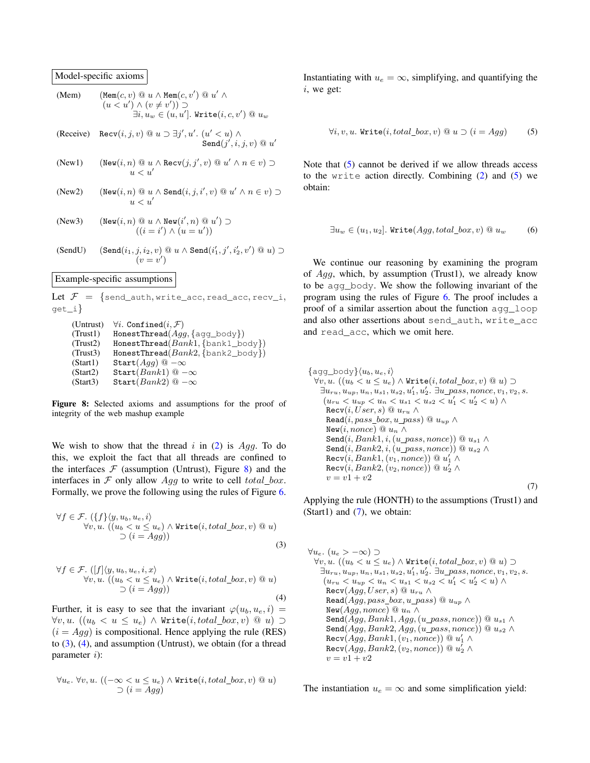Model-specific axioms

(Mem) $(\texttt{Mem}(c,v) @ u \wedge \texttt{Mem}(c,v') @ u' \wedge (u < u') \wedge (v \neq v')) \supset \exists i, u_w \in (u, u'].\ \texttt{Write}(i,c,v') @ u_w$

(Receive) $\texttt{Recv}(i,j,v) @ u \supset \exists j', u'.\ (u' < u) \wedge \texttt{Send}(j', i, j, v) @ u'$

(New1) $(\texttt{New}(i,n) @ u \wedge \texttt{Recv}(j,j',v) @ u' \wedge n \in v) \supset u < u'$

(New2) $(\texttt{New}(i,n) @ u \wedge \texttt{Send}(i,j,i',v) @ u' \wedge n \in v) \supset u < u'$

(New3) $(\texttt{New}(i,n) @ u \wedge \texttt{New}(i',n) @ u') \supset ((i = i') \wedge (u = u'))$

(SendU) $(\texttt{Send}(i_1,j,i_2,v) @ u \wedge \texttt{Send}(i_1',j',i_2',v') @ u) \supset (v = v')$

Example-specific assumptions

Let $\mathcal{F} = \{$send_auth, write_acc, read_acc, recv_i, get_i$\}$

(Untrust) $\forall i.\ \texttt{Confined}(i, \mathcal{F})$
(Trust1) $\texttt{HonestThread}(Agg, \{\texttt{agg\_body}\})$
(Trust2) $\texttt{HonestThread}(Bank1, \{\texttt{bank1\_body}\})$
(Trust3) $\texttt{HonestThread}(Bank2, \{\texttt{bank2\_body}\})$
(Start1) $\texttt{Start}(Agg) @ -\infty$
(Start2) $\texttt{Start}(Bank1) @ -\infty$
(Start3) $\texttt{Start}(Bank2) @ -\infty$

**Figure 8:** Selected axioms and assumptions for the proof of integrity of the web mashup example

We wish to show that the thread $i$ in (2) is $Agg$. To do this, we exploit the fact that all threads are confined to the interfaces $\mathcal{F}$ (assumption (Untrust), Figure 8) and the interfaces in $\mathcal{F}$ only allow $Agg$ to write to cell $total\_box$. Formally, we prove the following using the rules of Figure 6.

$$\forall f \in \mathcal{F}.\ (\{f\}\langle y, u_b, u_e, i\rangle\ \forall v, u.\ ((u_b < u \leq u_e) \wedge \texttt{Write}(i, total\_box, v) @ u) \supset (i = Agg)) \quad (3)$$

$$\forall f \in \mathcal{F}.\ ([f]\langle y, u_b, u_e, i, x\rangle\ \forall v, u.\ ((u_b < u \leq u_e) \wedge \texttt{Write}(i, total\_box, v) @ u) \supset (i = Agg)) \quad (4)$$

Further, it is easy to see that the invariant $\varphi(u_b, u_e, i) = \forall v, u.\ ((u_b < u \leq u_e) \wedge \texttt{Write}(i, total\_box, v) @ u) \supset (i = Agg)$ is compositional. Hence applying the rule (RES) to (3), (4), and assumption (Untrust), we obtain (for a thread parameter $i$):

$$\forall u_e.\ \forall v, u.\ ((-\infty < u \leq u_e) \wedge \texttt{Write}(i, total\_box, v) @ u) \supset (i = Agg)$$

Instantiating with $u_e = \infty$, simplifying, and quantifying the $i$, we get:

$$\forall i, v, u.\ \texttt{Write}(i, total\_box, v) @ u \supset (i = Agg) \quad (5)$$

Note that (5) cannot be derived if we allow threads access to the `write` action directly. Combining (2) and (5) we obtain:

$$\exists u_w \in (u_1, u_2].\ \texttt{Write}(Agg, total\_box, v) @ u_w \quad (6)$$

We continue our reasoning by examining the program of $Agg$, which, by assumption (Trust1), we already know to be `agg_body`. We show the following invariant of the program using the rules of Figure 6. The proof includes a proof of a similar assertion about the function `agg_loop` and also other assertions about `send_auth`, `write_acc` and `read_acc`, which we omit here.

$$\begin{array}{l}
\{\texttt{agg\_body}\}\langle u_b, u_e, i\rangle \\
\quad \forall v, u.\ ((u_b < u \leq u_e) \wedge \texttt{Write}(i, total\_box, v) @ u) \supset \\
\quad\quad \exists u_{ru}, u_{up}, u_n, u_{s1}, u_{s2}, u_1', u_2'.\ \exists u\_pass, nonce, v_1, v_2, s. \\
\quad\quad (u_{ru} < u_{up} < u_n < u_{s1} < u_{s2} < u_1' < u_2' < u) \wedge \\
\quad\quad \texttt{Recv}(i, User, s) @ u_{ru} \wedge \\
\quad\quad \texttt{Read}(i, pass\_box, u\_pass) @ u_{up} \wedge \\
\quad\quad \texttt{New}(i, nonce) @ u_n \wedge \\
\quad\quad \texttt{Send}(i, Bank1, i, (u\_pass, nonce)) @ u_{s1} \wedge \\
\quad\quad \texttt{Send}(i, Bank2, i, (u\_pass, nonce)) @ u_{s2} \wedge \\
\quad\quad \texttt{Recv}(i, Bank1, (v_1, nonce)) @ u_1' \wedge \\
\quad\quad \texttt{Recv}(i, Bank2, (v_2, nonce)) @ u_2' \wedge \\
\quad\quad v = v1 + v2
\end{array} \quad (7)$$

Applying the rule (HONTH) to the assumptions (Trust1) and (Start1) and (7), we obtain:

$$\begin{array}{l}
\forall u_e.\ (u_e > -\infty) \supset \\
\quad \forall v, u.\ ((u_b < u \leq u_e) \wedge \texttt{Write}(i, total\_box, v) @ u) \supset \\
\quad\quad \exists u_{ru}, u_{up}, u_n, u_{s1}, u_{s2}, u_1', u_2'.\ \exists u\_pass, nonce, v_1, v_2, s. \\
\quad\quad (u_{ru} < u_{up} < u_n < u_{s1} < u_{s2} < u_1' < u_2' < u) \wedge \\
\quad\quad \texttt{Recv}(Agg, User, s) @ u_{ru} \wedge \\
\quad\quad \texttt{Read}(Agg, pass\_box, u\_pass) @ u_{up} \wedge \\
\quad\quad \texttt{New}(Agg, nonce) @ u_n \wedge \\
\quad\quad \texttt{Send}(Agg, Bank1, Agg, (u\_pass, nonce)) @ u_{s1} \wedge \\
\quad\quad \texttt{Send}(Agg, Bank2, Agg, (u\_pass, nonce)) @ u_{s2} \wedge \\
\quad\quad \texttt{Recv}(Agg, Bank1, (v_1, nonce)) @ u_1' \wedge \\
\quad\quad \texttt{Recv}(Agg, Bank2, (v_2, nonce)) @ u_2' \wedge \\
\quad\quad v = v1 + v2
\end{array}$$

The instantiation $u_e = \infty$ and some simplification yield: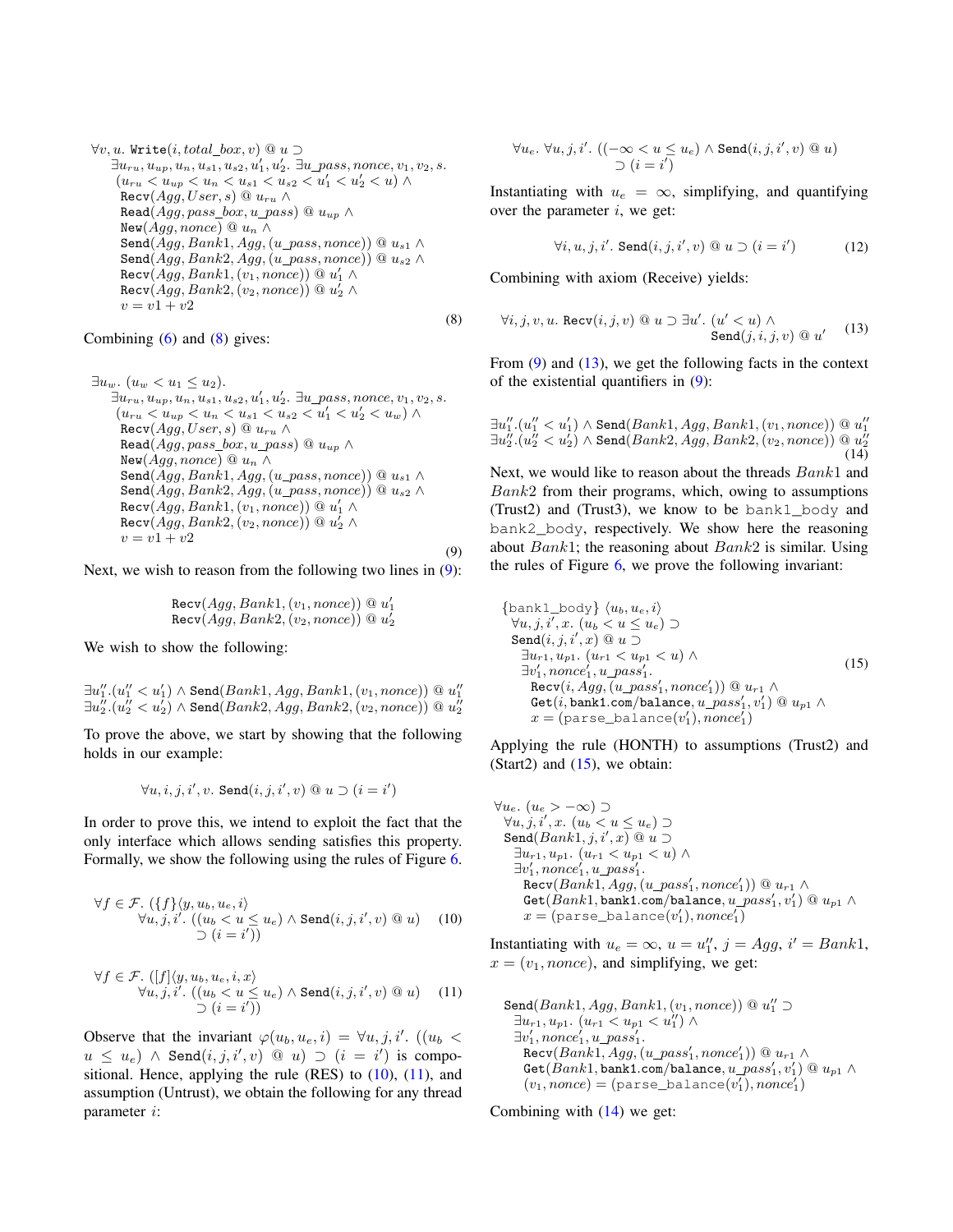$$
\begin{array}{l}
\forall v, u.\ \mathtt{Write}(i, total\_box, v) \ @\ u \supset \\
\quad \exists u_{ru}, u_{up}, u_n, u_{s1}, u_{s2}, u'_1, u'_2.\ \exists u\_pass, nonce, v_1, v_2, s. \\
\quad (u_{ru} < u_{up} < u_n < u_{s1} < u_{s2} < u'_1 < u'_2 < u) \wedge \\
\quad \mathtt{Recv}(Agg, User, s) \ @\ u_{ru} \wedge \\
\quad \mathtt{Read}(Agg, pass\_box, u\_pass) \ @\ u_{up} \wedge \\
\quad \mathtt{New}(Agg, nonce) \ @\ u_n \wedge \\
\quad \mathtt{Send}(Agg, Bank1, Agg, (u\_pass, nonce)) \ @\ u_{s1} \wedge \\
\quad \mathtt{Send}(Agg, Bank2, Agg, (u\_pass, nonce)) \ @\ u_{s2} \wedge \\
\quad \mathtt{Recv}(Agg, Bank1, (v_1, nonce)) \ @\ u'_1 \wedge \\
\quad \mathtt{Recv}(Agg, Bank2, (v_2, nonce)) \ @\ u'_2 \wedge \\
\quad v = v1 + v2
\end{array}
\tag{8}
$$

Combining (6) and (8) gives:

$$
\begin{array}{l}
\exists u_w.\ (u_w < u_1 \leq u_2). \\
\quad \exists u_{ru}, u_{up}, u_n, u_{s1}, u_{s2}, u'_1, u'_2.\ \exists u\_pass, nonce, v_1, v_2, s. \\
\quad (u_{ru} < u_{up} < u_n < u_{s1} < u_{s2} < u'_1 < u'_2 < u_w) \wedge \\
\quad \mathtt{Recv}(Agg, User, s) \ @\ u_{ru} \wedge \\
\quad \mathtt{Read}(Agg, pass\_box, u\_pass) \ @\ u_{up} \wedge \\
\quad \mathtt{New}(Agg, nonce) \ @\ u_n \wedge \\
\quad \mathtt{Send}(Agg, Bank1, Agg, (u\_pass, nonce)) \ @\ u_{s1} \wedge \\
\quad \mathtt{Send}(Agg, Bank2, Agg, (u\_pass, nonce)) \ @\ u_{s2} \wedge \\
\quad \mathtt{Recv}(Agg, Bank1, (v_1, nonce)) \ @\ u'_1 \wedge \\
\quad \mathtt{Recv}(Agg, Bank2, (v_2, nonce)) \ @\ u'_2 \wedge \\
\quad v = v1 + v2
\end{array}
\tag{9}
$$

Next, we wish to reason from the following two lines in (9):

$$
\begin{array}{l}
\mathtt{Recv}(Agg, Bank1, (v_1, nonce)) \ @\ u'_1 \\
\mathtt{Recv}(Agg, Bank2, (v_2, nonce)) \ @\ u'_2
\end{array}
$$

We wish to show the following:

$$
\begin{array}{l}
\exists u''_1.(u''_1 < u'_1) \wedge \mathtt{Send}(Bank1, Agg, Bank1, (v_1, nonce)) \ @\ u''_1 \\
\exists u''_2.(u''_2 < u'_2) \wedge \mathtt{Send}(Bank2, Agg, Bank2, (v_2, nonce)) \ @\ u''_2
\end{array}
$$

To prove the above, we start by showing that the following holds in our example:

$$
\forall u, i, j, i', v.\ \mathtt{Send}(i, j, i', v) \ @\ u \supset (i = i')
$$

In order to prove this, we intend to exploit the fact that the only interface which allows sending satisfies this property. Formally, we show the following using the rules of Figure 6.

$$
\begin{array}{l}
\forall f \in \mathcal{F}.\ (\{f\} \langle y, u_b, u_e, i \rangle \\
\quad \forall u, j, i'.\ ((u_b < u \leq u_e) \wedge \mathtt{Send}(i, j, i', v) \ @\ u) \\
\quad\quad \supset (i = i'))
\end{array}
\tag{10}
$$

$$
\begin{array}{l}
\forall f \in \mathcal{F}.\ ([f] \langle y, u_b, u_e, i, x \rangle \\
\quad \forall u, j, i'.\ ((u_b < u \leq u_e) \wedge \mathtt{Send}(i, j, i', v) \ @\ u) \\
\quad\quad \supset (i = i'))
\end{array}
\tag{11}
$$

Observe that the invariant $\varphi(u_b, u_e, i) = \forall u, j, i'.\ ((u_b < u \leq u_e) \wedge \mathtt{Send}(i, j, i', v) \ @\ u) \supset (i = i')$ is compositional. Hence, applying the rule (RES) to (10), (11), and assumption (Untrust), we obtain the following for any thread parameter $i$:

$$
\begin{array}{l}
\forall u_e.\ \forall u, j, i'.\ ((-\infty < u \leq u_e) \wedge \mathtt{Send}(i, j, i', v) \ @\ u) \\
\quad\quad \supset (i = i')
\end{array}
$$

Instantiating with $u_e = \infty$, simplifying, and quantifying over the parameter $i$, we get:

$$
\forall i, u, j, i'.\ \mathtt{Send}(i, j, i', v) \ @\ u \supset (i = i') \tag{12}
$$

Combining with axiom (Receive) yields:

$$
\begin{array}{l}
\forall i, j, v, u.\ \mathtt{Recv}(i, j, v) \ @\ u \supset \exists u'.\ (u' < u) \wedge \\
\quad\quad \mathtt{Send}(j, i, j, v) \ @\ u'
\end{array}
\tag{13}
$$

From (9) and (13), we get the following facts in the context of the existential quantifiers in (9):

$$
\begin{array}{l}
\exists u''_1.(u''_1 < u'_1) \wedge \mathtt{Send}(Bank1, Agg, Bank1, (v_1, nonce)) \ @\ u''_1 \\
\exists u''_2.(u''_2 < u'_2) \wedge \mathtt{Send}(Bank2, Agg, Bank2, (v_2, nonce)) \ @\ u''_2
\end{array}
\tag{14}
$$

Next, we would like to reason about the threads $Bank1$ and $Bank2$ from their programs, which, owing to assumptions (Trust2) and (Trust3), we know to be bank1_body and bank2_body, respectively. We show here the reasoning about $Bank1$; the reasoning about $Bank2$ is similar. Using the rules of Figure 6, we prove the following invariant:

$$
\begin{array}{l}
\{\mathtt{bank1\_body}\} \langle u_b, u_e, i \rangle \\
\quad \forall u, j, i', x.\ (u_b < u \leq u_e) \supset \\
\quad \mathtt{Send}(i, j, i', x) \ @\ u \supset \\
\quad\quad \exists u_{r1}, u_{p1}.\ (u_{r1} < u_{p1} < u) \wedge \\
\quad\quad \exists v'_1, nonce'_1, u\_pass'_1. \\
\quad\quad\quad \mathtt{Recv}(i, Agg, (u\_pass'_1, nonce'_1)) \ @\ u_{r1} \wedge \\
\quad\quad\quad \mathtt{Get}(i, \mathtt{bank1.com/balance}, u\_pass'_1, v'_1) \ @\ u_{p1} \wedge \\
\quad\quad\quad x = (\mathtt{parse\_balance}(v'_1), nonce'_1)
\end{array}
\tag{15}
$$

Applying the rule (HONTH) to assumptions (Trust2) and (Start2) and (15), we obtain:

$$
\begin{array}{l}
\forall u_e.\ (u_e > -\infty) \supset \\
\quad \forall u, j, i', x.\ (u_b < u \leq u_e) \supset \\
\quad \mathtt{Send}(Bank1, j, i', x) \ @\ u \supset \\
\quad\quad \exists u_{r1}, u_{p1}.\ (u_{r1} < u_{p1} < u) \wedge \\
\quad\quad \exists v'_1, nonce'_1, u\_pass'_1. \\
\quad\quad\quad \mathtt{Recv}(Bank1, Agg, (u\_pass'_1, nonce'_1)) \ @\ u_{r1} \wedge \\
\quad\quad\quad \mathtt{Get}(Bank1, \mathtt{bank1.com/balance}, u\_pass'_1, v'_1) \ @\ u_{p1} \wedge \\
\quad\quad\quad x = (\mathtt{parse\_balance}(v'_1), nonce'_1)
\end{array}
$$

Instantiating with $u_e = \infty$, $u = u''_1$, $j = Agg$, $i' = Bank1$, $x = (v_1, nonce)$, and simplifying, we get:

$$
\begin{array}{l}
\mathtt{Send}(Bank1, Agg, Bank1, (v_1, nonce)) \ @\ u''_1 \supset \\
\quad \exists u_{r1}, u_{p1}.\ (u_{r1} < u_{p1} < u''_1) \wedge \\
\quad \exists v'_1, nonce'_1, u\_pass'_1. \\
\quad\quad \mathtt{Recv}(Bank1, Agg, (u\_pass'_1, nonce'_1)) \ @\ u_{r1} \wedge \\
\quad\quad \mathtt{Get}(Bank1, \mathtt{bank1.com/balance}, u\_pass'_1, v'_1) \ @\ u_{p1} \wedge \\
\quad\quad (v_1, nonce) = (\mathtt{parse\_balance}(v'_1), nonce'_1)
\end{array}
$$

Combining with (14) we get: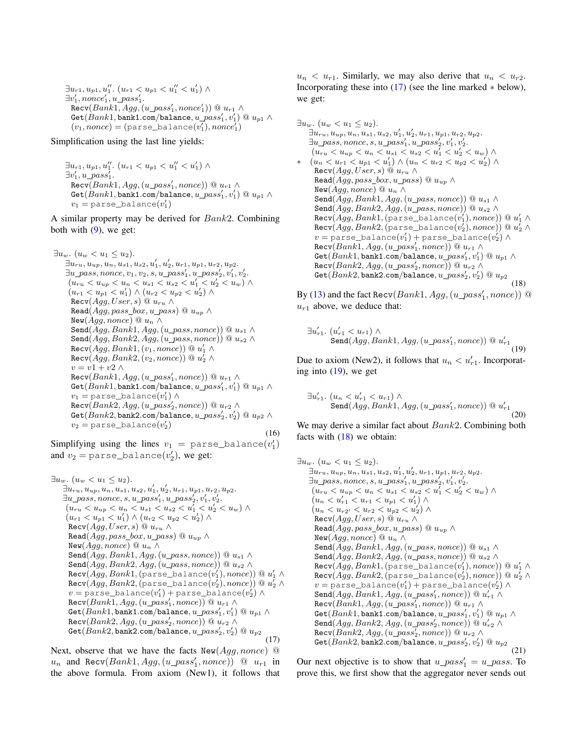$$
\begin{array}{l}
\exists u_{r1}, u_{p1}, u_1''.\ (u_{r1} < u_{p1} < u_1'' < u_1') \wedge \\
\exists v_1', nonce_1', u\_pass_1'. \\
\quad \texttt{Recv}(Bank1, Agg, (u\_pass_1', nonce_1'))\ @\ u_{r1} \wedge \\
\quad \texttt{Get}(Bank1, \texttt{bank1.com/balance}, u\_pass_1', v_1')\ @\ u_{p1} \wedge \\
\quad (v_1, nonce) = (\texttt{parse\_balance}(v_1'), nonce_1')
\end{array}
$$

Simplification using the last line yields:

$$
\begin{array}{l}
\exists u_{r1}, u_{p1}, u_1''.\ (u_{r1} < u_{p1} < u_1'' < u_1') \wedge \\
\exists v_1', u\_pass_1'. \\
\quad \texttt{Recv}(Bank1, Agg, (u\_pass_1', nonce))\ @\ u_{r1} \wedge \\
\quad \texttt{Get}(Bank1, \texttt{bank1.com/balance}, u\_pass_1', v_1')\ @\ u_{p1} \wedge \\
\quad v_1 = \texttt{parse\_balance}(v_1')
\end{array}
$$

A similar property may be derived for $Bank2$. Combining both with (9), we get:

$$
\begin{array}{l}
\exists u_w.\ (u_w < u_1 \leq u_2). \\
\quad \exists u_{ru}, u_{up}, u_n, u_{s1}, u_{s2}, u_1', u_2', u_{r1}, u_{p1}, u_{r2}, u_{p2}. \\
\quad \exists u\_pass, nonce, v_1, v_2, s, u\_pass_1', u\_pass_2', v_1', v_2'. \\
\quad (u_{ru} < u_{up} < u_n < u_{s1} < u_{s2} < u_1' < u_2' < u_w) \wedge \\
\quad (u_{r1} < u_{p1} < u_1') \wedge (u_{r2} < u_{p2} < u_2') \wedge \\
\quad \texttt{Recv}(Agg, User, s)\ @\ u_{ru} \wedge \\
\quad \texttt{Read}(Agg, pass\_box, u\_pass)\ @\ u_{up} \wedge \\
\quad \texttt{New}(Agg, nonce)\ @\ u_n \wedge \\
\quad \texttt{Send}(Agg, Bank1, Agg, (u\_pass, nonce))\ @\ u_{s1} \wedge \\
\quad \texttt{Send}(Agg, Bank2, Agg, (u\_pass, nonce))\ @\ u_{s2} \wedge \\
\quad \texttt{Recv}(Agg, Bank1, (v_1, nonce))\ @\ u_1' \wedge \\
\quad \texttt{Recv}(Agg, Bank2, (v_2, nonce))\ @\ u_2' \wedge \\
\quad v = v1 + v2 \wedge \\
\quad \texttt{Recv}(Bank1, Agg, (u\_pass_1', nonce))\ @\ u_{r1} \wedge \\
\quad \texttt{Get}(Bank1, \texttt{bank1.com/balance}, u\_pass_1', v_1')\ @\ u_{p1} \wedge \\
\quad v_1 = \texttt{parse\_balance}(v_1') \wedge \\
\quad \texttt{Recv}(Bank2, Agg, (u\_pass_2', nonce))\ @\ u_{r2} \wedge \\
\quad \texttt{Get}(Bank2, \texttt{bank2.com/balance}, u\_pass_2', v_2')\ @\ u_{p2} \wedge \\
\quad v_2 = \texttt{parse\_balance}(v_2')
\end{array}
\tag{16}
$$

Simplifying using the lines $v_1 = \texttt{parse\_balance}(v_1')$ and $v_2 = \texttt{parse\_balance}(v_2')$, we get:

$$
\begin{array}{l}
\exists u_w.\ (u_w < u_1 \leq u_2). \\
\quad \exists u_{ru}, u_{up}, u_n, u_{s1}, u_{s2}, u_1', u_2', u_{r1}, u_{p1}, u_{r2}, u_{p2}. \\
\quad \exists u\_pass, nonce, s, u\_pass_1', u\_pass_2', v_1', v_2'. \\
\quad (u_{ru} < u_{up} < u_n < u_{s1} < u_{s2} < u_1' < u_2' < u_w) \wedge \\
\quad (u_{r1} < u_{p1} < u_1') \wedge (u_{r2} < u_{p2} < u_2') \wedge \\
\quad \texttt{Recv}(Agg, User, s)\ @\ u_{ru} \wedge \\
\quad \texttt{Read}(Agg, pass\_box, u\_pass)\ @\ u_{up} \wedge \\
\quad \texttt{New}(Agg, nonce)\ @\ u_n \wedge \\
\quad \texttt{Send}(Agg, Bank1, Agg, (u\_pass, nonce))\ @\ u_{s1} \wedge \\
\quad \texttt{Send}(Agg, Bank2, Agg, (u\_pass, nonce))\ @\ u_{s2} \wedge \\
\quad \texttt{Recv}(Agg, Bank1, (\texttt{parse\_balance}(v_1'), nonce))\ @\ u_1' \wedge \\
\quad \texttt{Recv}(Agg, Bank2, (\texttt{parse\_balance}(v_2'), nonce))\ @\ u_2' \wedge \\
\quad v = \texttt{parse\_balance}(v_1') + \texttt{parse\_balance}(v_2') \wedge \\
\quad \texttt{Recv}(Bank1, Agg, (u\_pass_1', nonce))\ @\ u_{r1} \wedge \\
\quad \texttt{Get}(Bank1, \texttt{bank1.com/balance}, u\_pass_1', v_1')\ @\ u_{p1} \wedge \\
\quad \texttt{Recv}(Bank2, Agg, (u\_pass_2', nonce))\ @\ u_{r2} \wedge \\
\quad \texttt{Get}(Bank2, \texttt{bank2.com/balance}, u\_pass_2', v_2')\ @\ u_{p2}
\end{array}
\tag{17}
$$

Next, observe that we have the facts $\texttt{New}(Agg, nonce)\ @\ u_n$ and $\texttt{Recv}(Bank1, Agg, (u\_pass_1', nonce))\ @\ u_{r1}$ in the above formula. From axiom (New1), it follows that $u_n < u_{r1}$. Similarly, we may also derive that $u_n < u_{r2}$. Incorporating these into (17) (see the line marked $*$ below), we get:

$$
\begin{array}{ll}
& \exists u_w.\ (u_w < u_1 \leq u_2). \\
& \quad \exists u_{ru}, u_{up}, u_n, u_{s1}, u_{s2}, u_1', u_2', u_{r1}, u_{p1}, u_{r2}, u_{p2}. \\
& \quad \exists u\_pass, nonce, s, u\_pass_1', u\_pass_2', v_1', v_2'. \\
& \quad (u_{ru} < u_{up} < u_n < u_{s1} < u_{s2} < u_1' < u_2' < u_w) \wedge \\
* & \quad (u_n < u_{r1} < u_{p1} < u_1') \wedge (u_n < u_{r2} < u_{p2} < u_2') \wedge \\
& \quad \texttt{Recv}(Agg, User, s)\ @\ u_{ru} \wedge \\
& \quad \texttt{Read}(Agg, pass\_box, u\_pass)\ @\ u_{up} \wedge \\
& \quad \texttt{New}(Agg, nonce)\ @\ u_n \wedge \\
& \quad \texttt{Send}(Agg, Bank1, Agg, (u\_pass, nonce))\ @\ u_{s1} \wedge \\
& \quad \texttt{Send}(Agg, Bank2, Agg, (u\_pass, nonce))\ @\ u_{s2} \wedge \\
& \quad \texttt{Recv}(Agg, Bank1, (\texttt{parse\_balance}(v_1'), nonce))\ @\ u_1' \wedge \\
& \quad \texttt{Recv}(Agg, Bank2, (\texttt{parse\_balance}(v_2'), nonce))\ @\ u_2' \wedge \\
& \quad v = \texttt{parse\_balance}(v_1') + \texttt{parse\_balance}(v_2') \wedge \\
& \quad \texttt{Recv}(Bank1, Agg, (u\_pass_1', nonce))\ @\ u_{r1} \wedge \\
& \quad \texttt{Get}(Bank1, \texttt{bank1.com/balance}, u\_pass_1', v_1')\ @\ u_{p1} \wedge \\
& \quad \texttt{Recv}(Bank2, Agg, (u\_pass_2', nonce))\ @\ u_{r2} \wedge \\
& \quad \texttt{Get}(Bank2, \texttt{bank2.com/balance}, u\_pass_2', v_2')\ @\ u_{p2}
\end{array}
\tag{18}
$$

By (13) and the fact $\texttt{Recv}(Bank1, Agg, (u\_pass_1', nonce))\ @\ u_{r1}$ above, we deduce that:

$$
\begin{array}{l}
\exists u_{r1}'.\ (u_{r1}' < u_{r1}) \wedge \\
\quad \texttt{Send}(Agg, Bank1, Agg, (u\_pass_1', nonce))\ @\ u_{r1}'
\end{array}
\tag{19}
$$

Due to axiom (New2), it follows that $u_n < u_{r1}'$. Incorporating into (19), we get

$$
\begin{array}{l}
\exists u_{r1}'.\ (u_n < u_{r1}' < u_{r1}) \wedge \\
\quad \texttt{Send}(Agg, Bank1, Agg, (u\_pass_1', nonce))\ @\ u_{r1}'
\end{array}
\tag{20}
$$

We may derive a similar fact about $Bank2$. Combining both facts with (18) we obtain:

$$
\begin{array}{l}
\exists u_w.\ (u_w < u_1 \leq u_2). \\
\quad \exists u_{ru}, u_{up}, u_n, u_{s1}, u_{s2}, u_1', u_2', u_{r1}, u_{p1}, u_{r2}, u_{p2}. \\
\quad \exists u\_pass, nonce, s, u\_pass_1', u\_pass_2', v_1', v_2'. \\
\quad (u_{ru} < u_{up} < u_n < u_{s1} < u_{s2} < u_1' < u_2' < u_w) \wedge \\
\quad (u_n < u_{r1}' < u_{r1} < u_{p1} < u_1') \wedge \\
\quad (u_n < u_{r2'} < u_{r2} < u_{p2} < u_2') \wedge \\
\quad \texttt{Recv}(Agg, User, s)\ @\ u_{ru} \wedge \\
\quad \texttt{Read}(Agg, pass\_box, u\_pass)\ @\ u_{up} \wedge \\
\quad \texttt{New}(Agg, nonce)\ @\ u_n \wedge \\
\quad \texttt{Send}(Agg, Bank1, Agg, (u\_pass, nonce))\ @\ u_{s1} \wedge \\
\quad \texttt{Send}(Agg, Bank2, Agg, (u\_pass, nonce))\ @\ u_{s2} \wedge \\
\quad \texttt{Recv}(Agg, Bank1, (\texttt{parse\_balance}(v_1'), nonce))\ @\ u_1' \wedge \\
\quad \texttt{Recv}(Agg, Bank2, (\texttt{parse\_balance}(v_2'), nonce))\ @\ u_2' \wedge \\
\quad v = \texttt{parse\_balance}(v_1') + \texttt{parse\_balance}(v_2') \wedge \\
\quad \texttt{Send}(Agg, Bank1, Agg, (u\_pass_1', nonce))\ @\ u_{r1}' \wedge \\
\quad \texttt{Recv}(Bank1, Agg, (u\_pass_1', nonce))\ @\ u_{r1} \wedge \\
\quad \texttt{Get}(Bank1, \texttt{bank1.com/balance}, u\_pass_1', v_1')\ @\ u_{p1} \wedge \\
\quad \texttt{Send}(Agg, Bank2, Agg, (u\_pass_2', nonce))\ @\ u_{r2}' \wedge \\
\quad \texttt{Recv}(Bank2, Agg, (u\_pass_2', nonce))\ @\ u_{r2} \wedge \\
\quad \texttt{Get}(Bank2, \texttt{bank2.com/balance}, u\_pass_2', v_2')\ @\ u_{p2}
\end{array}
\tag{21}
$$

Our next objective is to show that $u\_pass_1' = u\_pass$. To prove this, we first show that the aggregator never sends out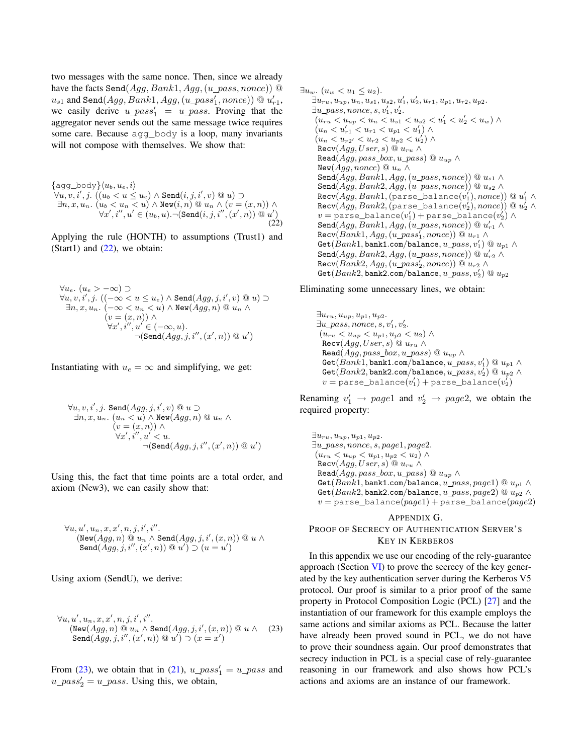two messages with the same nonce. Then, since we already have the facts $\texttt{Send}(Agg, Bank1, Agg, (u\_pass, nonce))$ @ $u_{s1}$ and $\texttt{Send}(Agg, Bank1, Agg, (u\_pass'_1, nonce))$ @ $u'_{r1}$, we easily derive $u\_pass'_1 = u\_pass$. Proving that the aggregator never sends out the same message twice requires some care. Because agg_body is a loop, many invariants will not compose with themselves. We show that:

$$
\begin{array}{l}
\{\texttt{agg\_body}\}\langle u_b, u_e, i\rangle \\
\forall u, v, i', j.\ ((u_b < u \leq u_e) \wedge \texttt{Send}(i, j, i', v) \text{ @ } u) \supset \\
\quad \exists n, x, u_n.\ (u_b < u_n < u) \wedge \texttt{New}(i, n) \text{ @ } u_n \wedge (v = (x, n)) \wedge \\
\quad\quad \forall x', i'', u' \in (u_b, u). \neg(\texttt{Send}(i, j, i'', (x', n)) \text{ @ } u')
\end{array} \tag{22}
$$

Applying the rule (HONTH) to assumptions (Trust1) and (Start1) and (22), we obtain:

$$
\begin{array}{l}
\forall u_e.\ (u_e > -\infty) \supset \\
\forall u, v, i', j.\ ((-\infty < u \leq u_e) \wedge \texttt{Send}(Agg, j, i', v) \text{ @ } u) \supset \\
\quad \exists n, x, u_n.\ (-\infty < u_n < u) \wedge \texttt{New}(Agg, n) \text{ @ } u_n \wedge \\
\quad\quad (v = (x, n)) \wedge \\
\quad\quad \forall x', i'', u' \in (-\infty, u). \\
\quad\quad\quad \neg(\texttt{Send}(Agg, j, i'', (x', n)) \text{ @ } u')
\end{array}
$$

Instantiating with $u_e = \infty$ and simplifying, we get:

$$
\begin{array}{l}
\forall u, v, i', j.\ \texttt{Send}(Agg, j, i', v) \text{ @ } u \supset \\
\quad \exists n, x, u_n.\ (u_n < u) \wedge \texttt{New}(Agg, n) \text{ @ } u_n \wedge \\
\quad\quad (v = (x, n)) \wedge \\
\quad\quad \forall x', i'', u' < u. \\
\quad\quad\quad \neg(\texttt{Send}(Agg, j, i'', (x', n)) \text{ @ } u')
\end{array}
$$

Using this, the fact that time points are a total order, and axiom (New3), we can easily show that:

$$
\begin{array}{l}
\forall u, u', u_n, x, x', n, j, i', i''. \\
\quad (\texttt{New}(Agg, n) \text{ @ } u_n \wedge \texttt{Send}(Agg, j, i', (x, n)) \text{ @ } u \wedge \\
\quad \texttt{Send}(Agg, j, i'', (x', n)) \text{ @ } u') \supset (u = u')
\end{array}
$$

Using axiom (SendU), we derive:

$$
\begin{array}{l}
\forall u, u', u_n, x, x', n, j, i', i''. \\
\quad (\texttt{New}(Agg, n) \text{ @ } u_n \wedge \texttt{Send}(Agg, j, i', (x, n)) \text{ @ } u \wedge \\
\quad \texttt{Send}(Agg, j, i'', (x', n)) \text{ @ } u') \supset (x = x')
\end{array} \tag{23}
$$

From (23), we obtain that in (21), $u\_pass'_1 = u\_pass$ and $u\_pass'_2 = u\_pass$. Using this, we obtain,

$$
\begin{array}{l}
\exists u_w.\ (u_w < u_1 \leq u_2). \\
\quad \exists u_{ru}, u_{up}, u_n, u_{s1}, u_{s2}, u'_1, u'_2, u_{r1}, u_{p1}, u_{r2}, u_{p2}. \\
\quad \exists u\_pass, nonce, s, v'_1, v'_2. \\
\quad (u_{ru} < u_{up} < u_n < u_{s1} < u_{s2} < u'_1 < u'_2 < u_w) \wedge \\
\quad (u_n < u'_{r1} < u_{r1} < u_{p1} < u'_1) \wedge \\
\quad (u_n < u_{r2'} < u_{r2} < u_{p2} < u'_2) \wedge \\
\quad \texttt{Recv}(Agg, User, s) \text{ @ } u_{ru} \wedge \\
\quad \texttt{Read}(Agg, pass\_box, u\_pass) \text{ @ } u_{up} \wedge \\
\quad \texttt{New}(Agg, nonce) \text{ @ } u_n \wedge \\
\quad \texttt{Send}(Agg, Bank1, Agg, (u\_pass, nonce)) \text{ @ } u_{s1} \wedge \\
\quad \texttt{Send}(Agg, Bank2, Agg, (u\_pass, nonce)) \text{ @ } u_{s2} \wedge \\
\quad \texttt{Recv}(Agg, Bank1, (\texttt{parse\_balance}(v'_1), nonce)) \text{ @ } u'_1 \wedge \\
\quad \texttt{Recv}(Agg, Bank2, (\texttt{parse\_balance}(v'_2), nonce)) \text{ @ } u'_2 \wedge \\
\quad v = \texttt{parse\_balance}(v'_1) + \texttt{parse\_balance}(v'_2) \wedge \\
\quad \texttt{Send}(Agg, Bank1, Agg, (u\_pass, nonce)) \text{ @ } u'_{r1} \wedge \\
\quad \texttt{Recv}(Bank1, Agg, (u\_pass'_1, nonce)) \text{ @ } u_{r1} \wedge \\
\quad \texttt{Get}(Bank1, \texttt{bank1.com/balance}, u\_pass, v'_1) \text{ @ } u_{p1} \wedge \\
\quad \texttt{Send}(Agg, Bank2, Agg, (u\_pass, nonce)) \text{ @ } u'_{r2} \wedge \\
\quad \texttt{Recv}(Bank2, Agg, (u\_pass'_2, nonce)) \text{ @ } u_{r2} \wedge \\
\quad \texttt{Get}(Bank2, \texttt{bank2.com/balance}, u\_pass, v'_2) \text{ @ } u_{p2}
\end{array}
$$

Eliminating some unnecessary lines, we obtain:

$$
\begin{array}{l}
\exists u_{ru}, u_{up}, u_{p1}, u_{p2}. \\
\exists u\_pass, nonce, s, v'_1, v'_2. \\
(u_{ru} < u_{up} < u_{p1}, u_{p2} < u_2) \wedge \\
\texttt{Recv}(Agg, User, s) \text{ @ } u_{ru} \wedge \\
\texttt{Read}(Agg, pass\_box, u\_pass) \text{ @ } u_{up} \wedge \\
\texttt{Get}(Bank1, \texttt{bank1.com/balance}, u\_pass, v'_1) \text{ @ } u_{p1} \wedge \\
\texttt{Get}(Bank2, \texttt{bank2.com/balance}, u\_pass, v'_2) \text{ @ } u_{p2} \wedge \\
v = \texttt{parse\_balance}(v'_1) + \texttt{parse\_balance}(v'_2)
\end{array}
$$

Renaming $v'_1 \rightarrow page1$ and $v'_2 \rightarrow page2$, we obtain the required property:

$$
\begin{array}{l}
\exists u_{ru}, u_{up}, u_{p1}, u_{p2}. \\
\exists u\_pass, nonce, s, page1, page2. \\
(u_{ru} < u_{up} < u_{p1}, u_{p2} < u_2) \wedge \\
\texttt{Recv}(Agg, User, s) \text{ @ } u_{ru} \wedge \\
\texttt{Read}(Agg, pass\_box, u\_pass) \text{ @ } u_{up} \wedge \\
\texttt{Get}(Bank1, \texttt{bank1.com/balance}, u\_pass, page1) \text{ @ } u_{p1} \wedge \\
\texttt{Get}(Bank2, \texttt{bank2.com/balance}, u\_pass, page2) \text{ @ } u_{p2} \wedge \\
v = \texttt{parse\_balance}(page1) + \texttt{parse\_balance}(page2)
\end{array}
$$

## Appendix G. Proof of Secrecy of Authentication Server's Key in Kerberos

In this appendix we use our encoding of the rely-guarantee approach (Section VI) to prove the secrecy of the key generated by the key authentication server during the Kerberos V5 protocol. Our proof is similar to a prior proof of the same property in Protocol Composition Logic (PCL) [27] and the instantiation of our framework for this example employs the same actions and similar axioms as PCL. Because the latter have already been proved sound in PCL, we do not have to prove their soundness again. Our proof demonstrates that secrecy induction in PCL is a special case of rely-guarantee reasoning in our framework and also shows how PCL's actions and axioms are an instance of our framework.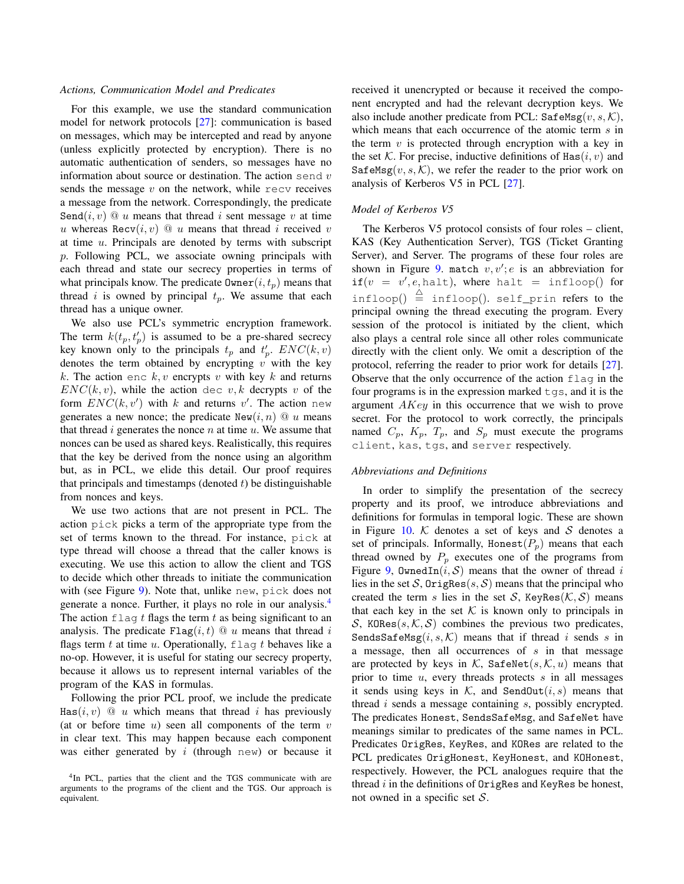*Actions, Communication Model and Predicates*

For this example, we use the standard communication model for network protocols [27]: communication is based on messages, which may be intercepted and read by anyone (unless explicitly protected by encryption). There is no automatic authentication of senders, so messages have no information about source or destination. The action `send` $v$ sends the message $v$ on the network, while `recv` receives a message from the network. Correspondingly, the predicate $\texttt{Send}(i, v)$ @ $u$ means that thread $i$ sent message $v$ at time $u$ whereas $\texttt{Recv}(i, v)$ @ $u$ means that thread $i$ received $v$ at time $u$. Principals are denoted by terms with subscript $p$. Following PCL, we associate owning principals with each thread and state our secrecy properties in terms of what principals know. The predicate $\texttt{Owner}(i, t_p)$ means that thread $i$ is owned by principal $t_p$. We assume that each thread has a unique owner.

We also use PCL's symmetric encryption framework. The term $k(t_p, t'_p)$ is assumed to be a pre-shared secrecy key known only to the principals $t_p$ and $t'_p$. $ENC(k, v)$ denotes the term obtained by encrypting $v$ with the key $k$. The action `enc` $k, v$ encrypts $v$ with key $k$ and returns $ENC(k, v)$, while the action `dec` $v, k$ decrypts $v$ of the form $ENC(k, v')$ with $k$ and returns $v'$. The action `new` generates a new nonce; the predicate $\texttt{New}(i, n)$ @ $u$ means that thread $i$ generates the nonce $n$ at time $u$. We assume that nonces can be used as shared keys. Realistically, this requires that the key be derived from the nonce using an algorithm but, as in PCL, we elide this detail. Our proof requires that principals and timestamps (denoted $t$) be distinguishable from nonces and keys.

We use two actions that are not present in PCL. The action `pick` picks a term of the appropriate type from the set of terms known to the thread. For instance, `pick` at type thread will choose a thread that the caller knows is executing. We use this action to allow the client and TGS to decide which other threads to initiate the communication with (see Figure 9). Note that, unlike `new`, `pick` does not generate a nonce. Further, it plays no role in our analysis.[4] The action `flag` $t$ flags the term $t$ as being significant to an analysis. The predicate $\texttt{Flag}(i, t)$ @ $u$ means that thread $i$ flags term $t$ at time $u$. Operationally, `flag` $t$ behaves like a no-op. However, it is useful for stating our secrecy property, because it allows us to represent internal variables of the program of the KAS in formulas.

Following the prior PCL proof, we include the predicate $\texttt{Has}(i, v)$ @ $u$ which means that thread $i$ has previously (at or before time $u$) seen all components of the term $v$ in clear text. This may happen because each component was either generated by $i$ (through `new`) or because it received it unencrypted or because it received the component encrypted and had the relevant decryption keys. We also include another predicate from PCL: $\texttt{SafeMsg}(v, s, \mathcal{K})$, which means that each occurrence of the atomic term $s$ in the term $v$ is protected through encryption with a key in the set $\mathcal{K}$. For precise, inductive definitions of $\texttt{Has}(i, v)$ and $\texttt{SafeMsg}(v, s, \mathcal{K})$, we refer the reader to the prior work on analysis of Kerberos V5 in PCL [27].

[4] In PCL, parties that the client and the TGS communicate with are arguments to the programs of the client and the TGS. Our approach is equivalent.

*Model of Kerberos V5*

The Kerberos V5 protocol consists of four roles – client, KAS (Key Authentication Server), TGS (Ticket Granting Server), and Server. The programs of these four roles are shown in Figure 9. `match` $v, v'; e$ is an abbreviation for `if`$(v = v', e, \texttt{halt})$, where $\texttt{halt} = \texttt{infloop}()$ for $\texttt{infloop}() \triangleq \texttt{infloop}()$. `self_prin` refers to the principal owning the thread executing the program. Every session of the protocol is initiated by the client, which also plays a central role since all other roles communicate directly with the client only. We omit a description of the protocol, referring the reader to prior work for details [27]. Observe that the only occurrence of the action `flag` in the four programs is in the expression marked `tgs`, and it is the argument $AKey$ in this occurrence that we wish to prove secret. For the protocol to work correctly, the principals named $C_p$, $K_p$, $T_p$, and $S_p$ must execute the programs `client`, `kas`, `tgs`, and `server` respectively.

*Abbreviations and Definitions*

In order to simplify the presentation of the secrecy property and its proof, we introduce abbreviations and definitions for formulas in temporal logic. These are shown in Figure 10. $\mathcal{K}$ denotes a set of keys and $\mathcal{S}$ denotes a set of principals. Informally, $\texttt{Honest}(P_p)$ means that each thread owned by $P_p$ executes one of the programs from Figure 9, $\texttt{OwnedIn}(i, \mathcal{S})$ means that the owner of thread $i$ lies in the set $\mathcal{S}$, $\texttt{OrigRes}(s, \mathcal{S})$ means that the principal who created the term $s$ lies in the set $\mathcal{S}$, $\texttt{KeyRes}(\mathcal{K}, \mathcal{S})$ means that each key in the set $\mathcal{K}$ is known only to principals in $\mathcal{S}$, $\texttt{KORes}(s, \mathcal{K}, \mathcal{S})$ combines the previous two predicates, $\texttt{SendsSafeMsg}(i, s, \mathcal{K})$ means that if thread $i$ sends $s$ in a message, then all occurrences of $s$ in that message are protected by keys in $\mathcal{K}$, $\texttt{SafeNet}(s, \mathcal{K}, u)$ means that prior to time $u$, every threads protects $s$ in all messages it sends using keys in $\mathcal{K}$, and $\texttt{SendOut}(i, s)$ means that thread $i$ sends a message containing $s$, possibly encrypted. The predicates `Honest`, `SendsSafeMsg`, and `SafeNet` have meanings similar to predicates of the same names in PCL. Predicates `OrigRes`, `KeyRes`, and `KORes` are related to the PCL predicates `OrigHonest`, `KeyHonest`, and `KOHonest`, respectively. However, the PCL analogues require that the thread $i$ in the definitions of `OrigRes` and `KeyRes` be honest, not owned in a specific set $\mathcal{S}$.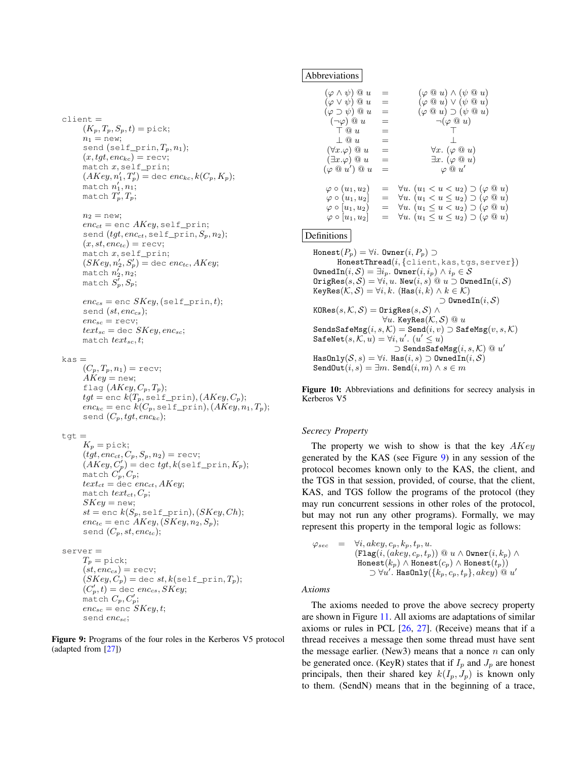```
client =
    (K_p, T_p, S_p, t) = pick;
    n_1 = new;
    send (self_prin, T_p, n_1);
    (x, tgt, enc_kc) = recv;
    match x, self_prin;
    (AKey, n'_1, T'_p) = dec enc_kc, k(C_p, K_p);
    match n'_1, n_1;
    match T'_p, T_p;

    n_2 = new;
    enc_ct = enc AKey, self_prin;
    send (tgt, enc_ct, self_prin, S_p, n_2);
    (x, st, enc_tc) = recv;
    match x, self_prin;
    (SKey, n'_2, S'_p) = dec enc_tc, AKey;
    match n'_2, n_2;
    match S'_p, S_p;

    enc_cs = enc SKey, (self_prin, t);
    send (st, enc_cs);
    enc_sc = recv;
    text_sc = dec SKey, enc_sc;
    match text_sc, t;

kas =
    (C_p, T_p, n_1) = recv;
    AKey = new;
    flag (AKey, C_p, T_p);
    tgt = enc k(T_p, self_prin), (AKey, C_p);
    enc_kc = enc k(C_p, self_prin), (AKey, n_1, T_p);
    send (C_p, tgt, enc_kc);

tgt =
    K_p = pick;
    (tgt, enc_ct, C_p, S_p, n_2) = recv;
    (AKey, C'_p) = dec tgt, k(self_prin, K_p);
    match C'_p, C_p;
    text_ct = dec enc_ct, AKey;
    match text_ct, C_p;
    SKey = new;
    st = enc k(S_p, self_prin), (SKey, Ch);
    enc_tc = enc AKey, (SKey, n_2, S_p);
    send (C_p, st, enc_tc);

server =
    T_p = pick;
    (st, enc_cs) = recv;
    (SKey, C_p) = dec st, k(self_prin, T_p);
    (C'_p, t) = dec enc_cs, SKey;
    match C_p, C'_p;
    enc_sc = enc SKey, t;
    send enc_sc;
```

**Figure 9:** Programs of the four roles in the Kerberos V5 protocol (adapted from [27])

**Abbreviations**

$$
\begin{array}{rcl}
(\varphi \wedge \psi) \text{ @ } u & = & (\varphi \text{ @ } u) \wedge (\psi \text{ @ } u) \\
(\varphi \vee \psi) \text{ @ } u & = & (\varphi \text{ @ } u) \vee (\psi \text{ @ } u) \\
(\varphi \supset \psi) \text{ @ } u & = & (\varphi \text{ @ } u) \supset (\psi \text{ @ } u) \\
(\neg \varphi) \text{ @ } u & = & \neg(\varphi \text{ @ } u) \\
\top \text{ @ } u & = & \top \\
\bot \text{ @ } u & = & \bot \\
(\forall x.\varphi) \text{ @ } u & = & \forall x.\ (\varphi \text{ @ } u) \\
(\exists x.\varphi) \text{ @ } u & = & \exists x.\ (\varphi \text{ @ } u) \\
(\varphi \text{ @ } u') \text{ @ } u & = & \varphi \text{ @ } u'
\end{array}
$$

$$
\begin{array}{rcl}
\varphi \circ (u_1, u_2) & = & \forall u.\ (u_1 < u < u_2) \supset (\varphi \text{ @ } u) \\
\varphi \circ (u_1, u_2] & = & \forall u.\ (u_1 < u \leq u_2) \supset (\varphi \text{ @ } u) \\
\varphi \circ [u_1, u_2) & = & \forall u.\ (u_1 \leq u < u_2) \supset (\varphi \text{ @ } u) \\
\varphi \circ [u_1, u_2] & = & \forall u.\ (u_1 \leq u \leq u_2) \supset (\varphi \text{ @ } u)
\end{array}
$$

**Definitions**

$\mathtt{Honest}(P_p) = \forall i.\ \mathtt{Owner}(i, P_p) \supset \mathtt{HonestThread}(i, \{\mathtt{client}, \mathtt{kas}, \mathtt{tgs}, \mathtt{server}\})$

$\mathtt{OwnedIn}(i, \mathcal{S}) = \exists i_p.\ \mathtt{Owner}(i, i_p) \wedge i_p \in \mathcal{S}$

$\mathtt{OrigRes}(s, \mathcal{S}) = \forall i, u.\ \mathtt{New}(i, s) \text{ @ } u \supset \mathtt{OwnedIn}(i, \mathcal{S})$

$\mathtt{KeyRes}(\mathcal{K}, \mathcal{S}) = \forall i, k.\ (\mathtt{Has}(i, k) \wedge k \in \mathcal{K}) \supset \mathtt{OwnedIn}(i, \mathcal{S})$

$\mathtt{KORes}(s, \mathcal{K}, \mathcal{S}) = \mathtt{OrigRes}(s, \mathcal{S}) \wedge \forall u.\ \mathtt{KeyRes}(\mathcal{K}, \mathcal{S}) \text{ @ } u$

$\mathtt{SendsSafeMsg}(i, s, \mathcal{K}) = \mathtt{Send}(i, v) \supset \mathtt{SafeMsg}(v, s, \mathcal{K})$

$\mathtt{SafeNet}(s, \mathcal{K}, u) = \forall i, u'.\ (u' \leq u) \supset \mathtt{SendsSafeMsg}(i, s, \mathcal{K}) \text{ @ } u'$

$\mathtt{HasOnly}(\mathcal{S}, s) = \forall i.\ \mathtt{Has}(i, s) \supset \mathtt{OwnedIn}(i, \mathcal{S})$

$\mathtt{SendOut}(i, s) = \exists m.\ \mathtt{Send}(i, m) \wedge s \in m$

**Figure 10:** Abbreviations and definitions for secrecy analysis in Kerberos V5

*Secrecy Property*

The property we wish to show is that the key $AKey$ generated by the KAS (see Figure 9) in any session of the protocol becomes known only to the KAS, the client, and the TGS in that session, provided, of course, that the client, KAS, and TGS follow the programs of the protocol (they may run concurrent sessions in other roles of the protocol, but may not run any other programs). Formally, we may represent this property in the temporal logic as follows:

$$
\begin{array}{rcl}
\varphi_{sec} & = & \forall i, akey, c_p, k_p, t_p, u. \\
& & (\mathtt{Flag}(i, (akey, c_p, t_p)) \text{ @ } u \wedge \mathtt{Owner}(i, k_p) \wedge \\
& & \ \mathtt{Honest}(k_p) \wedge \mathtt{Honest}(c_p) \wedge \mathtt{Honest}(t_p)) \\
& & \quad \supset \forall u'.\ \mathtt{HasOnly}(\{k_p, c_p, t_p\}, akey) \text{ @ } u'
\end{array}
$$

*Axioms*

The axioms needed to prove the above secrecy property are shown in Figure 11. All axioms are adaptations of similar axioms or rules in PCL [26, 27]. (Receive) means that if a thread receives a message then some thread must have sent the message earlier. (New3) means that a nonce $n$ can only be generated once. (KeyR) states that if $I_p$ and $J_p$ are honest principals, then their shared key $k(I_p, J_p)$ is known only to them. (SendN) means that in the beginning of a trace,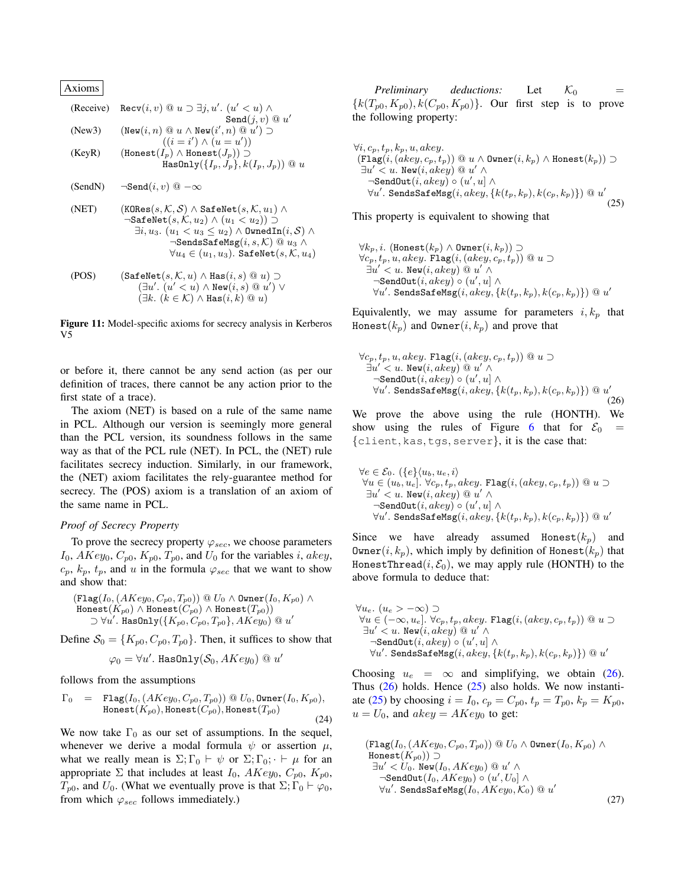**Axioms**

(Receive) $\texttt{Recv}(i,v) \ @\ u \supset \exists j, u'.\ (u' < u) \wedge \texttt{Send}(j,v) \ @\ u'$

(New3) $(\texttt{New}(i,n) \ @\ u \wedge \texttt{New}(i',n) \ @\ u') \supset ((i = i') \wedge (u = u'))$

(KeyR) $(\texttt{Honest}(I_p) \wedge \texttt{Honest}(J_p)) \supset \texttt{HasOnly}(\{I_p, J_p\}, k(I_p, J_p)) \ @\ u$

(SendN) $\neg\texttt{Send}(i,v) \ @\ -\infty$

(NET) $(\texttt{KORes}(s, \mathcal{K}, \mathcal{S}) \wedge \texttt{SafeNet}(s, \mathcal{K}, u_1) \wedge \neg\texttt{SafeNet}(s, \mathcal{K}, u_2) \wedge (u_1 < u_2)) \supset \exists i, u_3.\ (u_1 < u_3 \leq u_2) \wedge \texttt{OwnedIn}(i, \mathcal{S}) \wedge \neg\texttt{SendsSafeMsg}(i, s, \mathcal{K}) \ @\ u_3 \wedge \forall u_4 \in (u_1, u_3).\ \texttt{SafeNet}(s, \mathcal{K}, u_4)$

(POS) $(\texttt{SafeNet}(s, \mathcal{K}, u) \wedge \texttt{Has}(i,s) \ @\ u) \supset (\exists u'.\ (u' < u) \wedge \texttt{New}(i,s) \ @\ u') \vee (\exists k.\ (k \in \mathcal{K}) \wedge \texttt{Has}(i,k) \ @\ u)$

**Figure 11:** Model-specific axioms for secrecy analysis in Kerberos V5

or before it, there cannot be any send action (as per our definition of traces, there cannot be any action prior to the first state of a trace).

The axiom (NET) is based on a rule of the same name in PCL. Although our version is seemingly more general than the PCL version, its soundness follows in the same way as that of the PCL rule (NET). In PCL, the (NET) rule facilitates secrecy induction. Similarly, in our framework, the (NET) axiom facilitates the rely-guarantee method for secrecy. The (POS) axiom is a translation of an axiom of the same name in PCL.

*Proof of Secrecy Property*

To prove the secrecy property $\varphi_{sec}$, we choose parameters $I_0$, $AKey_0$, $C_{p0}$, $K_{p0}$, $T_{p0}$, and $U_0$ for the variables $i$, $akey$, $c_p$, $k_p$, $t_p$, and $u$ in the formula $\varphi_{sec}$ that we want to show and show that:

$$(\texttt{Flag}(I_0, (AKey_0, C_{p0}, T_{p0})) \ @\ U_0 \wedge \texttt{Owner}(I_0, K_{p0}) \wedge \texttt{Honest}(K_{p0}) \wedge \texttt{Honest}(C_{p0}) \wedge \texttt{Honest}(T_{p0})) \supset \forall u'.\ \texttt{HasOnly}(\{K_{p0}, C_{p0}, T_{p0}\}, AKey_0) \ @\ u'$$

Define $\mathcal{S}_0 = \{K_{p0}, C_{p0}, T_{p0}\}$. Then, it suffices to show that

$$\varphi_0 = \forall u'.\ \texttt{HasOnly}(\mathcal{S}_0, AKey_0) \ @\ u'$$

follows from the assumptions

$$\Gamma_0 \;=\; \texttt{Flag}(I_0, (AKey_0, C_{p0}, T_{p0})) \ @\ U_0, \texttt{Owner}(I_0, K_{p0}), \texttt{Honest}(K_{p0}), \texttt{Honest}(C_{p0}), \texttt{Honest}(T_{p0}) \tag{24}$$

We now take $\Gamma_0$ as our set of assumptions. In the sequel, whenever we derive a modal formula $\psi$ or assertion $\mu$, what we really mean is $\Sigma; \Gamma_0 \vdash \psi$ or $\Sigma; \Gamma_0; \cdot \vdash \mu$ for an appropriate $\Sigma$ that includes at least $I_0$, $AKey_0$, $C_{p0}$, $K_{p0}$, $T_{p0}$, and $U_0$. (What we eventually prove is that $\Sigma; \Gamma_0 \vdash \varphi_0$, from which $\varphi_{sec}$ follows immediately.)

*Preliminary deductions:* Let $\mathcal{K}_0 = \{k(T_{p0}, K_{p0}), k(C_{p0}, K_{p0})\}$. Our first step is to prove the following property:

$$\begin{aligned}&\forall i, c_p, t_p, k_p, u, akey.\\ &(\texttt{Flag}(i, (akey, c_p, t_p)) \ @\ u \wedge \texttt{Owner}(i, k_p) \wedge \texttt{Honest}(k_p)) \supset\\ &\ \exists u' < u.\ \texttt{New}(i, akey) \ @\ u' \wedge\\ &\quad \neg\texttt{SendOut}(i, akey) \circ (u', u] \wedge\\ &\quad \forall u'.\ \texttt{SendsSafeMsg}(i, akey, \{k(t_p, k_p), k(c_p, k_p)\}) \ @\ u'\end{aligned} \tag{25}$$

This property is equivalent to showing that

$$\begin{aligned}&\forall k_p, i.\ (\texttt{Honest}(k_p) \wedge \texttt{Owner}(i, k_p)) \supset\\ &\forall c_p, t_p, u, akey.\ \texttt{Flag}(i, (akey, c_p, t_p)) \ @\ u \supset\\ &\ \exists u' < u.\ \texttt{New}(i, akey) \ @\ u' \wedge\\ &\quad \neg\texttt{SendOut}(i, akey) \circ (u', u] \wedge\\ &\quad \forall u'.\ \texttt{SendsSafeMsg}(i, akey, \{k(t_p, k_p), k(c_p, k_p)\}) \ @\ u'\end{aligned}$$

Equivalently, we may assume for parameters $i, k_p$ that $\texttt{Honest}(k_p)$ and $\texttt{Owner}(i, k_p)$ and prove that

$$\begin{aligned}&\forall c_p, t_p, u, akey.\ \texttt{Flag}(i, (akey, c_p, t_p)) \ @\ u \supset\\ &\ \exists u' < u.\ \texttt{New}(i, akey) \ @\ u' \wedge\\ &\quad \neg\texttt{SendOut}(i, akey) \circ (u', u] \wedge\\ &\quad \forall u'.\ \texttt{SendsSafeMsg}(i, akey, \{k(t_p, k_p), k(c_p, k_p)\}) \ @\ u'\end{aligned} \tag{26}$$

We prove the above using the rule (HONTH). We show using the rules of Figure 6 that for $\mathcal{E}_0 = \{\texttt{client}, \texttt{kas}, \texttt{tgs}, \texttt{server}\}$, it is the case that:

$$\begin{aligned}&\forall e \in \mathcal{E}_0.\ (\{e\}\langle u_b, u_e, i\rangle\\ &\ \forall u \in (u_b, u_e].\ \forall c_p, t_p, akey.\ \texttt{Flag}(i, (akey, c_p, t_p)) \ @\ u \supset\\ &\ \ \exists u' < u.\ \texttt{New}(i, akey) \ @\ u' \wedge\\ &\quad \neg\texttt{SendOut}(i, akey) \circ (u', u] \wedge\\ &\quad \forall u'.\ \texttt{SendsSafeMsg}(i, akey, \{k(t_p, k_p), k(c_p, k_p)\}) \ @\ u'\end{aligned}$$

Since we have already assumed $\texttt{Honest}(k_p)$ and $\texttt{Owner}(i, k_p)$, which imply by definition of $\texttt{Honest}(k_p)$ that $\texttt{HonestThread}(i, \mathcal{E}_0)$, we may apply rule (HONTH) to the above formula to deduce that:

$$\begin{aligned}&\forall u_e.\ (u_e > -\infty) \supset\\ &\ \forall u \in (-\infty, u_e].\ \forall c_p, t_p, akey.\ \texttt{Flag}(i, (akey, c_p, t_p)) \ @\ u \supset\\ &\ \ \exists u' < u.\ \texttt{New}(i, akey) \ @\ u' \wedge\\ &\quad \neg\texttt{SendOut}(i, akey) \circ (u', u] \wedge\\ &\quad \forall u'.\ \texttt{SendsSafeMsg}(i, akey, \{k(t_p, k_p), k(c_p, k_p)\}) \ @\ u'\end{aligned}$$

Choosing $u_e = \infty$ and simplifying, we obtain (26). Thus (26) holds. Hence (25) also holds. We now instantiate (25) by choosing $i = I_0$, $c_p = C_{p0}$, $t_p = T_{p0}$, $k_p = K_{p0}$, $u = U_0$, and $akey = AKey_0$ to get:

$$\begin{aligned}&(\texttt{Flag}(I_0, (AKey_0, C_{p0}, T_{p0})) \ @\ U_0 \wedge \texttt{Owner}(I_0, K_{p0}) \wedge\\ &\texttt{Honest}(K_{p0})) \supset\\ &\ \exists u' < U_0.\ \texttt{New}(I_0, AKey_0) \ @\ u' \wedge\\ &\quad \neg\texttt{SendOut}(I_0, AKey_0) \circ (u', U_0] \wedge\\ &\quad \forall u'.\ \texttt{SendsSafeMsg}(I_0, AKey_0, \mathcal{K}_0) \ @\ u'\end{aligned} \tag{27}$$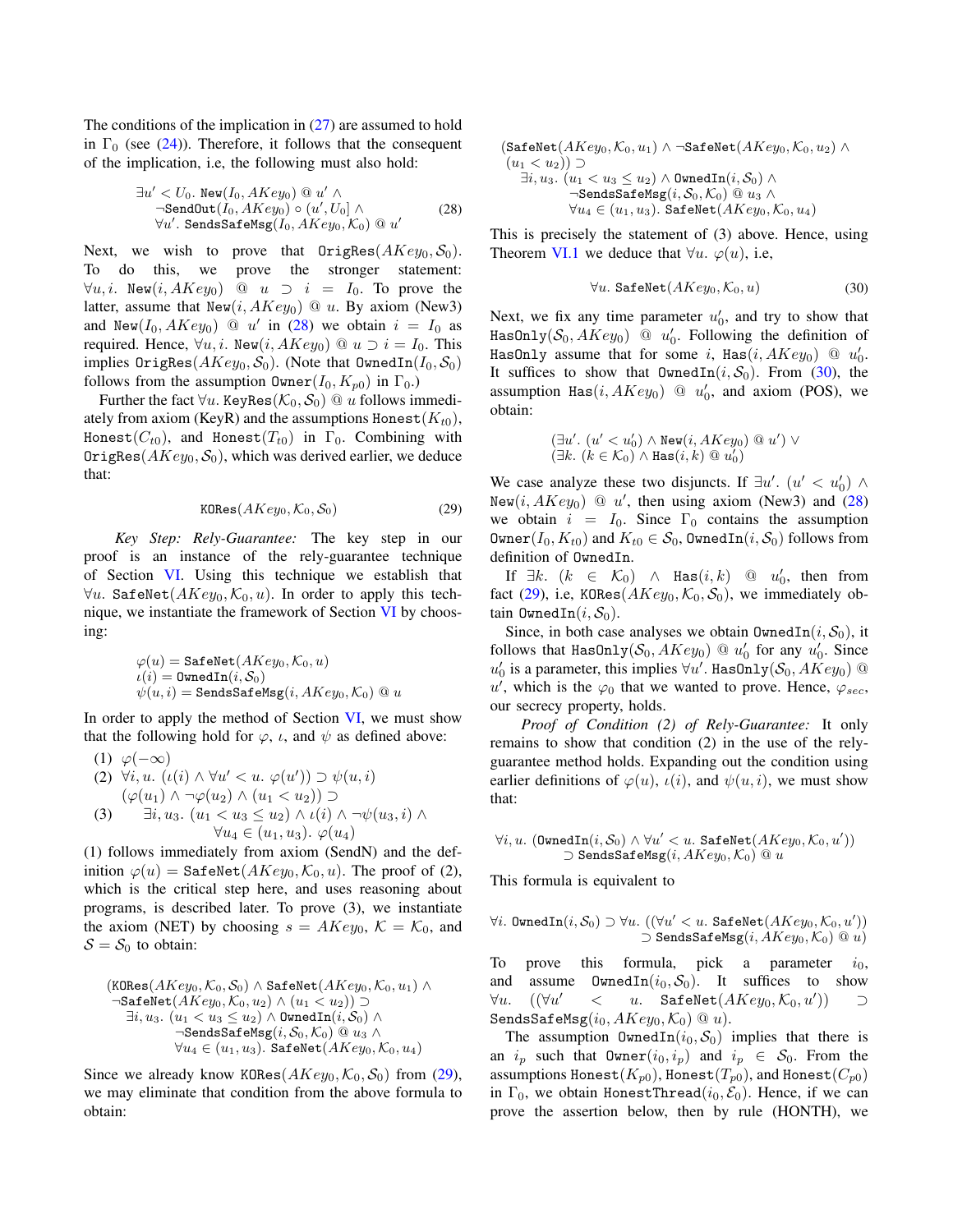The conditions of the implication in (27) are assumed to hold in $\Gamma_0$ (see (24)). Therefore, it follows that the consequent of the implication, i.e, the following must also hold:

$$\begin{aligned}&\exists u' < U_0.\ \mathtt{New}(I_0, AKey_0) \ @\ u' \wedge \\ &\neg\mathtt{SendOut}(I_0, AKey_0) \circ (u', U_0] \wedge \\ &\forall u'.\ \mathtt{SendsSafeMsg}(I_0, AKey_0, \mathcal{K}_0) \ @\ u'\end{aligned} \tag{28}$$

Next, we wish to prove that $\mathtt{OrigRes}(AKey_0, \mathcal{S}_0)$. To do this, we prove the stronger statement: $\forall u, i.\ \mathtt{New}(i, AKey_0)\ @\ u \supset i = I_0$. To prove the latter, assume that $\mathtt{New}(i, AKey_0)\ @\ u$. By axiom (New3) and $\mathtt{New}(I_0, AKey_0)\ @\ u'$ in (28) we obtain $i = I_0$ as required. Hence, $\forall u, i.\ \mathtt{New}(i, AKey_0)\ @\ u \supset i = I_0$. This implies $\mathtt{OrigRes}(AKey_0, \mathcal{S}_0)$. (Note that $\mathtt{OwnedIn}(I_0, \mathcal{S}_0)$ follows from the assumption $\mathtt{Owner}(I_0, K_{p0})$ in $\Gamma_0$.)

Further the fact $\forall u.\ \mathtt{KeyRes}(\mathcal{K}_0, \mathcal{S}_0)\ @\ u$ follows immediately from axiom (KeyR) and the assumptions $\mathtt{Honest}(K_{t0})$, $\mathtt{Honest}(C_{t0})$, and $\mathtt{Honest}(T_{t0})$ in $\Gamma_0$. Combining with $\mathtt{OrigRes}(AKey_0, \mathcal{S}_0)$, which was derived earlier, we deduce that:

$$\mathtt{KORes}(AKey_0, \mathcal{K}_0, \mathcal{S}_0) \tag{29}$$

*Key Step: Rely-Guarantee:* The key step in our proof is an instance of the rely-guarantee technique of Section VI. Using this technique we establish that $\forall u.\ \mathtt{SafeNet}(AKey_0, \mathcal{K}_0, u)$. In order to apply this technique, we instantiate the framework of Section VI by choosing:

$$\begin{aligned}&\varphi(u) = \mathtt{SafeNet}(AKey_0, \mathcal{K}_0, u)\\ &\iota(i) = \mathtt{OwnedIn}(i, \mathcal{S}_0)\\ &\psi(u, i) = \mathtt{SendsSafeMsg}(i, AKey_0, \mathcal{K}_0)\ @\ u\end{aligned}$$

In order to apply the method of Section VI, we must show that the following hold for $\varphi$, $\iota$, and $\psi$ as defined above:

(1) $\varphi(-\infty)$

(2) $\forall i, u.\ (\iota(i) \wedge \forall u' < u.\ \varphi(u')) \supset \psi(u, i)$

(3) $(\varphi(u_1) \wedge \neg\varphi(u_2) \wedge (u_1 < u_2)) \supset \exists i, u_3.\ (u_1 < u_3 \leq u_2) \wedge \iota(i) \wedge \neg\psi(u_3, i) \wedge \forall u_4 \in (u_1, u_3).\ \varphi(u_4)$

(1) follows immediately from axiom (SendN) and the definition $\varphi(u) = \mathtt{SafeNet}(AKey_0, \mathcal{K}_0, u)$. The proof of (2), which is the critical step here, and uses reasoning about programs, is described later. To prove (3), we instantiate the axiom (NET) by choosing $s = AKey_0$, $\mathcal{K} = \mathcal{K}_0$, and $\mathcal{S} = \mathcal{S}_0$ to obtain:

$$\begin{aligned}&(\mathtt{KORes}(AKey_0, \mathcal{K}_0, \mathcal{S}_0) \wedge \mathtt{SafeNet}(AKey_0, \mathcal{K}_0, u_1) \wedge \\ &\neg\mathtt{SafeNet}(AKey_0, \mathcal{K}_0, u_2) \wedge (u_1 < u_2)) \supset \\ &\quad \exists i, u_3.\ (u_1 < u_3 \leq u_2) \wedge \mathtt{OwnedIn}(i, \mathcal{S}_0) \wedge \\ &\qquad \neg\mathtt{SendsSafeMsg}(i, \mathcal{S}_0, \mathcal{K}_0)\ @\ u_3 \wedge \\ &\qquad \forall u_4 \in (u_1, u_3).\ \mathtt{SafeNet}(AKey_0, \mathcal{K}_0, u_4)\end{aligned}$$

Since we already know $\mathtt{KORes}(AKey_0, \mathcal{K}_0, \mathcal{S}_0)$ from (29), we may eliminate that condition from the above formula to obtain:

$$\begin{aligned}&(\mathtt{SafeNet}(AKey_0, \mathcal{K}_0, u_1) \wedge \neg\mathtt{SafeNet}(AKey_0, \mathcal{K}_0, u_2) \wedge \\ &(u_1 < u_2)) \supset \\ &\quad \exists i, u_3.\ (u_1 < u_3 \leq u_2) \wedge \mathtt{OwnedIn}(i, \mathcal{S}_0) \wedge \\ &\qquad \neg\mathtt{SendsSafeMsg}(i, \mathcal{S}_0, \mathcal{K}_0)\ @\ u_3 \wedge \\ &\qquad \forall u_4 \in (u_1, u_3).\ \mathtt{SafeNet}(AKey_0, \mathcal{K}_0, u_4)\end{aligned}$$

This is precisely the statement of (3) above. Hence, using Theorem VI.1 we deduce that $\forall u.\ \varphi(u)$, i.e,

$$\forall u.\ \mathtt{SafeNet}(AKey_0, \mathcal{K}_0, u) \tag{30}$$

Next, we fix any time parameter $u'_0$, and try to show that $\mathtt{HasOnly}(\mathcal{S}_0, AKey_0)\ @\ u'_0$. Following the definition of $\mathtt{HasOnly}$ assume that for some $i$, $\mathtt{Has}(i, AKey_0)\ @\ u'_0$. It suffices to show that $\mathtt{OwnedIn}(i, \mathcal{S}_0)$. From (30), the assumption $\mathtt{Has}(i, AKey_0)\ @\ u'_0$, and axiom (POS), we obtain:

$$\begin{aligned}&(\exists u'.\ (u' < u'_0) \wedge \mathtt{New}(i, AKey_0)\ @\ u') \vee \\ &(\exists k.\ (k \in \mathcal{K}_0) \wedge \mathtt{Has}(i, k)\ @\ u'_0)\end{aligned}$$

We case analyze these two disjuncts. If $\exists u'.\ (u' < u'_0) \wedge \mathtt{New}(i, AKey_0)\ @\ u'$, then using axiom (New3) and (28) we obtain $i = I_0$. Since $\Gamma_0$ contains the assumption $\mathtt{Owner}(I_0, K_{t0})$ and $K_{t0} \in \mathcal{S}_0$, $\mathtt{OwnedIn}(i, \mathcal{S}_0)$ follows from definition of $\mathtt{OwnedIn}$.

If $\exists k.\ (k \in \mathcal{K}_0) \wedge \mathtt{Has}(i, k)\ @\ u'_0$, then from fact (29), i.e, $\mathtt{KORes}(AKey_0, \mathcal{K}_0, \mathcal{S}_0)$, we immediately obtain $\mathtt{OwnedIn}(i, \mathcal{S}_0)$.

Since, in both case analyses we obtain $\mathtt{OwnedIn}(i, \mathcal{S}_0)$, it follows that $\mathtt{HasOnly}(\mathcal{S}_0, AKey_0)\ @\ u'_0$ for any $u'_0$. Since $u'_0$ is a parameter, this implies $\forall u'.\ \mathtt{HasOnly}(\mathcal{S}_0, AKey_0)\ @\ u'$, which is the $\varphi_0$ that we wanted to prove. Hence, $\varphi_{sec}$, our secrecy property, holds.

*Proof of Condition (2) of Rely-Guarantee:* It only remains to show that condition (2) in the use of the rely-guarantee method holds. Expanding out the condition using earlier definitions of $\varphi(u)$, $\iota(i)$, and $\psi(u, i)$, we must show that:

$$\begin{aligned}&\forall i, u.\ (\mathtt{OwnedIn}(i, \mathcal{S}_0) \wedge \forall u' < u.\ \mathtt{SafeNet}(AKey_0, \mathcal{K}_0, u')) \\ &\qquad \supset \mathtt{SendsSafeMsg}(i, AKey_0, \mathcal{K}_0)\ @\ u\end{aligned}$$

This formula is equivalent to

$$\begin{aligned}&\forall i.\ \mathtt{OwnedIn}(i, \mathcal{S}_0) \supset \forall u.\ ((\forall u' < u.\ \mathtt{SafeNet}(AKey_0, \mathcal{K}_0, u')) \\ &\qquad \supset \mathtt{SendsSafeMsg}(i, AKey_0, \mathcal{K}_0)\ @\ u)\end{aligned}$$

To prove this formula, pick a parameter $i_0$, and assume $\mathtt{OwnedIn}(i_0, \mathcal{S}_0)$. It suffices to show $\forall u.\ ((\forall u' < u.\ \mathtt{SafeNet}(AKey_0, \mathcal{K}_0, u')) \supset \mathtt{SendsSafeMsg}(i_0, AKey_0, \mathcal{K}_0)\ @\ u)$.

The assumption $\mathtt{OwnedIn}(i_0, \mathcal{S}_0)$ implies that there is an $i_p$ such that $\mathtt{Owner}(i_0, i_p)$ and $i_p \in \mathcal{S}_0$. From the assumptions $\mathtt{Honest}(K_{p0})$, $\mathtt{Honest}(T_{p0})$, and $\mathtt{Honest}(C_{p0})$ in $\Gamma_0$, we obtain $\mathtt{HonestThread}(i_0, \mathcal{E}_0)$. Hence, if we can prove the assertion below, then by rule (HONTH), we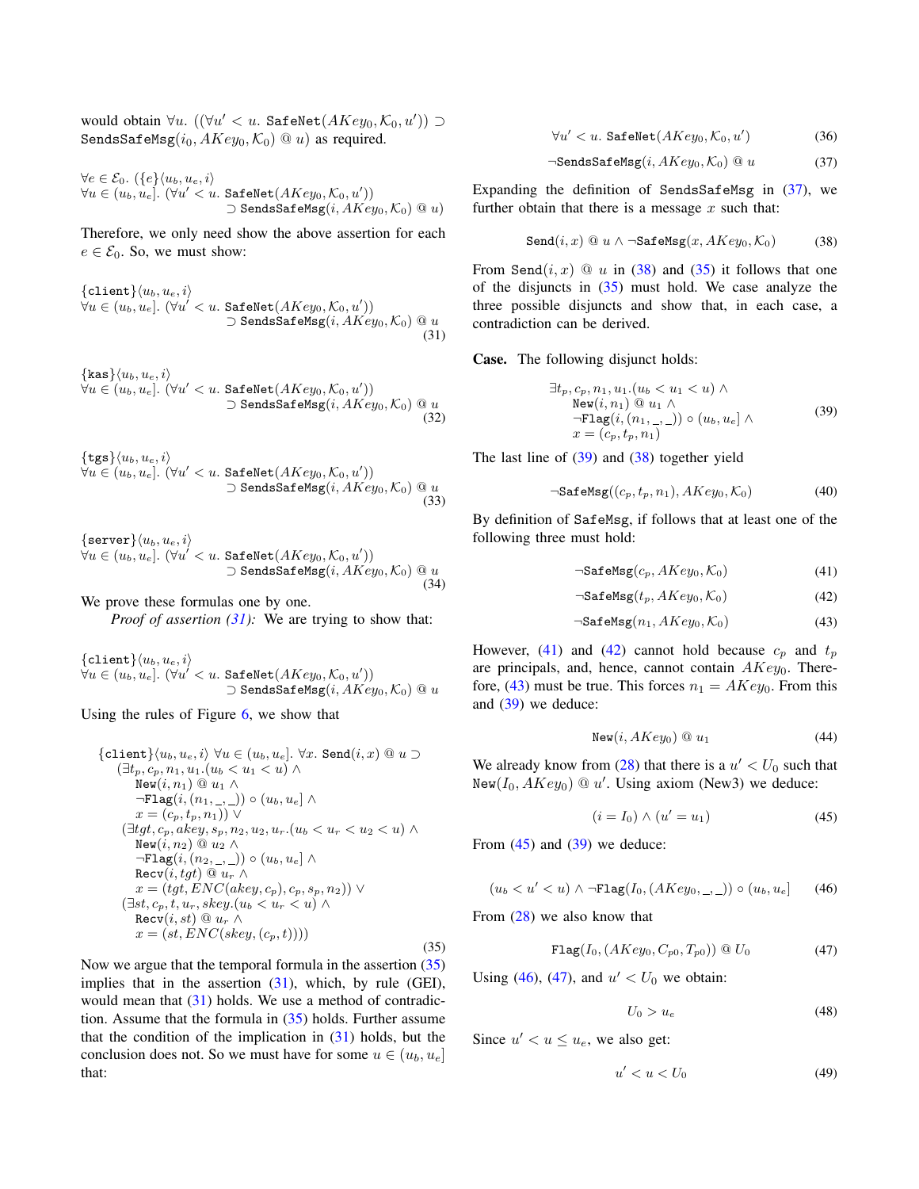would obtain $\forall u.\ ((\forall u' < u.\ \texttt{SafeNet}(AKey_0, \mathcal{K}_0, u')) \supset \texttt{SendsSafeMsg}(i_0, AKey_0, \mathcal{K}_0) \ @\ u)$ as required.

$$\begin{array}{l}\forall e \in \mathcal{E}_0.\ (\{e\}\langle u_b, u_e, i\rangle \\ \forall u \in (u_b, u_e].\ (\forall u' < u.\ \texttt{SafeNet}(AKey_0, \mathcal{K}_0, u')) \\ \qquad\qquad\qquad \supset \texttt{SendsSafeMsg}(i, AKey_0, \mathcal{K}_0) \ @\ u)\end{array}$$

Therefore, we only need show the above assertion for each $e \in \mathcal{E}_0$. So, we must show:

$$\begin{array}{l}\{\texttt{client}\}\langle u_b, u_e, i\rangle \\ \forall u \in (u_b, u_e].\ (\forall u' < u.\ \texttt{SafeNet}(AKey_0, \mathcal{K}_0, u')) \\ \qquad\qquad\qquad \supset \texttt{SendsSafeMsg}(i, AKey_0, \mathcal{K}_0) \ @\ u\end{array} \tag{31}$$

$$\begin{array}{l}\{\texttt{kas}\}\langle u_b, u_e, i\rangle \\ \forall u \in (u_b, u_e].\ (\forall u' < u.\ \texttt{SafeNet}(AKey_0, \mathcal{K}_0, u')) \\ \qquad\qquad\qquad \supset \texttt{SendsSafeMsg}(i, AKey_0, \mathcal{K}_0) \ @\ u\end{array} \tag{32}$$

$$\begin{array}{l}\{\texttt{tgs}\}\langle u_b, u_e, i\rangle \\ \forall u \in (u_b, u_e].\ (\forall u' < u.\ \texttt{SafeNet}(AKey_0, \mathcal{K}_0, u')) \\ \qquad\qquad\qquad \supset \texttt{SendsSafeMsg}(i, AKey_0, \mathcal{K}_0) \ @\ u\end{array} \tag{33}$$

$$\begin{array}{l}\{\texttt{server}\}\langle u_b, u_e, i\rangle \\ \forall u \in (u_b, u_e].\ (\forall u' < u.\ \texttt{SafeNet}(AKey_0, \mathcal{K}_0, u')) \\ \qquad\qquad\qquad \supset \texttt{SendsSafeMsg}(i, AKey_0, \mathcal{K}_0) \ @\ u\end{array} \tag{34}$$

We prove these formulas one by one.

*Proof of assertion (31):* We are trying to show that:

$$\begin{array}{l}\{\texttt{client}\}\langle u_b, u_e, i\rangle \\ \forall u \in (u_b, u_e].\ (\forall u' < u.\ \texttt{SafeNet}(AKey_0, \mathcal{K}_0, u')) \\ \qquad\qquad\qquad \supset \texttt{SendsSafeMsg}(i, AKey_0, \mathcal{K}_0) \ @\ u\end{array}$$

Using the rules of Figure 6, we show that

$$\begin{array}{l}\{\texttt{client}\}\langle u_b, u_e, i\rangle\ \forall u \in (u_b, u_e].\ \forall x.\ \texttt{Send}(i, x) \ @\ u \supset \\ \quad (\exists t_p, c_p, n_1, u_1.(u_b < u_1 < u) \wedge \\ \qquad \texttt{New}(i, n_1) \ @\ u_1 \wedge \\ \qquad \neg\texttt{Flag}(i, (n_1, \_, \_)) \circ (u_b, u_e] \wedge \\ \qquad x = (c_p, t_p, n_1)) \vee \\ \quad (\exists tgt, c_p, akey, s_p, n_2, u_2, u_r.(u_b < u_r < u_2 < u) \wedge \\ \qquad \texttt{New}(i, n_2) \ @\ u_2 \wedge \\ \qquad \neg\texttt{Flag}(i, (n_2, \_, \_)) \circ (u_b, u_e] \wedge \\ \qquad \texttt{Recv}(i, tgt) \ @\ u_r \wedge \\ \qquad x = (tgt, ENC(akey, c_p), c_p, s_p, n_2)) \vee \\ \quad (\exists st, c_p, t, u_r, skey.(u_b < u_r < u) \wedge \\ \qquad \texttt{Recv}(i, st) \ @\ u_r \wedge \\ \qquad x = (st, ENC(skey, (c_p, t))))\end{array} \tag{35}$$

Now we argue that the temporal formula in the assertion (35) implies that in the assertion (31), which, by rule (GEI), would mean that (31) holds. We use a method of contradiction. Assume that the formula in (35) holds. Further assume that the condition of the implication in (31) holds, but the conclusion does not. So we must have for some $u \in (u_b, u_e]$ that:

$$\forall u' < u.\ \texttt{SafeNet}(AKey_0, \mathcal{K}_0, u') \tag{36}$$

$$\neg\texttt{SendsSafeMsg}(i, AKey_0, \mathcal{K}_0) \ @\ u \tag{37}$$

Expanding the definition of SendsSafeMsg in (37), we further obtain that there is a message $x$ such that:

$$\texttt{Send}(i, x) \ @\ u \wedge \neg\texttt{SafeMsg}(x, AKey_0, \mathcal{K}_0) \tag{38}$$

From $\texttt{Send}(i, x) \ @\ u$ in (38) and (35) it follows that one of the disjuncts in (35) must hold. We case analyze the three possible disjuncts and show that, in each case, a contradiction can be derived.

**Case.** The following disjunct holds:

$$\begin{array}{l}\exists t_p, c_p, n_1, u_1.(u_b < u_1 < u) \wedge \\ \quad \texttt{New}(i, n_1) \ @\ u_1 \wedge \\ \quad \neg\texttt{Flag}(i, (n_1, \_, \_)) \circ (u_b, u_e] \wedge \\ \quad x = (c_p, t_p, n_1)\end{array} \tag{39}$$

The last line of (39) and (38) together yield

$$\neg\texttt{SafeMsg}((c_p, t_p, n_1), AKey_0, \mathcal{K}_0) \tag{40}$$

By definition of SafeMsg, if follows that at least one of the following three must hold:

$$\neg\texttt{SafeMsg}(c_p, AKey_0, \mathcal{K}_0) \tag{41}$$

$$\neg\texttt{SafeMsg}(t_p, AKey_0, \mathcal{K}_0) \tag{42}$$

$$\neg\texttt{SafeMsg}(n_1, AKey_0, \mathcal{K}_0) \tag{43}$$

However, (41) and (42) cannot hold because $c_p$ and $t_p$ are principals, and, hence, cannot contain $AKey_0$. Therefore, (43) must be true. This forces $n_1 = AKey_0$. From this and (39) we deduce:

$$\texttt{New}(i, AKey_0) \ @\ u_1 \tag{44}$$

We already know from (28) that there is a $u' < U_0$ such that $\texttt{New}(I_0, AKey_0) \ @\ u'$. Using axiom (New3) we deduce:

$$(i = I_0) \wedge (u' = u_1) \tag{45}$$

From (45) and (39) we deduce:

$$(u_b < u' < u) \wedge \neg\texttt{Flag}(I_0, (AKey_0, \_, \_)) \circ (u_b, u_e] \tag{46}$$

From (28) we also know that

$$\texttt{Flag}(I_0, (AKey_0, C_{p0}, T_{p0})) \ @\ U_0 \tag{47}$$

Using (46), (47), and $u' < U_0$ we obtain:

$$U_0 > u_e \tag{48}$$

Since $u' < u \leq u_e$, we also get:

$$u' < u < U_0 \tag{49}$$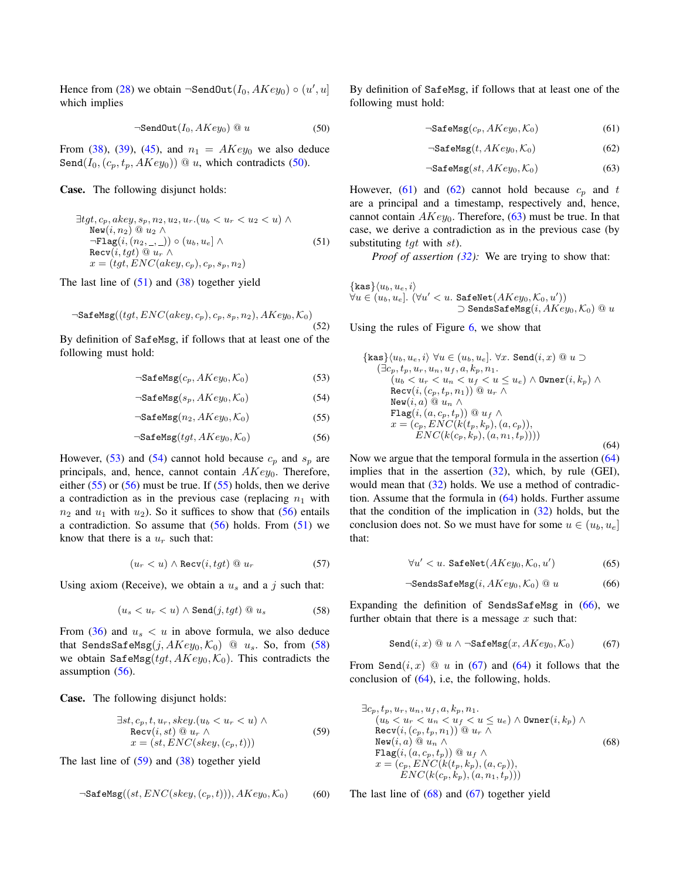Hence from (28) we obtain $\neg\texttt{SendOut}(I_0, AKey_0) \circ (u', u]$ which implies

$$\neg\texttt{SendOut}(I_0, AKey_0) \text{ @ } u \tag{50}$$

From (38), (39), (45), and $n_1 = AKey_0$ we also deduce $\texttt{Send}(I_0, (c_p, t_p, AKey_0)) \text{ @ } u$, which contradicts (50).

**Case.** The following disjunct holds:

$$\begin{array}{l} \exists tgt, c_p, akey, s_p, n_2, u_2, u_r.(u_b < u_r < u_2 < u) \wedge \\ \quad \texttt{New}(i, n_2) \text{ @ } u_2 \wedge \\ \quad \neg\texttt{Flag}(i, (n_2, \_, \_)) \circ (u_b, u_e] \wedge \\ \quad \texttt{Recv}(i, tgt) \text{ @ } u_r \wedge \\ \quad x = (tgt, ENC(akey, c_p), c_p, s_p, n_2) \end{array} \tag{51}$$

The last line of (51) and (38) together yield

$$\neg\texttt{SafeMsg}((tgt, ENC(akey, c_p), c_p, s_p, n_2), AKey_0, \mathcal{K}_0) \tag{52}$$

By definition of SafeMsg, if follows that at least one of the following must hold:

$$\neg\texttt{SafeMsg}(c_p, AKey_0, \mathcal{K}_0) \tag{53}$$

$$\neg\texttt{SafeMsg}(s_p, AKey_0, \mathcal{K}_0) \tag{54}$$

$$\neg\texttt{SafeMsg}(n_2, AKey_0, \mathcal{K}_0) \tag{55}$$

$$\neg\texttt{SafeMsg}(tgt, AKey_0, \mathcal{K}_0) \tag{56}$$

However, (53) and (54) cannot hold because $c_p$ and $s_p$ are principals, and, hence, cannot contain $AKey_0$. Therefore, either (55) or (56) must be true. If (55) holds, then we derive a contradiction as in the previous case (replacing $n_1$ with $n_2$ and $u_1$ with $u_2$). So it suffices to show that (56) entails a contradiction. So assume that (56) holds. From (51) we know that there is a $u_r$ such that:

$$(u_r < u) \wedge \texttt{Recv}(i, tgt) \text{ @ } u_r \tag{57}$$

Using axiom (Receive), we obtain a $u_s$ and a $j$ such that:

$$(u_s < u_r < u) \wedge \texttt{Send}(j, tgt) \text{ @ } u_s \tag{58}$$

From (36) and $u_s < u$ in above formula, we also deduce that $\texttt{SendsSafeMsg}(j, AKey_0, \mathcal{K}_0) \text{ @ } u_s$. So, from (58) we obtain $\texttt{SafeMsg}(tgt, AKey_0, \mathcal{K}_0)$. This contradicts the assumption (56).

**Case.** The following disjunct holds:

$$\begin{array}{l} \exists st, c_p, t, u_r, skey.(u_b < u_r < u) \wedge \\ \quad \texttt{Recv}(i, st) \text{ @ } u_r \wedge \\ \quad x = (st, ENC(skey, (c_p, t))) \end{array} \tag{59}$$

The last line of (59) and (38) together yield

$$\neg\texttt{SafeMsg}((st, ENC(skey, (c_p, t))), AKey_0, \mathcal{K}_0) \tag{60}$$

By definition of SafeMsg, if follows that at least one of the following must hold:

$$\neg\texttt{SafeMsg}(c_p, AKey_0, \mathcal{K}_0) \tag{61}$$

$$\neg\texttt{SafeMsg}(t, AKey_0, \mathcal{K}_0) \tag{62}$$

$$\neg\texttt{SafeMsg}(st, AKey_0, \mathcal{K}_0) \tag{63}$$

However, (61) and (62) cannot hold because $c_p$ and $t$ are a principal and a timestamp, respectively and, hence, cannot contain $AKey_0$. Therefore, (63) must be true. In that case, we derive a contradiction as in the previous case (by substituting $tgt$ with $st$).

*Proof of assertion (32):* We are trying to show that:

$$\begin{array}{l} \{\texttt{kas}\}\langle u_b, u_e, i\rangle \\ \forall u \in (u_b, u_e].\ (\forall u' < u.\ \texttt{SafeNet}(AKey_0, \mathcal{K}_0, u')) \\ \qquad\qquad\qquad \supset \texttt{SendsSafeMsg}(i, AKey_0, \mathcal{K}_0) \text{ @ } u \end{array}$$

Using the rules of Figure 6, we show that

$$\begin{array}{l} \{\texttt{kas}\}\langle u_b, u_e, i\rangle\ \forall u \in (u_b, u_e].\ \forall x.\ \texttt{Send}(i, x) \text{ @ } u \supset \\ \quad (\exists c_p, t_p, u_r, u_n, u_f, a, k_p, n_1. \\ \qquad (u_b < u_r < u_n < u_f < u \leq u_e) \wedge \texttt{Owner}(i, k_p) \wedge \\ \qquad \texttt{Recv}(i, (c_p, t_p, n_1)) \text{ @ } u_r \wedge \\ \qquad \texttt{New}(i, a) \text{ @ } u_n \wedge \\ \qquad \texttt{Flag}(i, (a, c_p, t_p)) \text{ @ } u_f \wedge \\ \qquad x = (c_p, ENC(k(t_p, k_p), (a, c_p)), \\ \qquad\qquad ENC(k(c_p, k_p), (a, n_1, t_p)))) \end{array} \tag{64}$$

Now we argue that the temporal formula in the assertion (64) implies that in the assertion (32), which, by rule (GEI), would mean that (32) holds. We use a method of contradiction. Assume that the formula in (64) holds. Further assume that the condition of the implication in (32) holds, but the conclusion does not. So we must have for some $u \in (u_b, u_e]$ that:

$$\forall u' < u.\ \texttt{SafeNet}(AKey_0, \mathcal{K}_0, u') \tag{65}$$

$$\neg\texttt{SendsSafeMsg}(i, AKey_0, \mathcal{K}_0) \text{ @ } u \tag{66}$$

Expanding the definition of SendsSafeMsg in (66), we further obtain that there is a message $x$ such that:

$$\texttt{Send}(i, x) \text{ @ } u \wedge \neg\texttt{SafeMsg}(x, AKey_0, \mathcal{K}_0) \tag{67}$$

From $\texttt{Send}(i, x) \text{ @ } u$ in (67) and (64) it follows that the conclusion of (64), i.e, the following, holds.

$$\begin{array}{l} \exists c_p, t_p, u_r, u_n, u_f, a, k_p, n_1. \\ \quad (u_b < u_r < u_n < u_f < u \leq u_e) \wedge \texttt{Owner}(i, k_p) \wedge \\ \quad \texttt{Recv}(i, (c_p, t_p, n_1)) \text{ @ } u_r \wedge \\ \quad \texttt{New}(i, a) \text{ @ } u_n \wedge \\ \quad \texttt{Flag}(i, (a, c_p, t_p)) \text{ @ } u_f \wedge \\ \quad x = (c_p, ENC(k(t_p, k_p), (a, c_p)), \\ \qquad\quad ENC(k(c_p, k_p), (a, n_1, t_p))) \end{array} \tag{68}$$

The last line of (68) and (67) together yield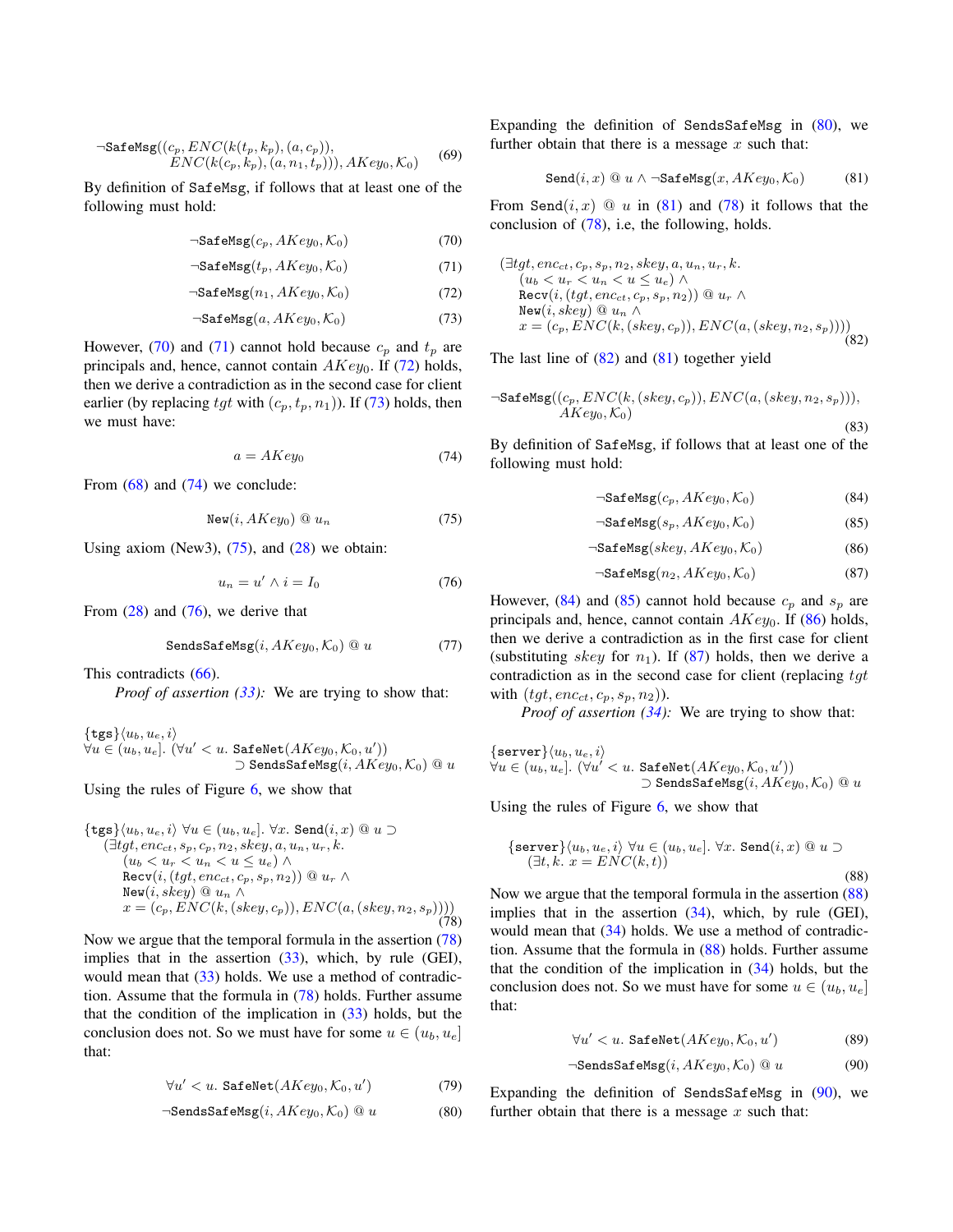$$\neg\texttt{SafeMsg}((c_p, ENC(k(t_p, k_p), (a, c_p)), ENC(k(c_p, k_p), (a, n_1, t_p))), AKey_0, \mathcal{K}_0) \tag{69}$$

By definition of $\texttt{SafeMsg}$, if follows that at least one of the following must hold:

$$\neg\texttt{SafeMsg}(c_p, AKey_0, \mathcal{K}_0) \tag{70}$$

$$\neg\texttt{SafeMsg}(t_p, AKey_0, \mathcal{K}_0) \tag{71}$$

$$\neg\texttt{SafeMsg}(n_1, AKey_0, \mathcal{K}_0) \tag{72}$$

$$\neg\texttt{SafeMsg}(a, AKey_0, \mathcal{K}_0) \tag{73}$$

However, (70) and (71) cannot hold because $c_p$ and $t_p$ are principals and, hence, cannot contain $AKey_0$. If (72) holds, then we derive a contradiction as in the second case for client earlier (by replacing $tgt$ with $(c_p, t_p, n_1)$). If (73) holds, then we must have:

$$a = AKey_0 \tag{74}$$

From (68) and (74) we conclude:

$$\texttt{New}(i, AKey_0) \ @ \ u_n \tag{75}$$

Using axiom (New3), (75), and (28) we obtain:

$$u_n = u' \wedge i = I_0 \tag{76}$$

From (28) and (76), we derive that

$$\texttt{SendsSafeMsg}(i, AKey_0, \mathcal{K}_0) \ @ \ u \tag{77}$$

This contradicts (66).

*Proof of assertion (33):* We are trying to show that:

$$\begin{aligned}
&\{\texttt{tgs}\}\langle u_b, u_e, i\rangle \\
&\forall u \in (u_b, u_e].\ (\forall u' < u.\ \texttt{SafeNet}(AKey_0, \mathcal{K}_0, u')) \\
&\qquad\qquad\qquad \supset \texttt{SendsSafeMsg}(i, AKey_0, \mathcal{K}_0) \ @ \ u
\end{aligned}$$

Using the rules of Figure 6, we show that

$$\begin{aligned}
&\{\texttt{tgs}\}\langle u_b, u_e, i\rangle\ \forall u \in (u_b, u_e].\ \forall x.\ \texttt{Send}(i, x) \ @ \ u \supset \\
&\quad (\exists tgt, enc_{ct}, s_p, c_p, n_2, skey, a, u_n, u_r, k. \\
&\qquad (u_b < u_r < u_n < u \le u_e) \wedge \\
&\qquad \texttt{Recv}(i, (tgt, enc_{ct}, c_p, s_p, n_2)) \ @ \ u_r \wedge \\
&\qquad \texttt{New}(i, skey) \ @ \ u_n \wedge \\
&\qquad x = (c_p, ENC(k, (skey, c_p)), ENC(a, (skey, n_2, s_p))))
\end{aligned} \tag{78}$$

Now we argue that the temporal formula in the assertion (78) implies that in the assertion (33), which, by rule (GEI), would mean that (33) holds. We use a method of contradiction. Assume that the formula in (78) holds. Further assume that the condition of the implication in (33) holds, but the conclusion does not. So we must have for some $u \in (u_b, u_e]$ that:

$$\forall u' < u.\ \texttt{SafeNet}(AKey_0, \mathcal{K}_0, u') \tag{79}$$

$$\neg\texttt{SendsSafeMsg}(i, AKey_0, \mathcal{K}_0) \ @ \ u \tag{80}$$

Expanding the definition of $\texttt{SendsSafeMsg}$ in (80), we further obtain that there is a message $x$ such that:

$$\texttt{Send}(i, x) \ @ \ u \wedge \neg\texttt{SafeMsg}(x, AKey_0, \mathcal{K}_0) \tag{81}$$

From $\texttt{Send}(i, x) \ @ \ u$ in (81) and (78) it follows that the conclusion of (78), i.e, the following, holds.

$$\begin{aligned}
&(\exists tgt, enc_{ct}, c_p, s_p, n_2, skey, a, u_n, u_r, k. \\
&\quad (u_b < u_r < u_n < u \le u_e) \wedge \\
&\quad \texttt{Recv}(i, (tgt, enc_{ct}, c_p, s_p, n_2)) \ @ \ u_r \wedge \\
&\quad \texttt{New}(i, skey) \ @ \ u_n \wedge \\
&\quad x = (c_p, ENC(k, (skey, c_p)), ENC(a, (skey, n_2, s_p))))
\end{aligned} \tag{82}$$

The last line of (82) and (81) together yield

$$\neg\texttt{SafeMsg}((c_p, ENC(k, (skey, c_p)), ENC(a, (skey, n_2, s_p))), AKey_0, \mathcal{K}_0) \tag{83}$$

By definition of $\texttt{SafeMsg}$, if follows that at least one of the following must hold:

$$\neg\texttt{SafeMsg}(c_p, AKey_0, \mathcal{K}_0) \tag{84}$$

$$\neg\texttt{SafeMsg}(s_p, AKey_0, \mathcal{K}_0) \tag{85}$$

$$\neg\texttt{SafeMsg}(skey, AKey_0, \mathcal{K}_0) \tag{86}$$

$$\neg\texttt{SafeMsg}(n_2, AKey_0, \mathcal{K}_0) \tag{87}$$

However, (84) and (85) cannot hold because $c_p$ and $s_p$ are principals and, hence, cannot contain $AKey_0$. If (86) holds, then we derive a contradiction as in the first case for client (substituting $skey$ for $n_1$). If (87) holds, then we derive a contradiction as in the second case for client (replacing $tgt$ with $(tgt, enc_{ct}, c_p, s_p, n_2)$).

*Proof of assertion (34):* We are trying to show that:

$$\begin{aligned}
&\{\texttt{server}\}\langle u_b, u_e, i\rangle \\
&\forall u \in (u_b, u_e].\ (\forall u' < u.\ \texttt{SafeNet}(AKey_0, \mathcal{K}_0, u')) \\
&\qquad\qquad\qquad \supset \texttt{SendsSafeMsg}(i, AKey_0, \mathcal{K}_0) \ @ \ u
\end{aligned}$$

Using the rules of Figure 6, we show that

$$\begin{aligned}
&\{\texttt{server}\}\langle u_b, u_e, i\rangle\ \forall u \in (u_b, u_e].\ \forall x.\ \texttt{Send}(i, x) \ @ \ u \supset \\
&\quad (\exists t, k.\ x = ENC(k, t))
\end{aligned} \tag{88}$$

Now we argue that the temporal formula in the assertion (88) implies that in the assertion (34), which, by rule (GEI), would mean that (34) holds. We use a method of contradiction. Assume that the formula in (88) holds. Further assume that the condition of the implication in (34) holds, but the conclusion does not. So we must have for some $u \in (u_b, u_e]$ that:

$$\forall u' < u.\ \texttt{SafeNet}(AKey_0, \mathcal{K}_0, u') \tag{89}$$

$$\neg\texttt{SendsSafeMsg}(i, AKey_0, \mathcal{K}_0) \ @ \ u \tag{90}$$

Expanding the definition of $\texttt{SendsSafeMsg}$ in (90), we further obtain that there is a message $x$ such that: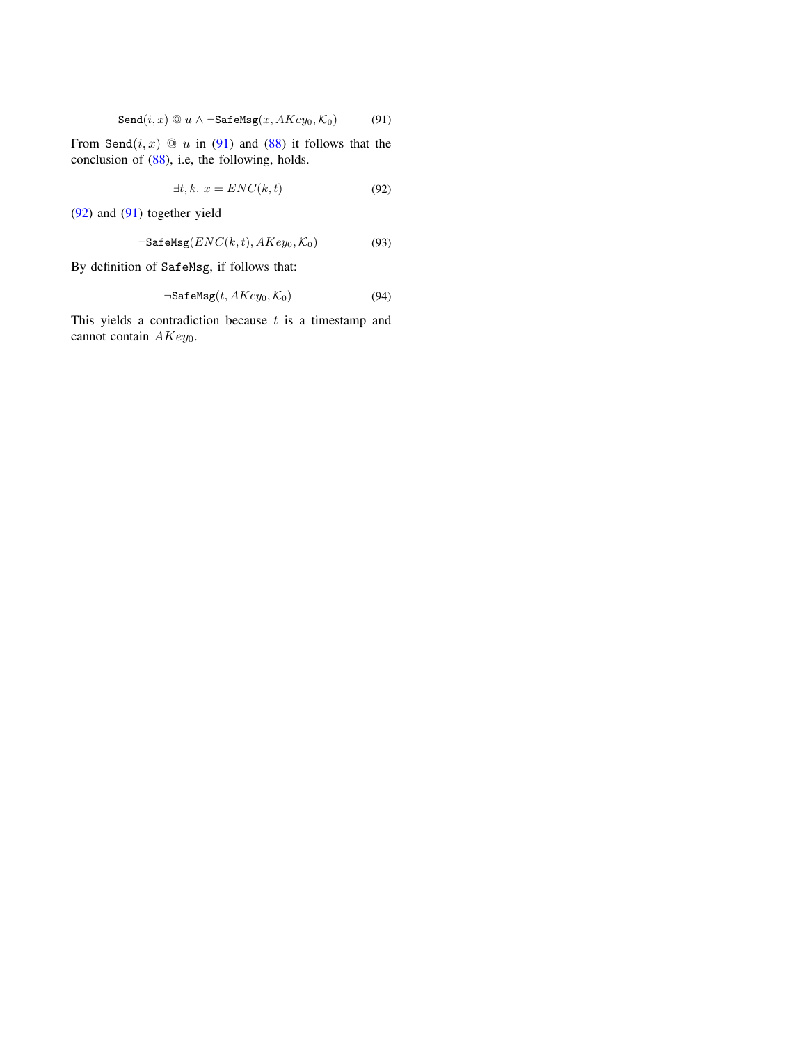$$\texttt{Send}(i, x) \ @ \ u \wedge \neg\texttt{SafeMsg}(x, AKey_0, \mathcal{K}_0) \tag{91}$$

From $\texttt{Send}(i, x) \ @ \ u$ in (91) and (88) it follows that the conclusion of (88), i.e, the following, holds.

$$\exists t, k. \ x = ENC(k, t) \tag{92}$$

(92) and (91) together yield

$$\neg\texttt{SafeMsg}(ENC(k, t), AKey_0, \mathcal{K}_0) \tag{93}$$

By definition of SafeMsg, if follows that:

$$\neg\texttt{SafeMsg}(t, AKey_0, \mathcal{K}_0) \tag{94}$$

This yields a contradiction because $t$ is a timestamp and cannot contain $AKey_0$.